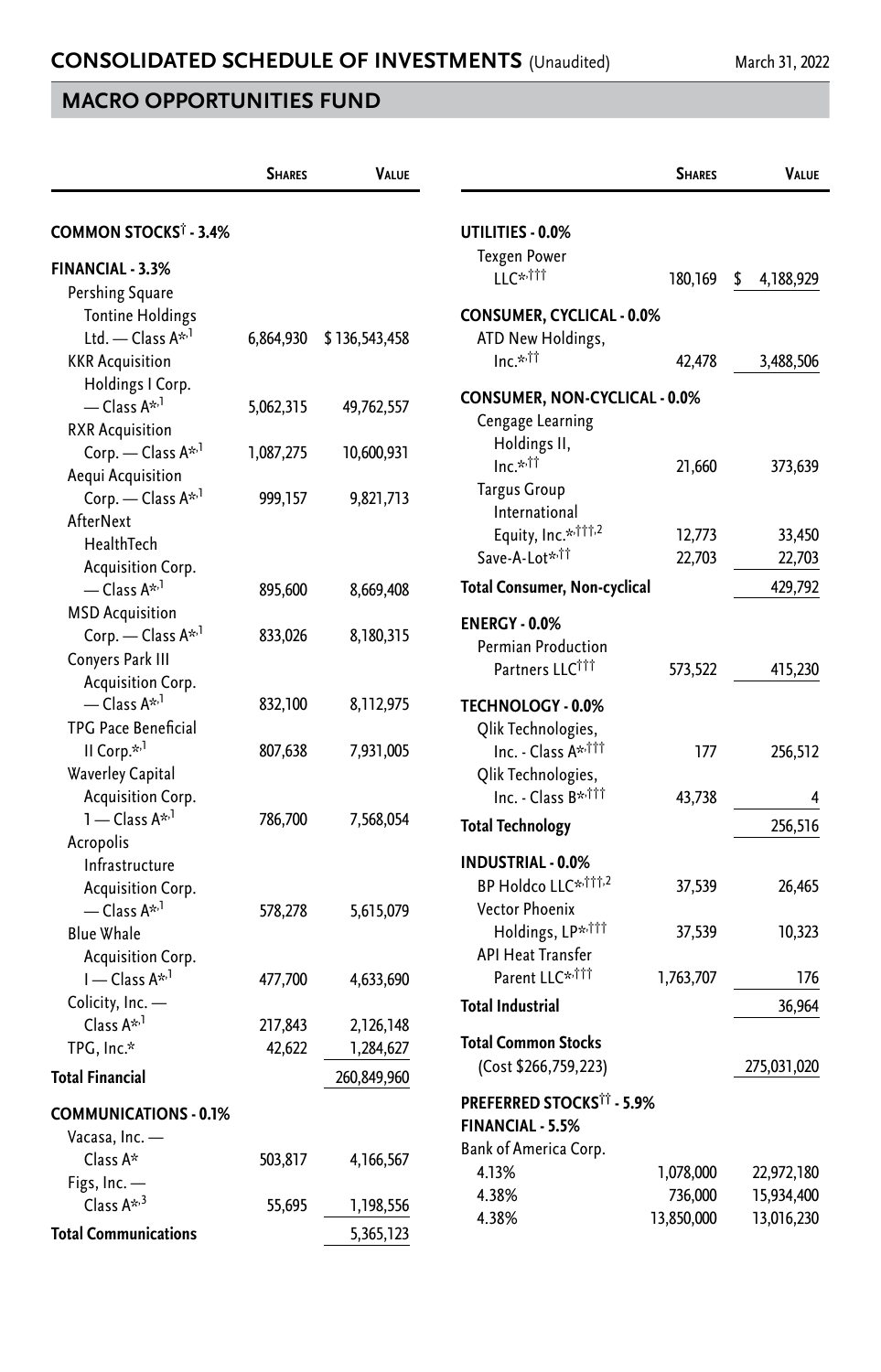# CONSOLIDATED SCHEDULE OF INVESTMENTS (Unaudited)

March 31, 2022

## MACRO OPPORTUNITIES FUND

| | Shares | Value |
|---|---|---|
| **COMMON STOCKS† - 3.4%** | | |
| **FINANCIAL - 3.3%** | | |
| Pershing Square Tontine Holdings Ltd. — Class A*,1 | 6,864,930 | $ 136,543,458 |
| KKR Acquisition Holdings I Corp. — Class A*,1 | 5,062,315 | 49,762,557 |
| RXR Acquisition Corp. — Class A*,1 | 1,087,275 | 10,600,931 |
| Aequi Acquisition Corp. — Class A*,1 | 999,157 | 9,821,713 |
| AfterNext HealthTech Acquisition Corp. — Class A*,1 | 895,600 | 8,669,408 |
| MSD Acquisition Corp. — Class A*,1 | 833,026 | 8,180,315 |
| Conyers Park III Acquisition Corp. — Class A*,1 | 832,100 | 8,112,975 |
| TPG Pace Beneficial II Corp.*,1 | 807,638 | 7,931,005 |
| Waverley Capital Acquisition Corp. 1 — Class A*,1 | 786,700 | 7,568,054 |
| Acropolis Infrastructure Acquisition Corp. — Class A*,1 | 578,278 | 5,615,079 |
| Blue Whale Acquisition Corp. I — Class A*,1 | 477,700 | 4,633,690 |
| Colicity, Inc. — Class A*,1 | 217,843 | 2,126,148 |
| TPG, Inc.* | 42,622 | 1,284,627 |
| **Total Financial** | | 260,849,960 |
| **COMMUNICATIONS - 0.1%** | | |
| Vacasa, Inc. — Class A* | 503,817 | 4,166,567 |
| Figs, Inc. — Class A*,3 | 55,695 | 1,198,556 |
| **Total Communications** | | 5,365,123 |
| **UTILITIES - 0.0%** | | |
| Texgen Power LLC*,††† | 180,169 | $ 4,188,929 |
| **CONSUMER, CYCLICAL - 0.0%** | | |
| ATD New Holdings, Inc.*,†† | 42,478 | 3,488,506 |
| **CONSUMER, NON-CYCLICAL - 0.0%** | | |
| Cengage Learning Holdings II, Inc.*,†† | 21,660 | 373,639 |
| Targus Group International Equity, Inc.*,†††,2 | 12,773 | 33,450 |
| Save-A-Lot*,†† | 22,703 | 22,703 |
| **Total Consumer, Non-cyclical** | | 429,792 |
| **ENERGY - 0.0%** | | |
| Permian Production Partners LLC††† | 573,522 | 415,230 |
| **TECHNOLOGY - 0.0%** | | |
| Qlik Technologies, Inc. - Class A*,††† | 177 | 256,512 |
| Qlik Technologies, Inc. - Class B*,††† | 43,738 | 4 |
| **Total Technology** | | 256,516 |
| **INDUSTRIAL - 0.0%** | | |
| BP Holdco LLC*,†††,2 | 37,539 | 26,465 |
| Vector Phoenix Holdings, LP*,††† | 37,539 | 10,323 |
| API Heat Transfer Parent LLC*,††† | 1,763,707 | 176 |
| **Total Industrial** | | 36,964 |
| **Total Common Stocks** (Cost $266,759,223) | | 275,031,020 |
| **PREFERRED STOCKS†† - 5.9%** | | |
| **FINANCIAL - 5.5%** | | |
| Bank of America Corp. | | |
| 4.13% | 1,078,000 | 22,972,180 |
| 4.38% | 736,000 | 15,934,400 |
| 4.38% | 13,850,000 | 13,016,230 |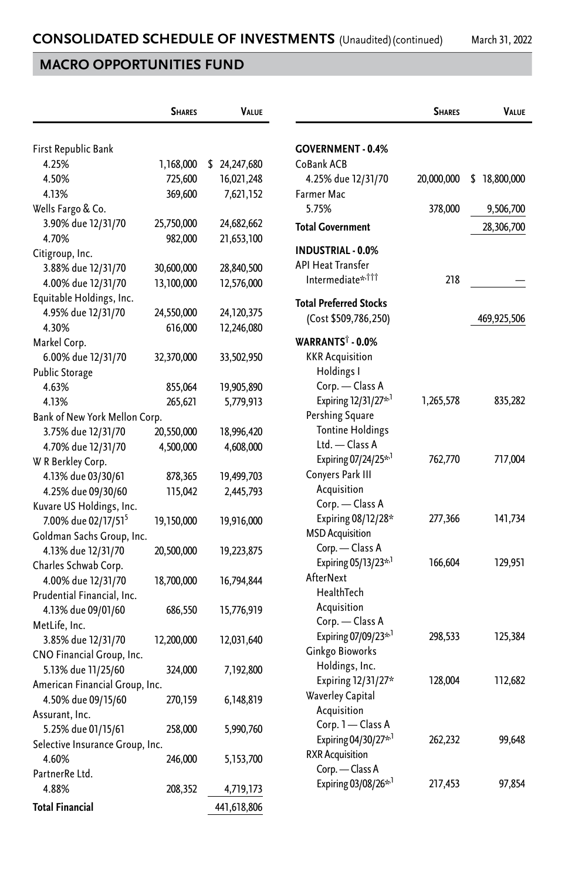## CONSOLIDATED SCHEDULE OF INVESTMENTS (Unaudited) (continued)

March 31, 2022

## MACRO OPPORTUNITIES FUND

| | Shares | Value |
|---|---|---|
| First Republic Bank | | |
| 4.25% | 1,168,000 | $ 24,247,680 |
| 4.50% | 725,600 | 16,021,248 |
| 4.13% | 369,600 | 7,621,152 |
| Wells Fargo & Co. | | |
| 3.90% due 12/31/70 | 25,750,000 | 24,682,662 |
| 4.70% | 982,000 | 21,653,100 |
| Citigroup, Inc. | | |
| 3.88% due 12/31/70 | 30,600,000 | 28,840,500 |
| 4.00% due 12/31/70 | 13,100,000 | 12,576,000 |
| Equitable Holdings, Inc. | | |
| 4.95% due 12/31/70 | 24,550,000 | 24,120,375 |
| 4.30% | 616,000 | 12,246,080 |
| Markel Corp. | | |
| 6.00% due 12/31/70 | 32,370,000 | 33,502,950 |
| Public Storage | | |
| 4.63% | 855,064 | 19,905,890 |
| 4.13% | 265,621 | 5,779,913 |
| Bank of New York Mellon Corp. | | |
| 3.75% due 12/31/70 | 20,550,000 | 18,996,420 |
| 4.70% due 12/31/70 | 4,500,000 | 4,608,000 |
| W R Berkley Corp. | | |
| 4.13% due 03/30/61 | 878,365 | 19,499,703 |
| 4.25% due 09/30/60 | 115,042 | 2,445,793 |
| Kuvare US Holdings, Inc. | | |
| 7.00% due 02/17/51[5] | 19,150,000 | 19,916,000 |
| Goldman Sachs Group, Inc. | | |
| 4.13% due 12/31/70 | 20,500,000 | 19,223,875 |
| Charles Schwab Corp. | | |
| 4.00% due 12/31/70 | 18,700,000 | 16,794,844 |
| Prudential Financial, Inc. | | |
| 4.13% due 09/01/60 | 686,550 | 15,776,919 |
| MetLife, Inc. | | |
| 3.85% due 12/31/70 | 12,200,000 | 12,031,640 |
| CNO Financial Group, Inc. | | |
| 5.13% due 11/25/60 | 324,000 | 7,192,800 |
| American Financial Group, Inc. | | |
| 4.50% due 09/15/60 | 270,159 | 6,148,819 |
| Assurant, Inc. | | |
| 5.25% due 01/15/61 | 258,000 | 5,990,760 |
| Selective Insurance Group, Inc. | | |
| 4.60% | 246,000 | 5,153,700 |
| PartnerRe Ltd. | | |
| 4.88% | 208,352 | 4,719,173 |
| **Total Financial** | | 441,618,806 |
| **GOVERNMENT - 0.4%** | | |
| CoBank ACB | | |
| 4.25% due 12/31/70 | 20,000,000 | $ 18,800,000 |
| Farmer Mac | | |
| 5.75% | 378,000 | 9,506,700 |
| **Total Government** | | 28,306,700 |
| **INDUSTRIAL - 0.0%** | | |
| API Heat Transfer Intermediate*,††† | 218 | — |
| **Total Preferred Stocks** (Cost $509,786,250) | | 469,925,506 |
| **WARRANTS† - 0.0%** | | |
| KKR Acquisition Holdings I Corp. — Class A Expiring 12/31/27*,[1] | 1,265,578 | 835,282 |
| Pershing Square Tontine Holdings Ltd. — Class A Expiring 07/24/25*,[1] | 762,770 | 717,004 |
| Conyers Park III Acquisition Corp. — Class A Expiring 08/12/28* | 277,366 | 141,734 |
| MSD Acquisition Corp. — Class A Expiring 05/13/23*,[1] | 166,604 | 129,951 |
| AfterNext HealthTech Acquisition Corp. — Class A Expiring 07/09/23*,[1] | 298,533 | 125,384 |
| Ginkgo Bioworks Holdings, Inc. Expiring 12/31/27* | 128,004 | 112,682 |
| Waverley Capital Acquisition Corp. 1 — Class A Expiring 04/30/27*,[1] | 262,232 | 99,648 |
| RXR Acquisition Corp. — Class A Expiring 03/08/26*,[1] | 217,453 | 97,854 |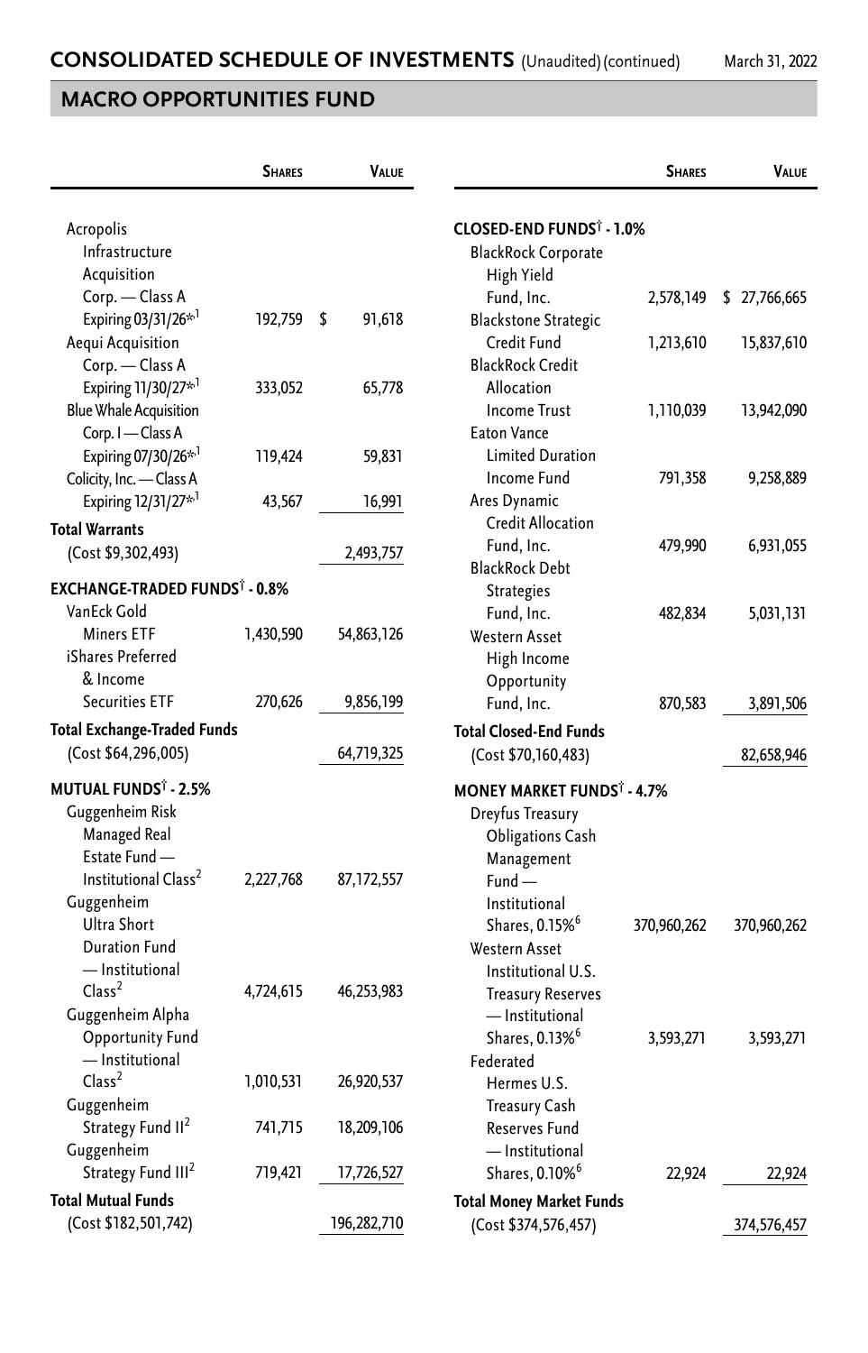# CONSOLIDATED SCHEDULE OF INVESTMENTS (Unaudited) (continued)

March 31, 2022

## MACRO OPPORTUNITIES FUND

| | Shares | Value |
|---|---|---|
| Acropolis Infrastructure Acquisition Corp. — Class A Expiring 03/31/26*[1] | 192,759 | $ 91,618 |
| Aequi Acquisition Corp. — Class A Expiring 11/30/27*[1] | 333,052 | 65,778 |
| Blue Whale Acquisition Corp. I — Class A Expiring 07/30/26*[1] | 119,424 | 59,831 |
| Colicity, Inc. — Class A Expiring 12/31/27*[1] | 43,567 | 16,991 |
| **Total Warrants** (Cost $9,302,493) | | 2,493,757 |
| **EXCHANGE-TRADED FUNDS† - 0.8%** | | |
| VanEck Gold Miners ETF | 1,430,590 | 54,863,126 |
| iShares Preferred & Income Securities ETF | 270,626 | 9,856,199 |
| **Total Exchange-Traded Funds** (Cost $64,296,005) | | 64,719,325 |
| **MUTUAL FUNDS† - 2.5%** | | |
| Guggenheim Risk Managed Real Estate Fund — Institutional Class[2] | 2,227,768 | 87,172,557 |
| Guggenheim Ultra Short Duration Fund — Institutional Class[2] | 4,724,615 | 46,253,983 |
| Guggenheim Alpha Opportunity Fund — Institutional Class[2] | 1,010,531 | 26,920,537 |
| Guggenheim Strategy Fund II[2] | 741,715 | 18,209,106 |
| Guggenheim Strategy Fund III[2] | 719,421 | 17,726,527 |
| **Total Mutual Funds** (Cost $182,501,742) | | 196,282,710 |
| **CLOSED-END FUNDS† - 1.0%** | | |
| BlackRock Corporate High Yield Fund, Inc. | 2,578,149 | $ 27,766,665 |
| Blackstone Strategic Credit Fund | 1,213,610 | 15,837,610 |
| BlackRock Credit Allocation Income Trust | 1,110,039 | 13,942,090 |
| Eaton Vance Limited Duration Income Fund | 791,358 | 9,258,889 |
| Ares Dynamic Credit Allocation Fund, Inc. | 479,990 | 6,931,055 |
| BlackRock Debt Strategies Fund, Inc. | 482,834 | 5,031,131 |
| Western Asset High Income Opportunity Fund, Inc. | 870,583 | 3,891,506 |
| **Total Closed-End Funds** (Cost $70,160,483) | | 82,658,946 |
| **MONEY MARKET FUNDS† - 4.7%** | | |
| Dreyfus Treasury Obligations Cash Management Fund — Institutional Shares, 0.15%[6] | 370,960,262 | 370,960,262 |
| Western Asset Institutional U.S. Treasury Reserves — Institutional Shares, 0.13%[6] | 3,593,271 | 3,593,271 |
| Federated Hermes U.S. Treasury Cash Reserves Fund — Institutional Shares, 0.10%[6] | 22,924 | 22,924 |
| **Total Money Market Funds** (Cost $374,576,457) | | 374,576,457 |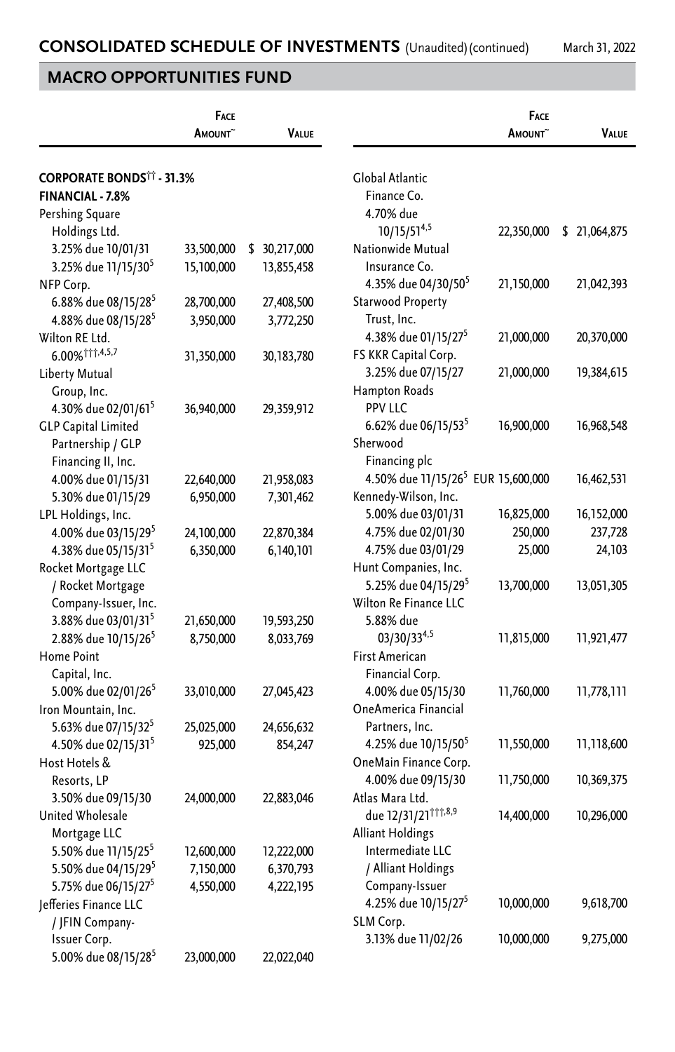# CONSOLIDATED SCHEDULE OF INVESTMENTS (Unaudited) (continued)

March 31, 2022

## MACRO OPPORTUNITIES FUND

| | Face Amount~ | Value |
|---|---|---|
| **CORPORATE BONDS†† - 31.3%** | | |
| **FINANCIAL - 7.8%** | | |
| Pershing Square Holdings Ltd. | | |
| 3.25% due 10/01/31 | 33,500,000 | $ 30,217,000 |
| 3.25% due 11/15/30[5] | 15,100,000 | 13,855,458 |
| NFP Corp. | | |
| 6.88% due 08/15/28[5] | 28,700,000 | 27,408,500 |
| 4.88% due 08/15/28[5] | 3,950,000 | 3,772,250 |
| Wilton RE Ltd. | | |
| 6.00%†††,4,5,7 | 31,350,000 | 30,183,780 |
| Liberty Mutual Group, Inc. | | |
| 4.30% due 02/01/61[5] | 36,940,000 | 29,359,912 |
| GLP Capital Limited Partnership / GLP Financing II, Inc. | | |
| 4.00% due 01/15/31 | 22,640,000 | 21,958,083 |
| 5.30% due 01/15/29 | 6,950,000 | 7,301,462 |
| LPL Holdings, Inc. | | |
| 4.00% due 03/15/29[5] | 24,100,000 | 22,870,384 |
| 4.38% due 05/15/31[5] | 6,350,000 | 6,140,101 |
| Rocket Mortgage LLC / Rocket Mortgage Company-Issuer, Inc. | | |
| 3.88% due 03/01/31[5] | 21,650,000 | 19,593,250 |
| 2.88% due 10/15/26[5] | 8,750,000 | 8,033,769 |
| Home Point Capital, Inc. | | |
| 5.00% due 02/01/26[5] | 33,010,000 | 27,045,423 |
| Iron Mountain, Inc. | | |
| 5.63% due 07/15/32[5] | 25,025,000 | 24,656,632 |
| 4.50% due 02/15/31[5] | 925,000 | 854,247 |
| Host Hotels & Resorts, LP | | |
| 3.50% due 09/15/30 | 24,000,000 | 22,883,046 |
| United Wholesale Mortgage LLC | | |
| 5.50% due 11/15/25[5] | 12,600,000 | 12,222,000 |
| 5.50% due 04/15/29[5] | 7,150,000 | 6,370,793 |
| 5.75% due 06/15/27[5] | 4,550,000 | 4,222,195 |
| Jefferies Finance LLC / JFIN Company-Issuer Corp. | | |
| 5.00% due 08/15/28[5] | 23,000,000 | 22,022,040 |
| Global Atlantic Finance Co. | | |
| 4.70% due 10/15/51[4,5] | 22,350,000 | $ 21,064,875 |
| Nationwide Mutual Insurance Co. | | |
| 4.35% due 04/30/50[5] | 21,150,000 | 21,042,393 |
| Starwood Property Trust, Inc. | | |
| 4.38% due 01/15/27[5] | 21,000,000 | 20,370,000 |
| FS KKR Capital Corp. | | |
| 3.25% due 07/15/27 | 21,000,000 | 19,384,615 |
| Hampton Roads PPV LLC | | |
| 6.62% due 06/15/53[5] | 16,900,000 | 16,968,548 |
| Sherwood Financing plc | | |
| 4.50% due 11/15/26[5] | EUR 15,600,000 | 16,462,531 |
| Kennedy-Wilson, Inc. | | |
| 5.00% due 03/01/31 | 16,825,000 | 16,152,000 |
| 4.75% due 02/01/30 | 250,000 | 237,728 |
| 4.75% due 03/01/29 | 25,000 | 24,103 |
| Hunt Companies, Inc. | | |
| 5.25% due 04/15/29[5] | 13,700,000 | 13,051,305 |
| Wilton Re Finance LLC | | |
| 5.88% due 03/30/33[4,5] | 11,815,000 | 11,921,477 |
| First American Financial Corp. | | |
| 4.00% due 05/15/30 | 11,760,000 | 11,778,111 |
| OneAmerica Financial Partners, Inc. | | |
| 4.25% due 10/15/50[5] | 11,550,000 | 11,118,600 |
| OneMain Finance Corp. | | |
| 4.00% due 09/15/30 | 11,750,000 | 10,369,375 |
| Atlas Mara Ltd. | | |
| due 12/31/21†††,8,9 | 14,400,000 | 10,296,000 |
| Alliant Holdings Intermediate LLC / Alliant Holdings Company-Issuer | | |
| 4.25% due 10/15/27[5] | 10,000,000 | 9,618,700 |
| SLM Corp. | | |
| 3.13% due 11/02/26 | 10,000,000 | 9,275,000 |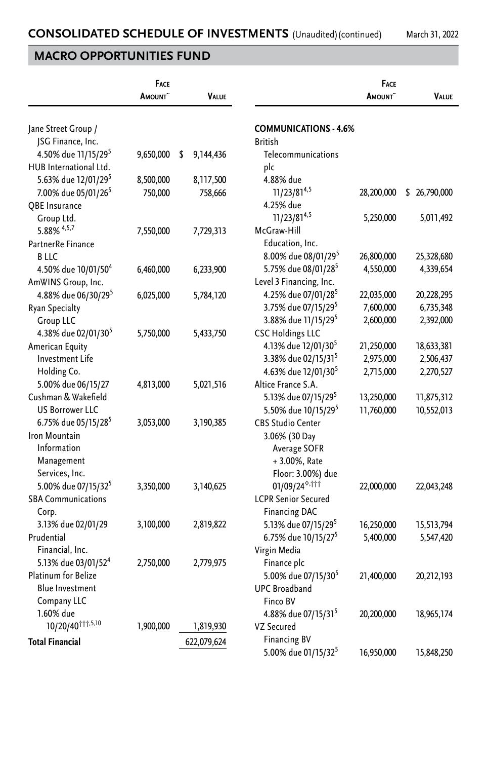## CONSOLIDATED SCHEDULE OF INVESTMENTS (Unaudited)(continued)

March 31, 2022

## MACRO OPPORTUNITIES FUND

| | Face Amount~ | Value |
|---|---|---|
| Jane Street Group / JSG Finance, Inc. | | |
| 4.50% due 11/15/29[5] | 9,650,000 | $ 9,144,436 |
| HUB International Ltd. | | |
| 5.63% due 12/01/29[5] | 8,500,000 | 8,117,500 |
| 7.00% due 05/01/26[5] | 750,000 | 758,666 |
| QBE Insurance Group Ltd. | | |
| 5.88% [4,5,7] | 7,550,000 | 7,729,313 |
| PartnerRe Finance B LLC | | |
| 4.50% due 10/01/50[4] | 6,460,000 | 6,233,900 |
| AmWINS Group, Inc. | | |
| 4.88% due 06/30/29[5] | 6,025,000 | 5,784,120 |
| Ryan Specialty Group LLC | | |
| 4.38% due 02/01/30[5] | 5,750,000 | 5,433,750 |
| American Equity Investment Life Holding Co. | | |
| 5.00% due 06/15/27 | 4,813,000 | 5,021,516 |
| Cushman & Wakefield US Borrower LLC | | |
| 6.75% due 05/15/28[5] | 3,053,000 | 3,190,385 |
| Iron Mountain Information Management Services, Inc. | | |
| 5.00% due 07/15/32[5] | 3,350,000 | 3,140,625 |
| SBA Communications Corp. | | |
| 3.13% due 02/01/29 | 3,100,000 | 2,819,822 |
| Prudential Financial, Inc. | | |
| 5.13% due 03/01/52[4] | 2,750,000 | 2,779,975 |
| Platinum for Belize Blue Investment Company LLC | | |
| 1.60% due 10/20/40[†††,5,10] | 1,900,000 | 1,819,930 |
| **Total Financial** | | 622,079,624 |
| **COMMUNICATIONS - 4.6%** | | |
| British Telecommunications plc | | |
| 4.88% due 11/23/81[4,5] | 28,200,000 | $ 26,790,000 |
| 4.25% due 11/23/81[4,5] | 5,250,000 | 5,011,492 |
| McGraw-Hill Education, Inc. | | |
| 8.00% due 08/01/29[5] | 26,800,000 | 25,328,680 |
| 5.75% due 08/01/28[5] | 4,550,000 | 4,339,654 |
| Level 3 Financing, Inc. | | |
| 4.25% due 07/01/28[5] | 22,035,000 | 20,228,295 |
| 3.75% due 07/15/29[5] | 7,600,000 | 6,735,348 |
| 3.88% due 11/15/29[5] | 2,600,000 | 2,392,000 |
| CSC Holdings LLC | | |
| 4.13% due 12/01/30[5] | 21,250,000 | 18,633,381 |
| 3.38% due 02/15/31[5] | 2,975,000 | 2,506,437 |
| 4.63% due 12/01/30[5] | 2,715,000 | 2,270,527 |
| Altice France S.A. | | |
| 5.13% due 07/15/29[5] | 13,250,000 | 11,875,312 |
| 5.50% due 10/15/29[5] | 11,760,000 | 10,552,013 |
| CBS Studio Center | | |
| 3.06% (30 Day Average SOFR + 3.00%, Rate Floor: 3.00%) due 01/09/24[◊,†††] | 22,000,000 | 22,043,248 |
| LCPR Senior Secured Financing DAC | | |
| 5.13% due 07/15/29[5] | 16,250,000 | 15,513,794 |
| 6.75% due 10/15/27[5] | 5,400,000 | 5,547,420 |
| Virgin Media Finance plc | | |
| 5.00% due 07/15/30[5] | 21,400,000 | 20,212,193 |
| UPC Broadband Finco BV | | |
| 4.88% due 07/15/31[5] | 20,200,000 | 18,965,174 |
| VZ Secured Financing BV | | |
| 5.00% due 01/15/32[5] | 16,950,000 | 15,848,250 |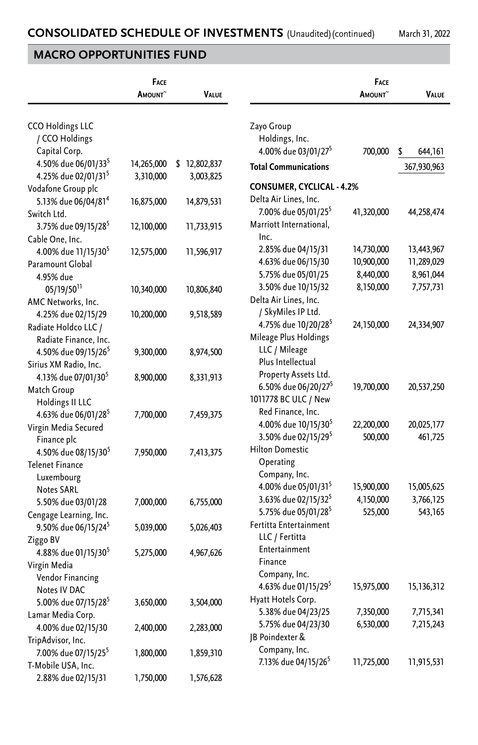## CONSOLIDATED SCHEDULE OF INVESTMENTS (Unaudited) (continued)

March 31, 2022

## MACRO OPPORTUNITIES FUND

| | Face Amount~ | Value |
|---|---|---|
| CCO Holdings LLC / CCO Holdings Capital Corp. | | |
| 4.50% due 06/01/33[5] | 14,265,000 | $ 12,802,837 |
| 4.25% due 02/01/31[5] | 3,310,000 | 3,003,825 |
| Vodafone Group plc | | |
| 5.13% due 06/04/81[4] | 16,875,000 | 14,879,531 |
| Switch Ltd. | | |
| 3.75% due 09/15/28[5] | 12,100,000 | 11,733,915 |
| Cable One, Inc. | | |
| 4.00% due 11/15/30[5] | 12,575,000 | 11,596,917 |
| Paramount Global | | |
| 4.95% due 05/19/50[11] | 10,340,000 | 10,806,840 |
| AMC Networks, Inc. | | |
| 4.25% due 02/15/29 | 10,200,000 | 9,518,589 |
| Radiate Holdco LLC / Radiate Finance, Inc. | | |
| 4.50% due 09/15/26[5] | 9,300,000 | 8,974,500 |
| Sirius XM Radio, Inc. | | |
| 4.13% due 07/01/30[5] | 8,900,000 | 8,331,913 |
| Match Group Holdings II LLC | | |
| 4.63% due 06/01/28[5] | 7,700,000 | 7,459,375 |
| Virgin Media Secured Finance plc | | |
| 4.50% due 08/15/30[5] | 7,950,000 | 7,413,375 |
| Telenet Finance Luxembourg Notes SARL | | |
| 5.50% due 03/01/28 | 7,000,000 | 6,755,000 |
| Cengage Learning, Inc. | | |
| 9.50% due 06/15/24[5] | 5,039,000 | 5,026,403 |
| Ziggo BV | | |
| 4.88% due 01/15/30[5] | 5,275,000 | 4,967,626 |
| Virgin Media Vendor Financing Notes IV DAC | | |
| 5.00% due 07/15/28[5] | 3,650,000 | 3,504,000 |
| Lamar Media Corp. | | |
| 4.00% due 02/15/30 | 2,400,000 | 2,283,000 |
| TripAdvisor, Inc. | | |
| 7.00% due 07/15/25[5] | 1,800,000 | 1,859,310 |
| T-Mobile USA, Inc. | | |
| 2.88% due 02/15/31 | 1,750,000 | 1,576,628 |
| Zayo Group Holdings, Inc. | | |
| 4.00% due 03/01/27[5] | 700,000 | $ 644,161 |
| **Total Communications** | | 367,930,963 |
| **CONSUMER, CYCLICAL - 4.2%** | | |
| Delta Air Lines, Inc. | | |
| 7.00% due 05/01/25[5] | 41,320,000 | 44,258,474 |
| Marriott International, Inc. | | |
| 2.85% due 04/15/31 | 14,730,000 | 13,443,967 |
| 4.63% due 06/15/30 | 10,900,000 | 11,289,029 |
| 5.75% due 05/01/25 | 8,440,000 | 8,961,044 |
| 3.50% due 10/15/32 | 8,150,000 | 7,757,731 |
| Delta Air Lines, Inc. / SkyMiles IP Ltd. | | |
| 4.75% due 10/20/28[5] | 24,150,000 | 24,334,907 |
| Mileage Plus Holdings LLC / Mileage Plus Intellectual Property Assets Ltd. | | |
| 6.50% due 06/20/27[5] | 19,700,000 | 20,537,250 |
| 1011778 BC ULC / New Red Finance, Inc. | | |
| 4.00% due 10/15/30[5] | 22,200,000 | 20,025,177 |
| 3.50% due 02/15/29[5] | 500,000 | 461,725 |
| Hilton Domestic Operating Company, Inc. | | |
| 4.00% due 05/01/31[5] | 15,900,000 | 15,005,625 |
| 3.63% due 02/15/32[5] | 4,150,000 | 3,766,125 |
| 5.75% due 05/01/28[5] | 525,000 | 543,165 |
| Fertitta Entertainment LLC / Fertitta Entertainment Finance Company, Inc. | | |
| 4.63% due 01/15/29[5] | 15,975,000 | 15,136,312 |
| Hyatt Hotels Corp. | | |
| 5.38% due 04/23/25 | 7,350,000 | 7,715,341 |
| 5.75% due 04/23/30 | 6,530,000 | 7,215,243 |
| JB Poindexter & Company, Inc. | | |
| 7.13% due 04/15/26[5] | 11,725,000 | 11,915,531 |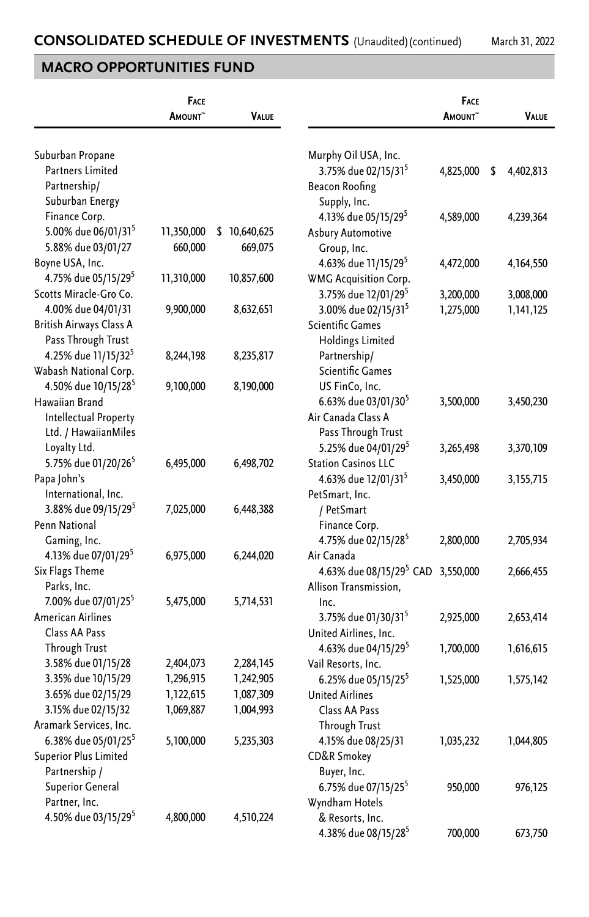## CONSOLIDATED SCHEDULE OF INVESTMENTS (Unaudited) (continued)

March 31, 2022

## MACRO OPPORTUNITIES FUND

| | Face Amount~ | Value |
|---|---|---|
| Suburban Propane Partners Limited Partnership/ Suburban Energy Finance Corp. | | |
| 5.00% due 06/01/31[5] | 11,350,000 | $ 10,640,625 |
| 5.88% due 03/01/27 | 660,000 | 669,075 |
| Boyne USA, Inc. | | |
| 4.75% due 05/15/29[5] | 11,310,000 | 10,857,600 |
| Scotts Miracle-Gro Co. | | |
| 4.00% due 04/01/31 | 9,900,000 | 8,632,651 |
| British Airways Class A Pass Through Trust | | |
| 4.25% due 11/15/32[5] | 8,244,198 | 8,235,817 |
| Wabash National Corp. | | |
| 4.50% due 10/15/28[5] | 9,100,000 | 8,190,000 |
| Hawaiian Brand Intellectual Property Ltd. / HawaiianMiles Loyalty Ltd. | | |
| 5.75% due 01/20/26[5] | 6,495,000 | 6,498,702 |
| Papa John's International, Inc. | | |
| 3.88% due 09/15/29[5] | 7,025,000 | 6,448,388 |
| Penn National Gaming, Inc. | | |
| 4.13% due 07/01/29[5] | 6,975,000 | 6,244,020 |
| Six Flags Theme Parks, Inc. | | |
| 7.00% due 07/01/25[5] | 5,475,000 | 5,714,531 |
| American Airlines Class AA Pass Through Trust | | |
| 3.58% due 01/15/28 | 2,404,073 | 2,284,145 |
| 3.35% due 10/15/29 | 1,296,915 | 1,242,905 |
| 3.65% due 02/15/29 | 1,122,615 | 1,087,309 |
| 3.15% due 02/15/32 | 1,069,887 | 1,004,993 |
| Aramark Services, Inc. | | |
| 6.38% due 05/01/25[5] | 5,100,000 | 5,235,303 |
| Superior Plus Limited Partnership / Superior General Partner, Inc. | | |
| 4.50% due 03/15/29[5] | 4,800,000 | 4,510,224 |
| Murphy Oil USA, Inc. | | |
| 3.75% due 02/15/31[5] | 4,825,000 | $ 4,402,813 |
| Beacon Roofing Supply, Inc. | | |
| 4.13% due 05/15/29[5] | 4,589,000 | 4,239,364 |
| Asbury Automotive Group, Inc. | | |
| 4.63% due 11/15/29[5] | 4,472,000 | 4,164,550 |
| WMG Acquisition Corp. | | |
| 3.75% due 12/01/29[5] | 3,200,000 | 3,008,000 |
| 3.00% due 02/15/31[5] | 1,275,000 | 1,141,125 |
| Scientific Games Holdings Limited Partnership/ Scientific Games US FinCo, Inc. | | |
| 6.63% due 03/01/30[5] | 3,500,000 | 3,450,230 |
| Air Canada Class A Pass Through Trust | | |
| 5.25% due 04/01/29[5] | 3,265,498 | 3,370,109 |
| Station Casinos LLC | | |
| 4.63% due 12/01/31[5] | 3,450,000 | 3,155,715 |
| PetSmart, Inc. / PetSmart Finance Corp. | | |
| 4.75% due 02/15/28[5] | 2,800,000 | 2,705,934 |
| Air Canada | | |
| 4.63% due 08/15/29[5] CAD | 3,550,000 | 2,666,455 |
| Allison Transmission, Inc. | | |
| 3.75% due 01/30/31[5] | 2,925,000 | 2,653,414 |
| United Airlines, Inc. | | |
| 4.63% due 04/15/29[5] | 1,700,000 | 1,616,615 |
| Vail Resorts, Inc. | | |
| 6.25% due 05/15/25[5] | 1,525,000 | 1,575,142 |
| United Airlines Class AA Pass Through Trust | | |
| 4.15% due 08/25/31 | 1,035,232 | 1,044,805 |
| CD&R Smokey Buyer, Inc. | | |
| 6.75% due 07/15/25[5] | 950,000 | 976,125 |
| Wyndham Hotels & Resorts, Inc. | | |
| 4.38% due 08/15/28[5] | 700,000 | 673,750 |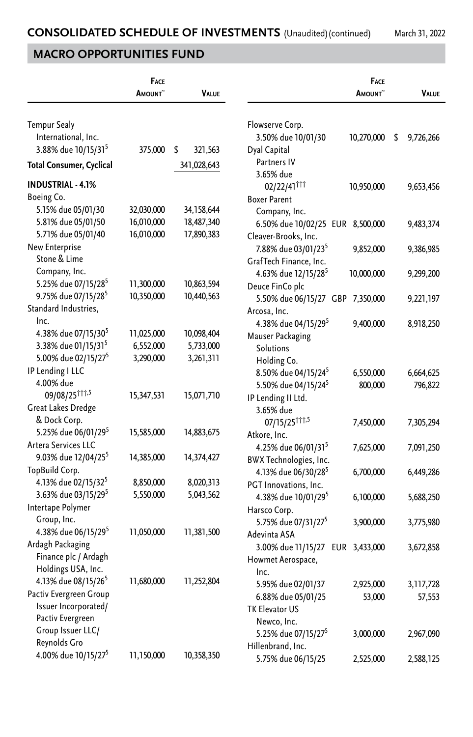## CONSOLIDATED SCHEDULE OF INVESTMENTS (Unaudited) (continued)

## MACRO OPPORTUNITIES FUND

| | Face Amount~ | Value |
|---|---|---|
| Tempur Sealy International, Inc. | | |
| 3.88% due 10/15/31[5] | 375,000 | $ 321,563 |
| **Total Consumer, Cyclical** | | 341,028,643 |
| **INDUSTRIAL - 4.1%** | | |
| Boeing Co. | | |
| 5.15% due 05/01/30 | 32,030,000 | 34,158,644 |
| 5.81% due 05/01/50 | 16,010,000 | 18,487,340 |
| 5.71% due 05/01/40 | 16,010,000 | 17,890,383 |
| New Enterprise Stone & Lime Company, Inc. | | |
| 5.25% due 07/15/28[5] | 11,300,000 | 10,863,594 |
| 9.75% due 07/15/28[5] | 10,350,000 | 10,440,563 |
| Standard Industries, Inc. | | |
| 4.38% due 07/15/30[5] | 11,025,000 | 10,098,404 |
| 3.38% due 01/15/31[5] | 6,552,000 | 5,733,000 |
| 5.00% due 02/15/27[5] | 3,290,000 | 3,261,311 |
| IP Lending I LLC | | |
| 4.00% due 09/08/25[†††,5] | 15,347,531 | 15,071,710 |
| Great Lakes Dredge & Dock Corp. | | |
| 5.25% due 06/01/29[5] | 15,585,000 | 14,883,675 |
| Artera Services LLC | | |
| 9.03% due 12/04/25[5] | 14,385,000 | 14,374,427 |
| TopBuild Corp. | | |
| 4.13% due 02/15/32[5] | 8,850,000 | 8,020,313 |
| 3.63% due 03/15/29[5] | 5,550,000 | 5,043,562 |
| Intertape Polymer Group, Inc. | | |
| 4.38% due 06/15/29[5] | 11,050,000 | 11,381,500 |
| Ardagh Packaging Finance plc / Ardagh Holdings USA, Inc. | | |
| 4.13% due 08/15/26[5] | 11,680,000 | 11,252,804 |
| Pactiv Evergreen Group Issuer Incorporated/ Pactiv Evergreen Group Issuer LLC/ Reynolds Gro | | |
| 4.00% due 10/15/27[5] | 11,150,000 | 10,358,350 |
| Flowserve Corp. | | |
| 3.50% due 10/01/30 | 10,270,000 | $ 9,726,266 |
| Dyal Capital Partners IV | | |
| 3.65% due 02/22/41[†††] | 10,950,000 | 9,653,456 |
| Boxer Parent Company, Inc. | | |
| 6.50% due 10/02/25 | EUR 8,500,000 | 9,483,374 |
| Cleaver-Brooks, Inc. | | |
| 7.88% due 03/01/23[5] | 9,852,000 | 9,386,985 |
| GrafTech Finance, Inc. | | |
| 4.63% due 12/15/28[5] | 10,000,000 | 9,299,200 |
| Deuce FinCo plc | | |
| 5.50% due 06/15/27 | GBP 7,350,000 | 9,221,197 |
| Arcosa, Inc. | | |
| 4.38% due 04/15/29[5] | 9,400,000 | 8,918,250 |
| Mauser Packaging Solutions Holding Co. | | |
| 8.50% due 04/15/24[5] | 6,550,000 | 6,664,625 |
| 5.50% due 04/15/24[5] | 800,000 | 796,822 |
| IP Lending II Ltd. | | |
| 3.65% due 07/15/25[†††,5] | 7,450,000 | 7,305,294 |
| Atkore, Inc. | | |
| 4.25% due 06/01/31[5] | 7,625,000 | 7,091,250 |
| BWX Technologies, Inc. | | |
| 4.13% due 06/30/28[5] | 6,700,000 | 6,449,286 |
| PGT Innovations, Inc. | | |
| 4.38% due 10/01/29[5] | 6,100,000 | 5,688,250 |
| Harsco Corp. | | |
| 5.75% due 07/31/27[5] | 3,900,000 | 3,775,980 |
| Adevinta ASA | | |
| 3.00% due 11/15/27 | EUR 3,433,000 | 3,672,858 |
| Howmet Aerospace, Inc. | | |
| 5.95% due 02/01/37 | 2,925,000 | 3,117,728 |
| 6.88% due 05/01/25 | 53,000 | 57,553 |
| TK Elevator US Newco, Inc. | | |
| 5.25% due 07/15/27[5] | 3,000,000 | 2,967,090 |
| Hillenbrand, Inc. | | |
| 5.75% due 06/15/25 | 2,525,000 | 2,588,125 |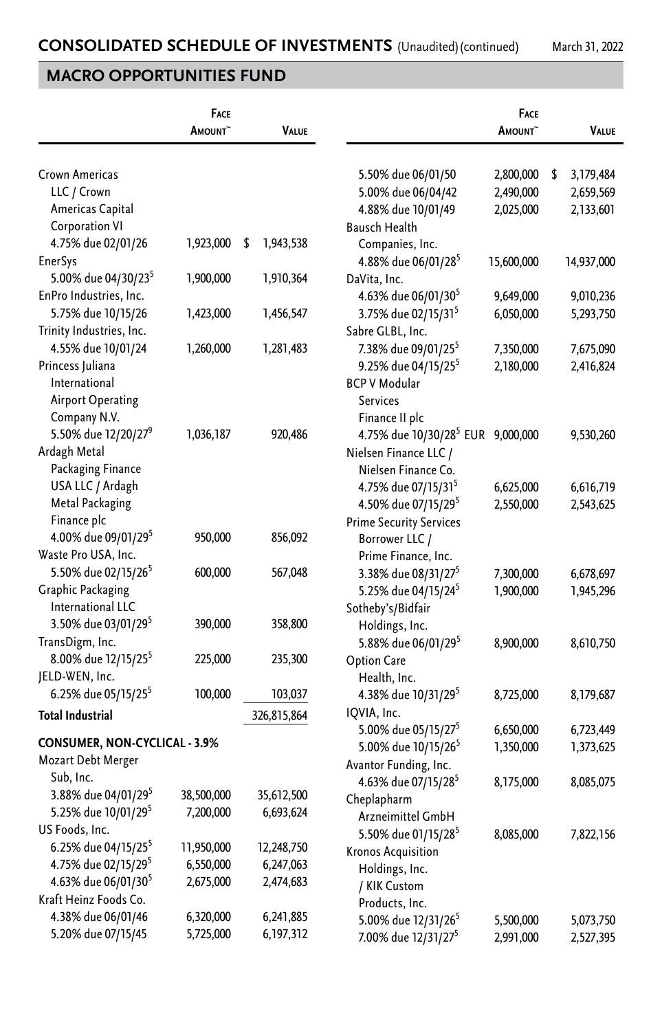# CONSOLIDATED SCHEDULE OF INVESTMENTS (Unaudited) (continued)

March 31, 2022

## MACRO OPPORTUNITIES FUND

| | Face Amount~ | Value |
|---|---|---|
| Crown Americas LLC / Crown Americas Capital Corporation VI | | |
| 4.75% due 02/01/26 | 1,923,000 | $ 1,943,538 |
| EnerSys | | |
| 5.00% due 04/30/23[5] | 1,900,000 | 1,910,364 |
| EnPro Industries, Inc. | | |
| 5.75% due 10/15/26 | 1,423,000 | 1,456,547 |
| Trinity Industries, Inc. | | |
| 4.55% due 10/01/24 | 1,260,000 | 1,281,483 |
| Princess Juliana International Airport Operating Company N.V. | | |
| 5.50% due 12/20/27[9] | 1,036,187 | 920,486 |
| Ardagh Metal Packaging Finance USA LLC / Ardagh Metal Packaging Finance plc | | |
| 4.00% due 09/01/29[5] | 950,000 | 856,092 |
| Waste Pro USA, Inc. | | |
| 5.50% due 02/15/26[5] | 600,000 | 567,048 |
| Graphic Packaging International LLC | | |
| 3.50% due 03/01/29[5] | 390,000 | 358,800 |
| TransDigm, Inc. | | |
| 8.00% due 12/15/25[5] | 225,000 | 235,300 |
| JELD-WEN, Inc. | | |
| 6.25% due 05/15/25[5] | 100,000 | 103,037 |
| **Total Industrial** | | 326,815,864 |
| **CONSUMER, NON-CYCLICAL - 3.9%** | | |
| Mozart Debt Merger Sub, Inc. | | |
| 3.88% due 04/01/29[5] | 38,500,000 | 35,612,500 |
| 5.25% due 10/01/29[5] | 7,200,000 | 6,693,624 |
| US Foods, Inc. | | |
| 6.25% due 04/15/25[5] | 11,950,000 | 12,248,750 |
| 4.75% due 02/15/29[5] | 6,550,000 | 6,247,063 |
| 4.63% due 06/01/30[5] | 2,675,000 | 2,474,683 |
| Kraft Heinz Foods Co. | | |
| 4.38% due 06/01/46 | 6,320,000 | 6,241,885 |
| 5.20% due 07/15/45 | 5,725,000 | 6,197,312 |
| 5.50% due 06/01/50 | 2,800,000 | $ 3,179,484 |
| 5.00% due 06/04/42 | 2,490,000 | 2,659,569 |
| 4.88% due 10/01/49 | 2,025,000 | 2,133,601 |
| Bausch Health Companies, Inc. | | |
| 4.88% due 06/01/28[5] | 15,600,000 | 14,937,000 |
| DaVita, Inc. | | |
| 4.63% due 06/01/30[5] | 9,649,000 | 9,010,236 |
| 3.75% due 02/15/31[5] | 6,050,000 | 5,293,750 |
| Sabre GLBL, Inc. | | |
| 7.38% due 09/01/25[5] | 7,350,000 | 7,675,090 |
| 9.25% due 04/15/25[5] | 2,180,000 | 2,416,824 |
| BCP V Modular Services Finance II plc | | |
| 4.75% due 10/30/28[5] EUR | 9,000,000 | 9,530,260 |
| Nielsen Finance LLC / Nielsen Finance Co. | | |
| 4.75% due 07/15/31[5] | 6,625,000 | 6,616,719 |
| 4.50% due 07/15/29[5] | 2,550,000 | 2,543,625 |
| Prime Security Services Borrower LLC / Prime Finance, Inc. | | |
| 3.38% due 08/31/27[5] | 7,300,000 | 6,678,697 |
| 5.25% due 04/15/24[5] | 1,900,000 | 1,945,296 |
| Sotheby's/Bidfair Holdings, Inc. | | |
| 5.88% due 06/01/29[5] | 8,900,000 | 8,610,750 |
| Option Care Health, Inc. | | |
| 4.38% due 10/31/29[5] | 8,725,000 | 8,179,687 |
| IQVIA, Inc. | | |
| 5.00% due 05/15/27[5] | 6,650,000 | 6,723,449 |
| 5.00% due 10/15/26[5] | 1,350,000 | 1,373,625 |
| Avantor Funding, Inc. | | |
| 4.63% due 07/15/28[5] | 8,175,000 | 8,085,075 |
| Cheplapharm Arzneimittel GmbH | | |
| 5.50% due 01/15/28[5] | 8,085,000 | 7,822,156 |
| Kronos Acquisition Holdings, Inc. / KIK Custom Products, Inc. | | |
| 5.00% due 12/31/26[5] | 5,500,000 | 5,073,750 |
| 7.00% due 12/31/27[5] | 2,991,000 | 2,527,395 |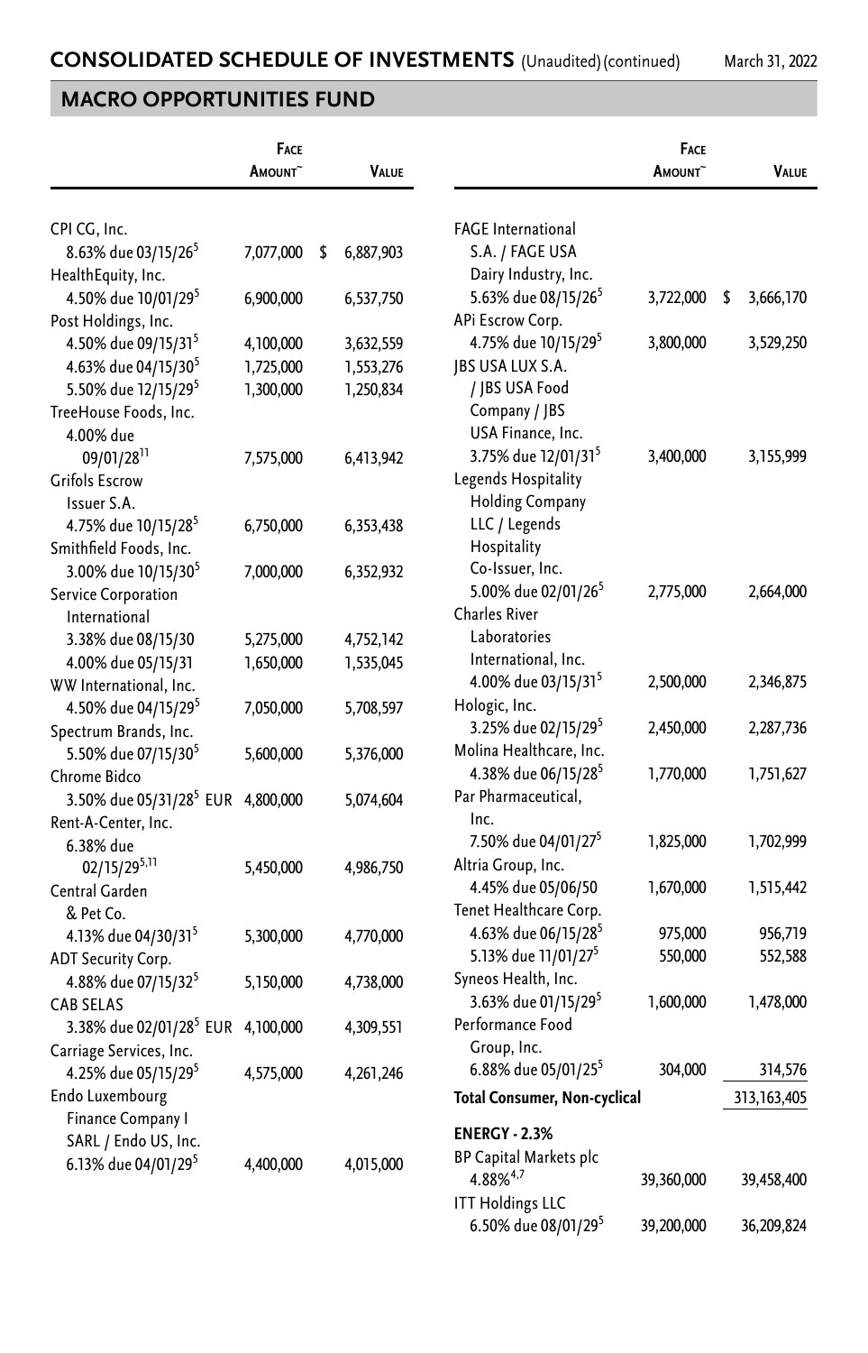# CONSOLIDATED SCHEDULE OF INVESTMENTS (Unaudited) (continued)

March 31, 2022

## MACRO OPPORTUNITIES FUND

| | Face Amount~ | Value |
|---|---|---|
| CPI CG, Inc. | | |
| 8.63% due 03/15/26[5] | 7,077,000 | $ 6,887,903 |
| HealthEquity, Inc. | | |
| 4.50% due 10/01/29[5] | 6,900,000 | 6,537,750 |
| Post Holdings, Inc. | | |
| 4.50% due 09/15/31[5] | 4,100,000 | 3,632,559 |
| 4.63% due 04/15/30[5] | 1,725,000 | 1,553,276 |
| 5.50% due 12/15/29[5] | 1,300,000 | 1,250,834 |
| TreeHouse Foods, Inc. | | |
| 4.00% due 09/01/28[11] | 7,575,000 | 6,413,942 |
| Grifols Escrow Issuer S.A. | | |
| 4.75% due 10/15/28[5] | 6,750,000 | 6,353,438 |
| Smithfield Foods, Inc. | | |
| 3.00% due 10/15/30[5] | 7,000,000 | 6,352,932 |
| Service Corporation International | | |
| 3.38% due 08/15/30 | 5,275,000 | 4,752,142 |
| 4.00% due 05/15/31 | 1,650,000 | 1,535,045 |
| WW International, Inc. | | |
| 4.50% due 04/15/29[5] | 7,050,000 | 5,708,597 |
| Spectrum Brands, Inc. | | |
| 5.50% due 07/15/30[5] | 5,600,000 | 5,376,000 |
| Chrome Bidco | | |
| 3.50% due 05/31/28[5] EUR | 4,800,000 | 5,074,604 |
| Rent-A-Center, Inc. | | |
| 6.38% due 02/15/29[5,11] | 5,450,000 | 4,986,750 |
| Central Garden & Pet Co. | | |
| 4.13% due 04/30/31[5] | 5,300,000 | 4,770,000 |
| ADT Security Corp. | | |
| 4.88% due 07/15/32[5] | 5,150,000 | 4,738,000 |
| CAB SELAS | | |
| 3.38% due 02/01/28[5] EUR | 4,100,000 | 4,309,551 |
| Carriage Services, Inc. | | |
| 4.25% due 05/15/29[5] | 4,575,000 | 4,261,246 |
| Endo Luxembourg Finance Company I SARL / Endo US, Inc. | | |
| 6.13% due 04/01/29[5] | 4,400,000 | 4,015,000 |
| FAGE International S.A. / FAGE USA Dairy Industry, Inc. | | |
| 5.63% due 08/15/26[5] | 3,722,000 | $ 3,666,170 |
| APi Escrow Corp. | | |
| 4.75% due 10/15/29[5] | 3,800,000 | 3,529,250 |
| JBS USA LUX S.A. / JBS USA Food Company / JBS USA Finance, Inc. | | |
| 3.75% due 12/01/31[5] | 3,400,000 | 3,155,999 |
| Legends Hospitality Holding Company LLC / Legends Hospitality Co-Issuer, Inc. | | |
| 5.00% due 02/01/26[5] | 2,775,000 | 2,664,000 |
| Charles River Laboratories International, Inc. | | |
| 4.00% due 03/15/31[5] | 2,500,000 | 2,346,875 |
| Hologic, Inc. | | |
| 3.25% due 02/15/29[5] | 2,450,000 | 2,287,736 |
| Molina Healthcare, Inc. | | |
| 4.38% due 06/15/28[5] | 1,770,000 | 1,751,627 |
| Par Pharmaceutical, Inc. | | |
| 7.50% due 04/01/27[5] | 1,825,000 | 1,702,999 |
| Altria Group, Inc. | | |
| 4.45% due 05/06/50 | 1,670,000 | 1,515,442 |
| Tenet Healthcare Corp. | | |
| 4.63% due 06/15/28[5] | 975,000 | 956,719 |
| 5.13% due 11/01/27[5] | 550,000 | 552,588 |
| Syneos Health, Inc. | | |
| 3.63% due 01/15/29[5] | 1,600,000 | 1,478,000 |
| Performance Food Group, Inc. | | |
| 6.88% due 05/01/25[5] | 304,000 | 314,576 |
| **Total Consumer, Non-cyclical** | | 313,163,405 |
| **ENERGY - 2.3%** | | |
| BP Capital Markets plc | | |
| 4.88%[4,7] | 39,360,000 | 39,458,400 |
| ITT Holdings LLC | | |
| 6.50% due 08/01/29[5] | 39,200,000 | 36,209,824 |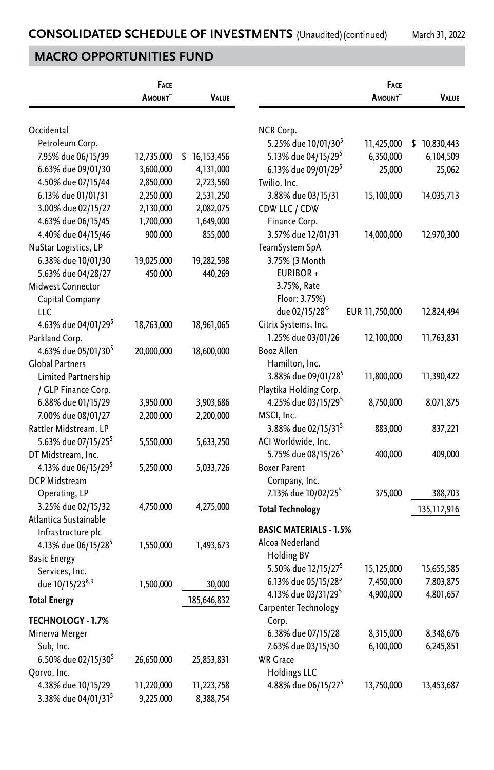## CONSOLIDATED SCHEDULE OF INVESTMENTS (Unaudited) (continued)

March 31, 2022

## MACRO OPPORTUNITIES FUND

| | Face Amount~ | Value |
|---|---|---|
| Occidental Petroleum Corp. | | |
| 7.95% due 06/15/39 | 12,735,000 | $ 16,153,456 |
| 6.63% due 09/01/30 | 3,600,000 | 4,131,000 |
| 4.50% due 07/15/44 | 2,850,000 | 2,723,560 |
| 6.13% due 01/01/31 | 2,250,000 | 2,531,250 |
| 3.00% due 02/15/27 | 2,130,000 | 2,082,075 |
| 4.63% due 06/15/45 | 1,700,000 | 1,649,000 |
| 4.40% due 04/15/46 | 900,000 | 855,000 |
| NuStar Logistics, LP | | |
| 6.38% due 10/01/30 | 19,025,000 | 19,282,598 |
| 5.63% due 04/28/27 | 450,000 | 440,269 |
| Midwest Connector Capital Company LLC | | |
| 4.63% due 04/01/29[5] | 18,763,000 | 18,961,065 |
| Parkland Corp. | | |
| 4.63% due 05/01/30[5] | 20,000,000 | 18,600,000 |
| Global Partners Limited Partnership / GLP Finance Corp. | | |
| 6.88% due 01/15/29 | 3,950,000 | 3,903,686 |
| 7.00% due 08/01/27 | 2,200,000 | 2,200,000 |
| Rattler Midstream, LP | | |
| 5.63% due 07/15/25[5] | 5,550,000 | 5,633,250 |
| DT Midstream, Inc. | | |
| 4.13% due 06/15/29[5] | 5,250,000 | 5,033,726 |
| DCP Midstream Operating, LP | | |
| 3.25% due 02/15/32 | 4,750,000 | 4,275,000 |
| Atlantica Sustainable Infrastructure plc | | |
| 4.13% due 06/15/28[5] | 1,550,000 | 1,493,673 |
| Basic Energy Services, Inc. | | |
| due 10/15/23[8,9] | 1,500,000 | 30,000 |
| **Total Energy** | | 185,646,832 |
| **TECHNOLOGY - 1.7%** | | |
| Minerva Merger Sub, Inc. | | |
| 6.50% due 02/15/30[5] | 26,650,000 | 25,853,831 |
| Qorvo, Inc. | | |
| 4.38% due 10/15/29 | 11,220,000 | 11,223,758 |
| 3.38% due 04/01/31[5] | 9,225,000 | 8,388,754 |
| NCR Corp. | | |
| 5.25% due 10/01/30[5] | 11,425,000 | $ 10,830,443 |
| 5.13% due 04/15/29[5] | 6,350,000 | 6,104,509 |
| 6.13% due 09/01/29[5] | 25,000 | 25,062 |
| Twilio, Inc. | | |
| 3.88% due 03/15/31 | 15,100,000 | 14,035,713 |
| CDW LLC / CDW Finance Corp. | | |
| 3.57% due 12/01/31 | 14,000,000 | 12,970,300 |
| TeamSystem SpA | | |
| 3.75% (3 Month EURIBOR + 3.75%, Rate Floor: 3.75%) due 02/15/28◊ | EUR 11,750,000 | 12,824,494 |
| Citrix Systems, Inc. | | |
| 1.25% due 03/01/26 | 12,100,000 | 11,763,831 |
| Booz Allen Hamilton, Inc. | | |
| 3.88% due 09/01/28[5] | 11,800,000 | 11,390,422 |
| Playtika Holding Corp. | | |
| 4.25% due 03/15/29[5] | 8,750,000 | 8,071,875 |
| MSCI, Inc. | | |
| 3.88% due 02/15/31[5] | 883,000 | 837,221 |
| ACI Worldwide, Inc. | | |
| 5.75% due 08/15/26[5] | 400,000 | 409,000 |
| Boxer Parent Company, Inc. | | |
| 7.13% due 10/02/25[5] | 375,000 | 388,703 |
| **Total Technology** | | 135,117,916 |
| **BASIC MATERIALS - 1.5%** | | |
| Alcoa Nederland Holding BV | | |
| 5.50% due 12/15/27[5] | 15,125,000 | 15,655,585 |
| 6.13% due 05/15/28[5] | 7,450,000 | 7,803,875 |
| 4.13% due 03/31/29[5] | 4,900,000 | 4,801,657 |
| Carpenter Technology Corp. | | |
| 6.38% due 07/15/28 | 8,315,000 | 8,348,676 |
| 7.63% due 03/15/30 | 6,100,000 | 6,245,851 |
| WR Grace Holdings LLC | | |
| 4.88% due 06/15/27[5] | 13,750,000 | 13,453,687 |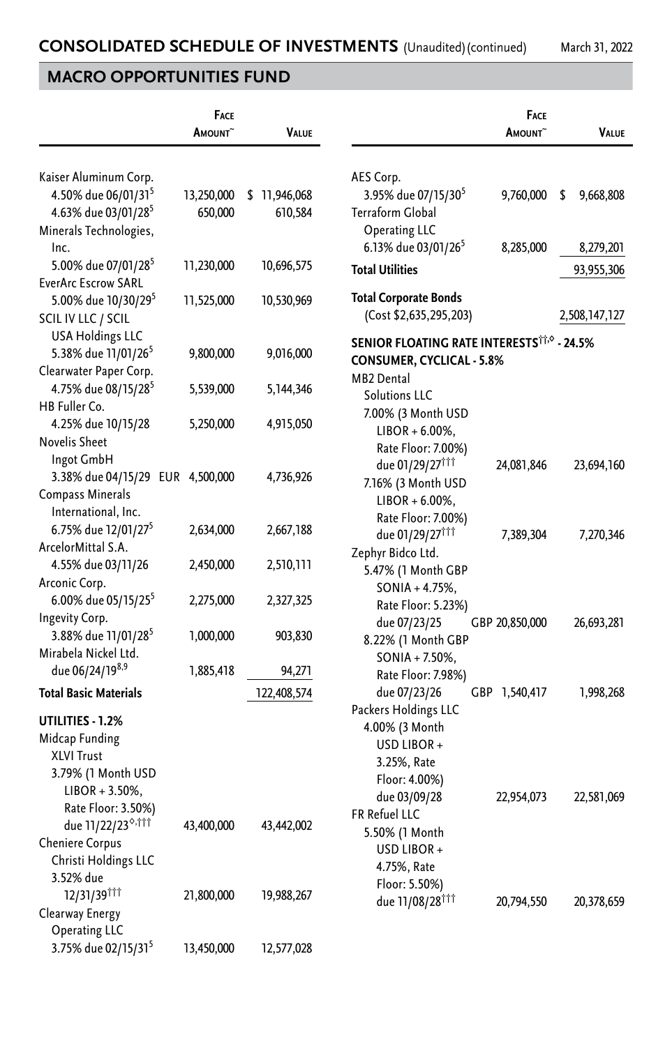## CONSOLIDATED SCHEDULE OF INVESTMENTS (Unaudited) (continued)

## MACRO OPPORTUNITIES FUND

| | Face Amount~ | Value |
|---|---|---|
| Kaiser Aluminum Corp. | | |
| 4.50% due 06/01/31[5] | 13,250,000 | $ 11,946,068 |
| 4.63% due 03/01/28[5] | 650,000 | 610,584 |
| Minerals Technologies, Inc. | | |
| 5.00% due 07/01/28[5] | 11,230,000 | 10,696,575 |
| EverArc Escrow SARL | | |
| 5.00% due 10/30/29[5] | 11,525,000 | 10,530,969 |
| SCIL IV LLC / SCIL USA Holdings LLC | | |
| 5.38% due 11/01/26[5] | 9,800,000 | 9,016,000 |
| Clearwater Paper Corp. | | |
| 4.75% due 08/15/28[5] | 5,539,000 | 5,144,346 |
| HB Fuller Co. | | |
| 4.25% due 10/15/28 | 5,250,000 | 4,915,050 |
| Novelis Sheet Ingot GmbH | | |
| 3.38% due 04/15/29 | EUR 4,500,000 | 4,736,926 |
| Compass Minerals International, Inc. | | |
| 6.75% due 12/01/27[5] | 2,634,000 | 2,667,188 |
| ArcelorMittal S.A. | | |
| 4.55% due 03/11/26 | 2,450,000 | 2,510,111 |
| Arconic Corp. | | |
| 6.00% due 05/15/25[5] | 2,275,000 | 2,327,325 |
| Ingevity Corp. | | |
| 3.88% due 11/01/28[5] | 1,000,000 | 903,830 |
| Mirabela Nickel Ltd. | | |
| due 06/24/19[8,9] | 1,885,418 | 94,271 |
| **Total Basic Materials** | | 122,408,574 |
| **UTILITIES - 1.2%** | | |
| Midcap Funding XLVI Trust | | |
| 3.79% (1 Month USD LIBOR + 3.50%, Rate Floor: 3.50%) due 11/22/23[◊,†††] | 43,400,000 | 43,442,002 |
| Cheniere Corpus Christi Holdings LLC | | |
| 3.52% due 12/31/39[†††] | 21,800,000 | 19,988,267 |
| Clearway Energy Operating LLC | | |
| 3.75% due 02/15/31[5] | 13,450,000 | 12,577,028 |
| AES Corp. | | |
| 3.95% due 07/15/30[5] | 9,760,000 | $ 9,668,808 |
| Terraform Global Operating LLC | | |
| 6.13% due 03/01/26[5] | 8,285,000 | 8,279,201 |
| **Total Utilities** | | 93,955,306 |
| **Total Corporate Bonds** (Cost $2,635,295,203) | | 2,508,147,127 |
| **SENIOR FLOATING RATE INTERESTS[††,◊] - 24.5%** | | |
| **CONSUMER, CYCLICAL - 5.8%** | | |
| MB2 Dental Solutions LLC | | |
| 7.00% (3 Month USD LIBOR + 6.00%, Rate Floor: 7.00%) due 01/29/27[†††] | 24,081,846 | 23,694,160 |
| 7.16% (3 Month USD LIBOR + 6.00%, Rate Floor: 7.00%) due 01/29/27[†††] | 7,389,304 | 7,270,346 |
| Zephyr Bidco Ltd. | | |
| 5.47% (1 Month GBP SONIA + 4.75%, Rate Floor: 5.23%) due 07/23/25 | GBP 20,850,000 | 26,693,281 |
| 8.22% (1 Month GBP SONIA + 7.50%, Rate Floor: 7.98%) due 07/23/26 | GBP 1,540,417 | 1,998,268 |
| Packers Holdings LLC | | |
| 4.00% (3 Month USD LIBOR + 3.25%, Rate Floor: 4.00%) due 03/09/28 | 22,954,073 | 22,581,069 |
| FR Refuel LLC | | |
| 5.50% (1 Month USD LIBOR + 4.75%, Rate Floor: 5.50%) due 11/08/28[†††] | 20,794,550 | 20,378,659 |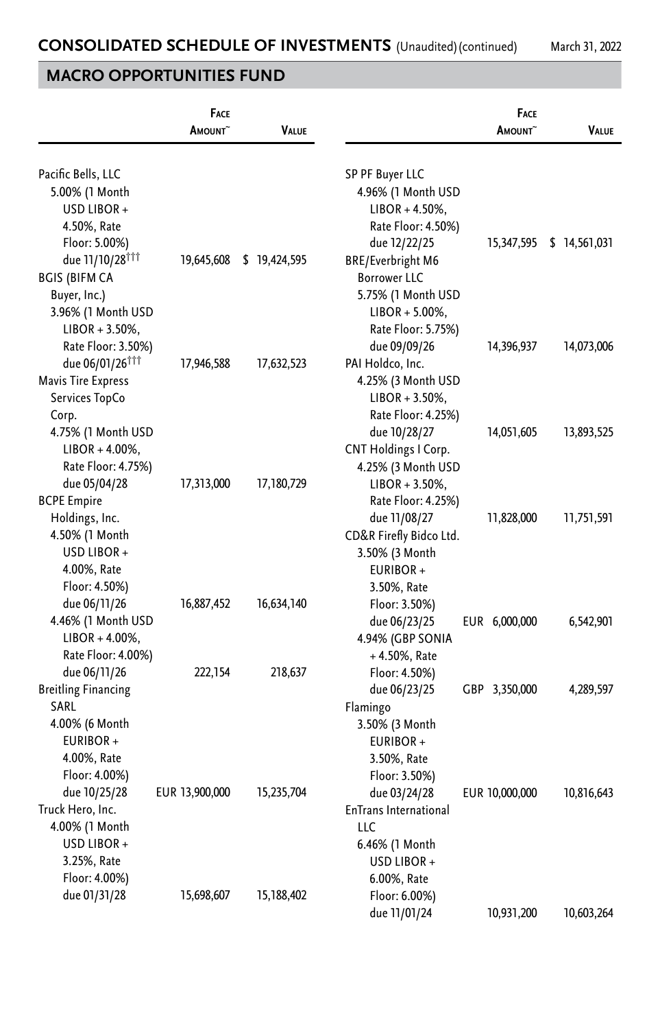## CONSOLIDATED SCHEDULE OF INVESTMENTS (Unaudited) (continued)

March 31, 2022

## MACRO OPPORTUNITIES FUND

| | Face Amount~ | Value |
|---|---|---|
| Pacific Bells, LLC | | |
| 5.00% (1 Month USD LIBOR + 4.50%, Rate Floor: 5.00%) due 11/10/28††† | 19,645,608 | $ 19,424,595 |
| BGIS (BIFM CA Buyer, Inc.) | | |
| 3.96% (1 Month USD LIBOR + 3.50%, Rate Floor: 3.50%) due 06/01/26††† | 17,946,588 | 17,632,523 |
| Mavis Tire Express Services TopCo Corp. | | |
| 4.75% (1 Month USD LIBOR + 4.00%, Rate Floor: 4.75%) due 05/04/28 | 17,313,000 | 17,180,729 |
| BCPE Empire Holdings, Inc. | | |
| 4.50% (1 Month USD LIBOR + 4.00%, Rate Floor: 4.50%) due 06/11/26 | 16,887,452 | 16,634,140 |
| 4.46% (1 Month USD LIBOR + 4.00%, Rate Floor: 4.00%) due 06/11/26 | 222,154 | 218,637 |
| Breitling Financing SARL | | |
| 4.00% (6 Month EURIBOR + 4.00%, Rate Floor: 4.00%) due 10/25/28 | EUR 13,900,000 | 15,235,704 |
| Truck Hero, Inc. | | |
| 4.00% (1 Month USD LIBOR + 3.25%, Rate Floor: 4.00%) due 01/31/28 | 15,698,607 | 15,188,402 |
| SP PF Buyer LLC | | |
| 4.96% (1 Month USD LIBOR + 4.50%, Rate Floor: 4.50%) due 12/22/25 | 15,347,595 | $ 14,561,031 |
| BRE/Everbright M6 Borrower LLC | | |
| 5.75% (1 Month USD LIBOR + 5.00%, Rate Floor: 5.75%) due 09/09/26 | 14,396,937 | 14,073,006 |
| PAI Holdco, Inc. | | |
| 4.25% (3 Month USD LIBOR + 3.50%, Rate Floor: 4.25%) due 10/28/27 | 14,051,605 | 13,893,525 |
| CNT Holdings I Corp. | | |
| 4.25% (3 Month USD LIBOR + 3.50%, Rate Floor: 4.25%) due 11/08/27 | 11,828,000 | 11,751,591 |
| CD&R Firefly Bidco Ltd. | | |
| 3.50% (3 Month EURIBOR + 3.50%, Rate Floor: 3.50%) due 06/23/25 | EUR 6,000,000 | 6,542,901 |
| 4.94% (GBP SONIA + 4.50%, Rate Floor: 4.50%) due 06/23/25 | GBP 3,350,000 | 4,289,597 |
| Flamingo | | |
| 3.50% (3 Month EURIBOR + 3.50%, Rate Floor: 3.50%) due 03/24/28 | EUR 10,000,000 | 10,816,643 |
| EnTrans International LLC | | |
| 6.46% (1 Month USD LIBOR + 6.00%, Rate Floor: 6.00%) due 11/01/24 | 10,931,200 | 10,603,264 |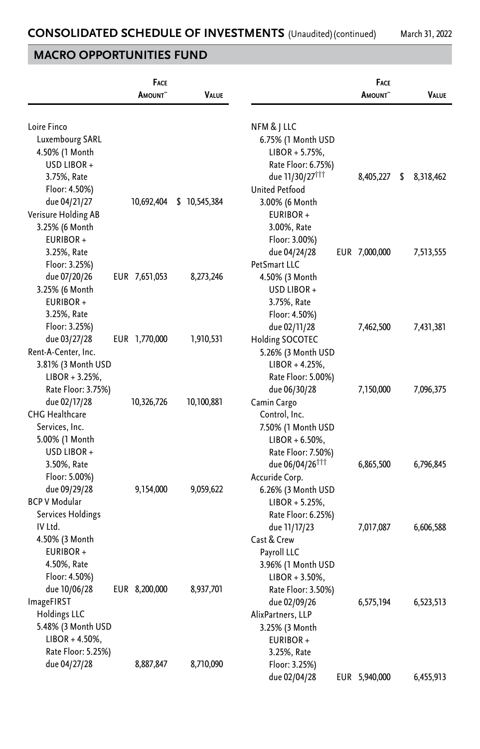## CONSOLIDATED SCHEDULE OF INVESTMENTS (Unaudited) (continued)

March 31, 2022

## MACRO OPPORTUNITIES FUND

| | Face Amount~ | Value |
|---|---|---|
| Loire Finco Luxembourg SARL 4.50% (1 Month USD LIBOR + 3.75%, Rate Floor: 4.50%) due 04/21/27 | 10,692,404 | $ 10,545,384 |
| Verisure Holding AB | | |
| 3.25% (6 Month EURIBOR + 3.25%, Rate Floor: 3.25%) due 07/20/26 | EUR 7,651,053 | 8,273,246 |
| 3.25% (6 Month EURIBOR + 3.25%, Rate Floor: 3.25%) due 03/27/28 | EUR 1,770,000 | 1,910,531 |
| Rent-A-Center, Inc. 3.81% (3 Month USD LIBOR + 3.25%, Rate Floor: 3.75%) due 02/17/28 | 10,326,726 | 10,100,881 |
| CHG Healthcare Services, Inc. 5.00% (1 Month USD LIBOR + 3.50%, Rate Floor: 5.00%) due 09/29/28 | 9,154,000 | 9,059,622 |
| BCP V Modular Services Holdings IV Ltd. 4.50% (3 Month EURIBOR + 4.50%, Rate Floor: 4.50%) due 10/06/28 | EUR 8,200,000 | 8,937,701 |
| ImageFIRST Holdings LLC 5.48% (3 Month USD LIBOR + 4.50%, Rate Floor: 5.25%) due 04/27/28 | 8,887,847 | 8,710,090 |
| NFM & J LLC 6.75% (1 Month USD LIBOR + 5.75%, Rate Floor: 6.75%) due 11/30/27††† | 8,405,227 | $ 8,318,462 |
| United Petfood 3.00% (6 Month EURIBOR + 3.00%, Rate Floor: 3.00%) due 04/24/28 | EUR 7,000,000 | 7,513,555 |
| PetSmart LLC 4.50% (3 Month USD LIBOR + 3.75%, Rate Floor: 4.50%) due 02/11/28 | 7,462,500 | 7,431,381 |
| Holding SOCOTEC 5.26% (3 Month USD LIBOR + 4.25%, Rate Floor: 5.00%) due 06/30/28 | 7,150,000 | 7,096,375 |
| Camin Cargo Control, Inc. 7.50% (1 Month USD LIBOR + 6.50%, Rate Floor: 7.50%) due 06/04/26††† | 6,865,500 | 6,796,845 |
| Accuride Corp. 6.26% (3 Month USD LIBOR + 5.25%, Rate Floor: 6.25%) due 11/17/23 | 7,017,087 | 6,606,588 |
| Cast & Crew Payroll LLC 3.96% (1 Month USD LIBOR + 3.50%, Rate Floor: 3.50%) due 02/09/26 | 6,575,194 | 6,523,513 |
| AlixPartners, LLP 3.25% (3 Month EURIBOR + 3.25%, Rate Floor: 3.25%) due 02/04/28 | EUR 5,940,000 | 6,455,913 |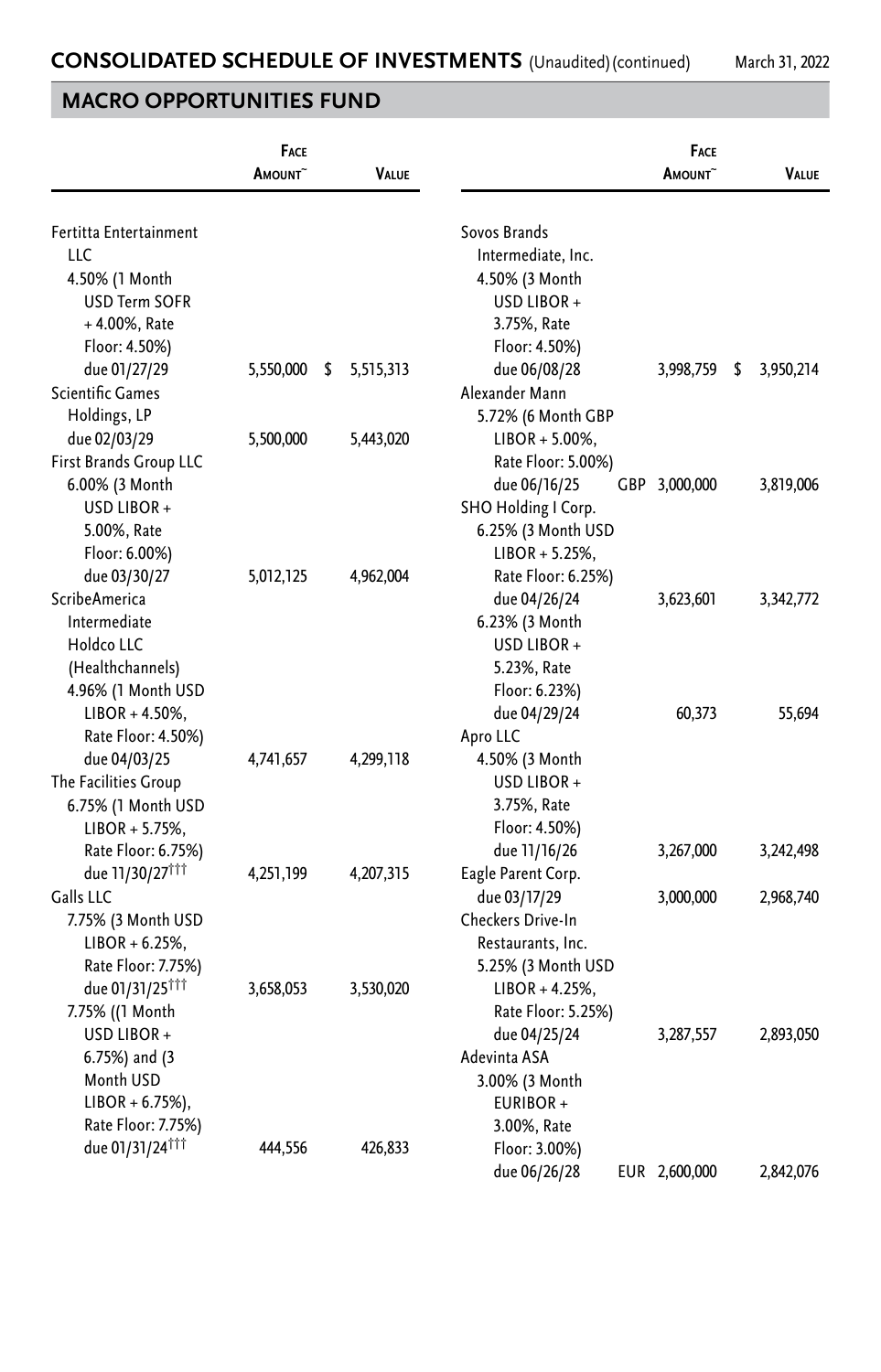## MACRO OPPORTUNITIES FUND

| | Face Amount~ | Value |
|---|---|---|
| Fertitta Entertainment LLC | | |
| 4.50% (1 Month USD Term SOFR + 4.00%, Rate Floor: 4.50%) due 01/27/29 | 5,550,000 | $ 5,515,313 |
| Scientific Games Holdings, LP due 02/03/29 | 5,500,000 | 5,443,020 |
| First Brands Group LLC | | |
| 6.00% (3 Month USD LIBOR + 5.00%, Rate Floor: 6.00%) due 03/30/27 | 5,012,125 | 4,962,004 |
| ScribeAmerica Intermediate Holdco LLC (Healthchannels) | | |
| 4.96% (1 Month USD LIBOR + 4.50%, Rate Floor: 4.50%) due 04/03/25 | 4,741,657 | 4,299,118 |
| The Facilities Group | | |
| 6.75% (1 Month USD LIBOR + 5.75%, Rate Floor: 6.75%) due 11/30/27††† | 4,251,199 | 4,207,315 |
| Galls LLC | | |
| 7.75% (3 Month USD LIBOR + 6.25%, Rate Floor: 7.75%) due 01/31/25††† | 3,658,053 | 3,530,020 |
| 7.75% ((1 Month USD LIBOR + 6.75%) and (3 Month USD LIBOR + 6.75%), Rate Floor: 7.75%) due 01/31/24††† | 444,556 | 426,833 |
| Sovos Brands Intermediate, Inc. | | |
| 4.50% (3 Month USD LIBOR + 3.75%, Rate Floor: 4.50%) due 06/08/28 | 3,998,759 | $ 3,950,214 |
| Alexander Mann | | |
| 5.72% (6 Month GBP LIBOR + 5.00%, Rate Floor: 5.00%) due 06/16/25 | GBP 3,000,000 | 3,819,006 |
| SHO Holding I Corp. | | |
| 6.25% (3 Month USD LIBOR + 5.25%, Rate Floor: 6.25%) due 04/26/24 | 3,623,601 | 3,342,772 |
| 6.23% (3 Month USD LIBOR + 5.23%, Rate Floor: 6.23%) due 04/29/24 | 60,373 | 55,694 |
| Apro LLC | | |
| 4.50% (3 Month USD LIBOR + 3.75%, Rate Floor: 4.50%) due 11/16/26 | 3,267,000 | 3,242,498 |
| Eagle Parent Corp. due 03/17/29 | 3,000,000 | 2,968,740 |
| Checkers Drive-In Restaurants, Inc. | | |
| 5.25% (3 Month USD LIBOR + 4.25%, Rate Floor: 5.25%) due 04/25/24 | 3,287,557 | 2,893,050 |
| Adevinta ASA | | |
| 3.00% (3 Month EURIBOR + 3.00%, Rate Floor: 3.00%) due 06/26/28 | EUR 2,600,000 | 2,842,076 |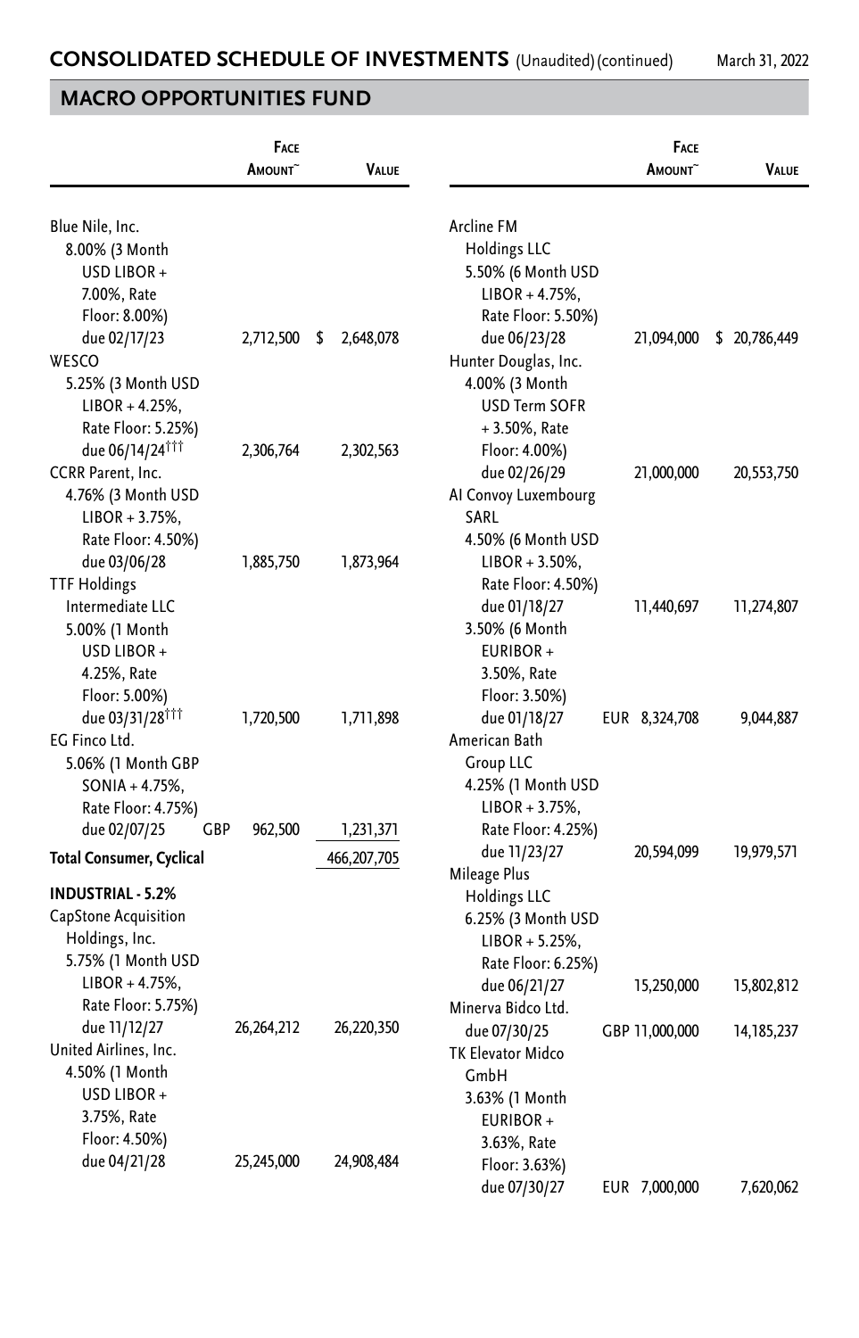## CONSOLIDATED SCHEDULE OF INVESTMENTS (Unaudited) (continued)

March 31, 2022

## MACRO OPPORTUNITIES FUND

| | Face Amount~ | Value |
|---|---|---|
| Blue Nile, Inc. 8.00% (3 Month USD LIBOR + 7.00%, Rate Floor: 8.00%) due 02/17/23 | 2,712,500 | $ 2,648,078 |
| WESCO 5.25% (3 Month USD LIBOR + 4.25%, Rate Floor: 5.25%) due 06/14/24††† | 2,306,764 | 2,302,563 |
| CCRR Parent, Inc. 4.76% (3 Month USD LIBOR + 3.75%, Rate Floor: 4.50%) due 03/06/28 | 1,885,750 | 1,873,964 |
| TTF Holdings Intermediate LLC 5.00% (1 Month USD LIBOR + 4.25%, Rate Floor: 5.00%) due 03/31/28††† | 1,720,500 | 1,711,898 |
| EG Finco Ltd. 5.06% (1 Month GBP SONIA + 4.75%, Rate Floor: 4.75%) due 02/07/25 | GBP 962,500 | 1,231,371 |
| **Total Consumer, Cyclical** | | 466,207,705 |
| **INDUSTRIAL - 5.2%** | | |
| CapStone Acquisition Holdings, Inc. 5.75% (1 Month USD LIBOR + 4.75%, Rate Floor: 5.75%) due 11/12/27 | 26,264,212 | 26,220,350 |
| United Airlines, Inc. 4.50% (1 Month USD LIBOR + 3.75%, Rate Floor: 4.50%) due 04/21/28 | 25,245,000 | 24,908,484 |
| Arcline FM Holdings LLC 5.50% (6 Month USD LIBOR + 4.75%, Rate Floor: 5.50%) due 06/23/28 | 21,094,000 | $ 20,786,449 |
| Hunter Douglas, Inc. 4.00% (3 Month USD Term SOFR + 3.50%, Rate Floor: 4.00%) due 02/26/29 | 21,000,000 | 20,553,750 |
| AI Convoy Luxembourg SARL | | |
| 4.50% (6 Month USD LIBOR + 3.50%, Rate Floor: 4.50%) due 01/18/27 | 11,440,697 | 11,274,807 |
| 3.50% (6 Month EURIBOR + 3.50%, Rate Floor: 3.50%) due 01/18/27 | EUR 8,324,708 | 9,044,887 |
| American Bath Group LLC 4.25% (1 Month USD LIBOR + 3.75%, Rate Floor: 4.25%) due 11/23/27 | 20,594,099 | 19,979,571 |
| Mileage Plus Holdings LLC 6.25% (3 Month USD LIBOR + 5.25%, Rate Floor: 6.25%) due 06/21/27 | 15,250,000 | 15,802,812 |
| Minerva Bidco Ltd. due 07/30/25 | GBP 11,000,000 | 14,185,237 |
| TK Elevator Midco GmbH 3.63% (1 Month EURIBOR + 3.63%, Rate Floor: 3.63%) due 07/30/27 | EUR 7,000,000 | 7,620,062 |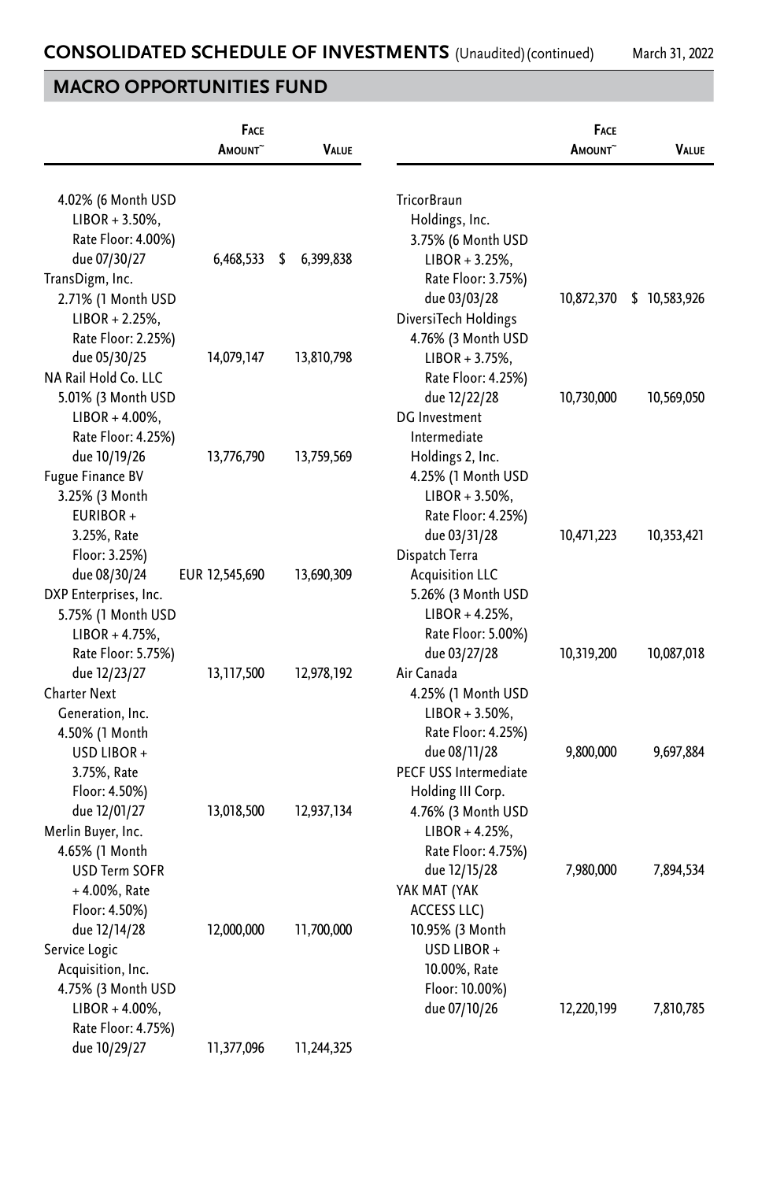# CONSOLIDATED SCHEDULE OF INVESTMENTS (Unaudited) (continued)

March 31, 2022

## MACRO OPPORTUNITIES FUND

| | Face Amount~ | Value |
|---|---|---|
| 4.02% (6 Month USD LIBOR + 3.50%, Rate Floor: 4.00%) due 07/30/27 | 6,468,533 | $ 6,399,838 |
| TransDigm, Inc. 2.71% (1 Month USD LIBOR + 2.25%, Rate Floor: 2.25%) due 05/30/25 | 14,079,147 | 13,810,798 |
| NA Rail Hold Co. LLC 5.01% (3 Month USD LIBOR + 4.00%, Rate Floor: 4.25%) due 10/19/26 | 13,776,790 | 13,759,569 |
| Fugue Finance BV 3.25% (3 Month EURIBOR + 3.25%, Rate Floor: 3.25%) due 08/30/24 | EUR 12,545,690 | 13,690,309 |
| DXP Enterprises, Inc. 5.75% (1 Month USD LIBOR + 4.75%, Rate Floor: 5.75%) due 12/23/27 | 13,117,500 | 12,978,192 |
| Charter Next Generation, Inc. 4.50% (1 Month USD LIBOR + 3.75%, Rate Floor: 4.50%) due 12/01/27 | 13,018,500 | 12,937,134 |
| Merlin Buyer, Inc. 4.65% (1 Month USD Term SOFR + 4.00%, Rate Floor: 4.50%) due 12/14/28 | 12,000,000 | 11,700,000 |
| Service Logic Acquisition, Inc. 4.75% (3 Month USD LIBOR + 4.00%, Rate Floor: 4.75%) due 10/29/27 | 11,377,096 | 11,244,325 |
| TricorBraun Holdings, Inc. 3.75% (6 Month USD LIBOR + 3.25%, Rate Floor: 3.75%) due 03/03/28 | 10,872,370 | $ 10,583,926 |
| DiversiTech Holdings 4.76% (3 Month USD LIBOR + 3.75%, Rate Floor: 4.25%) due 12/22/28 | 10,730,000 | 10,569,050 |
| DG Investment Intermediate Holdings 2, Inc. 4.25% (1 Month USD LIBOR + 3.50%, Rate Floor: 4.25%) due 03/31/28 | 10,471,223 | 10,353,421 |
| Dispatch Terra Acquisition LLC 5.26% (3 Month USD LIBOR + 4.25%, Rate Floor: 5.00%) due 03/27/28 | 10,319,200 | 10,087,018 |
| Air Canada 4.25% (1 Month USD LIBOR + 3.50%, Rate Floor: 4.25%) due 08/11/28 | 9,800,000 | 9,697,884 |
| PECF USS Intermediate Holding III Corp. 4.76% (3 Month USD LIBOR + 4.25%, Rate Floor: 4.75%) due 12/15/28 | 7,980,000 | 7,894,534 |
| YAK MAT (YAK ACCESS LLC) 10.95% (3 Month USD LIBOR + 10.00%, Rate Floor: 10.00%) due 07/10/26 | 12,220,199 | 7,810,785 |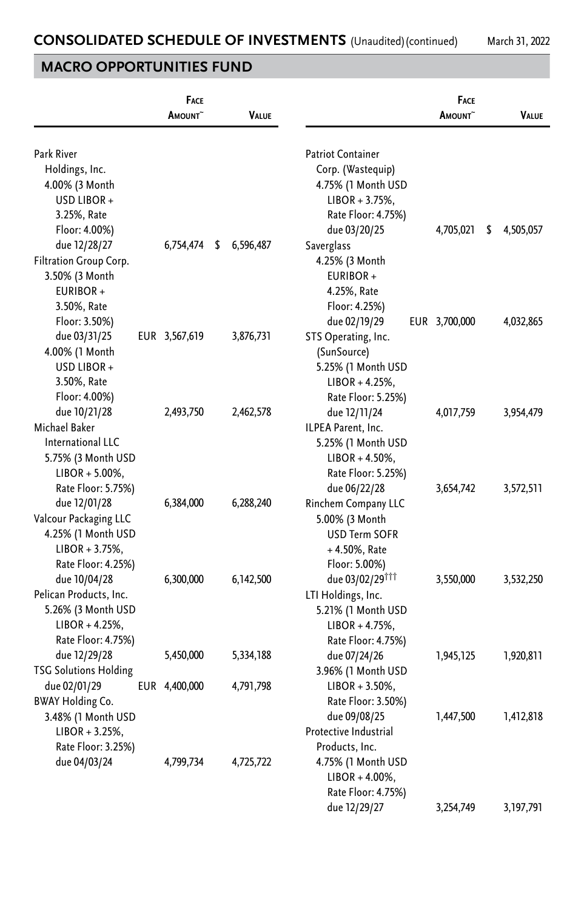# CONSOLIDATED SCHEDULE OF INVESTMENTS (Unaudited) (continued)

March 31, 2022

## MACRO OPPORTUNITIES FUND

| | Face Amount~ | Value |
|---|---|---|
| Park River Holdings, Inc. | | |
| 4.00% (3 Month USD LIBOR + 3.25%, Rate Floor: 4.00%) due 12/28/27 | 6,754,474 | $ 6,596,487 |
| Filtration Group Corp. | | |
| 3.50% (3 Month EURIBOR + 3.50%, Rate Floor: 3.50%) due 03/31/25 | EUR 3,567,619 | 3,876,731 |
| 4.00% (1 Month USD LIBOR + 3.50%, Rate Floor: 4.00%) due 10/21/28 | 2,493,750 | 2,462,578 |
| Michael Baker International LLC | | |
| 5.75% (3 Month USD LIBOR + 5.00%, Rate Floor: 5.75%) due 12/01/28 | 6,384,000 | 6,288,240 |
| Valcour Packaging LLC | | |
| 4.25% (1 Month USD LIBOR + 3.75%, Rate Floor: 4.25%) due 10/04/28 | 6,300,000 | 6,142,500 |
| Pelican Products, Inc. | | |
| 5.26% (3 Month USD LIBOR + 4.25%, Rate Floor: 4.75%) due 12/29/28 | 5,450,000 | 5,334,188 |
| TSG Solutions Holding | | |
| due 02/01/29 | EUR 4,400,000 | 4,791,798 |
| BWAY Holding Co. | | |
| 3.48% (1 Month USD LIBOR + 3.25%, Rate Floor: 3.25%) due 04/03/24 | 4,799,734 | 4,725,722 |
| Patriot Container Corp. (Wastequip) | | |
| 4.75% (1 Month USD LIBOR + 3.75%, Rate Floor: 4.75%) due 03/20/25 | 4,705,021 | $ 4,505,057 |
| Saverglass | | |
| 4.25% (3 Month EURIBOR + 4.25%, Rate Floor: 4.25%) due 02/19/29 | EUR 3,700,000 | 4,032,865 |
| STS Operating, Inc. (SunSource) | | |
| 5.25% (1 Month USD LIBOR + 4.25%, Rate Floor: 5.25%) due 12/11/24 | 4,017,759 | 3,954,479 |
| ILPEA Parent, Inc. | | |
| 5.25% (1 Month USD LIBOR + 4.50%, Rate Floor: 5.25%) due 06/22/28 | 3,654,742 | 3,572,511 |
| Rinchem Company LLC | | |
| 5.00% (3 Month USD Term SOFR + 4.50%, Rate Floor: 5.00%) due 03/02/29††† | 3,550,000 | 3,532,250 |
| LTI Holdings, Inc. | | |
| 5.21% (1 Month USD LIBOR + 4.75%, Rate Floor: 4.75%) due 07/24/26 | 1,945,125 | 1,920,811 |
| 3.96% (1 Month USD LIBOR + 3.50%, Rate Floor: 3.50%) due 09/08/25 | 1,447,500 | 1,412,818 |
| Protective Industrial Products, Inc. | | |
| 4.75% (1 Month USD LIBOR + 4.00%, Rate Floor: 4.75%) due 12/29/27 | 3,254,749 | 3,197,791 |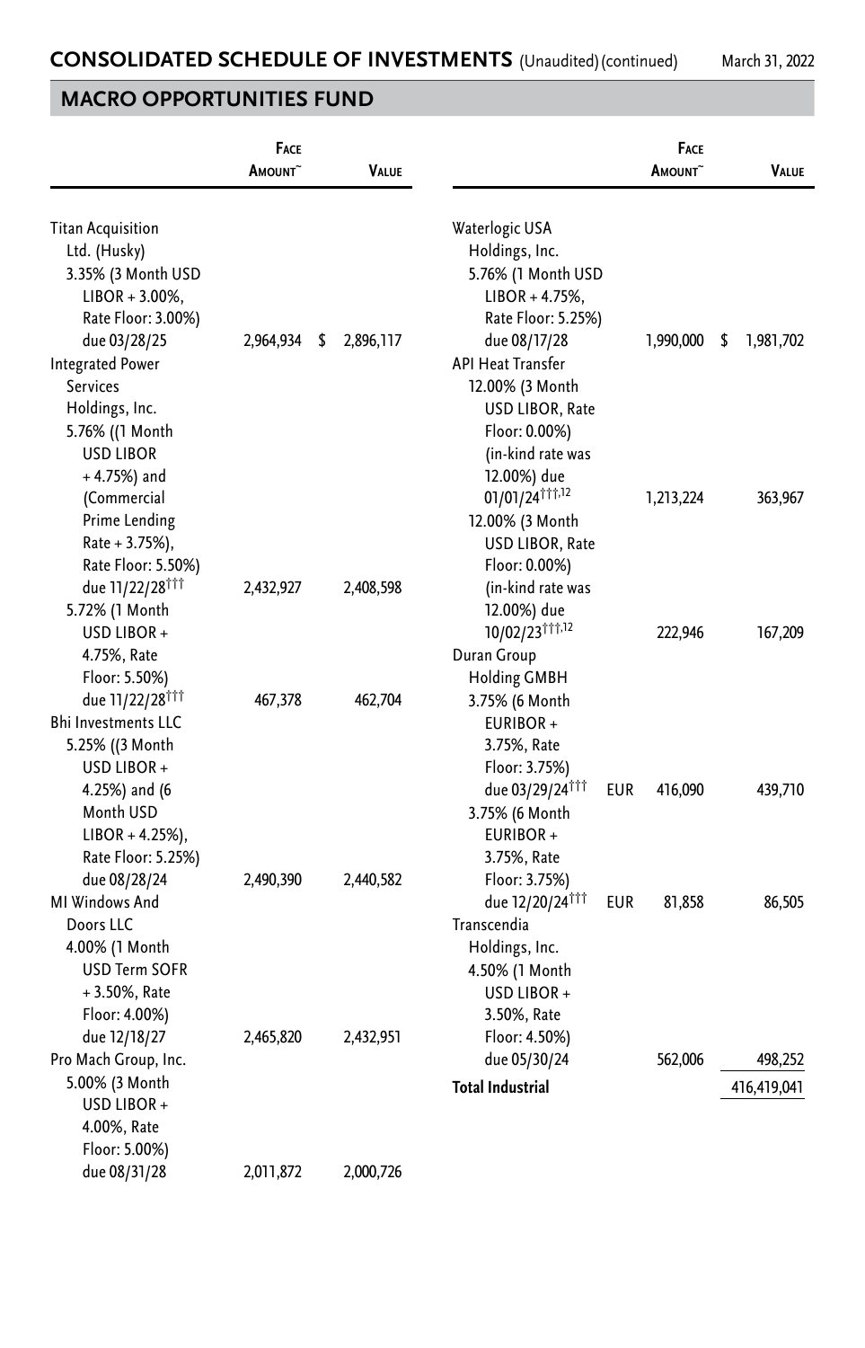## CONSOLIDATED SCHEDULE OF INVESTMENTS (Unaudited) (continued)

March 31, 2022

## MACRO OPPORTUNITIES FUND

| | Face Amount~ | Value |
|---|---|---|
| Titan Acquisition Ltd. (Husky) | | |
| 3.35% (3 Month USD LIBOR + 3.00%, Rate Floor: 3.00%) due 03/28/25 | 2,964,934 | $ 2,896,117 |
| Integrated Power Services Holdings, Inc. | | |
| 5.76% ((1 Month USD LIBOR + 4.75%) and (Commercial Prime Lending Rate + 3.75%), Rate Floor: 5.50%) due 11/22/28††† | 2,432,927 | 2,408,598 |
| 5.72% (1 Month USD LIBOR + 4.75%, Rate Floor: 5.50%) due 11/22/28††† | 467,378 | 462,704 |
| Bhi Investments LLC | | |
| 5.25% ((3 Month USD LIBOR + 4.25%) and (6 Month USD LIBOR + 4.25%), Rate Floor: 5.25%) due 08/28/24 | 2,490,390 | 2,440,582 |
| MI Windows And Doors LLC | | |
| 4.00% (1 Month USD Term SOFR + 3.50%, Rate Floor: 4.00%) due 12/18/27 | 2,465,820 | 2,432,951 |
| Pro Mach Group, Inc. | | |
| 5.00% (3 Month USD LIBOR + 4.00%, Rate Floor: 5.00%) due 08/31/28 | 2,011,872 | 2,000,726 |
| Waterlogic USA Holdings, Inc. | | |
| 5.76% (1 Month USD LIBOR + 4.75%, Rate Floor: 5.25%) due 08/17/28 | 1,990,000 | $ 1,981,702 |
| API Heat Transfer | | |
| 12.00% (3 Month USD LIBOR, Rate Floor: 0.00%) (in-kind rate was 12.00%) due 01/01/24†††,12 | 1,213,224 | 363,967 |
| 12.00% (3 Month USD LIBOR, Rate Floor: 0.00%) (in-kind rate was 12.00%) due 10/02/23†††,12 | 222,946 | 167,209 |
| Duran Group Holding GMBH | | |
| 3.75% (6 Month EURIBOR + 3.75%, Rate Floor: 3.75%) due 03/29/24††† | EUR 416,090 | 439,710 |
| 3.75% (6 Month EURIBOR + 3.75%, Rate Floor: 3.75%) due 12/20/24††† | EUR 81,858 | 86,505 |
| Transcendia Holdings, Inc. | | |
| 4.50% (1 Month USD LIBOR + 3.50%, Rate Floor: 4.50%) due 05/30/24 | 562,006 | 498,252 |
| **Total Industrial** | | 416,419,041 |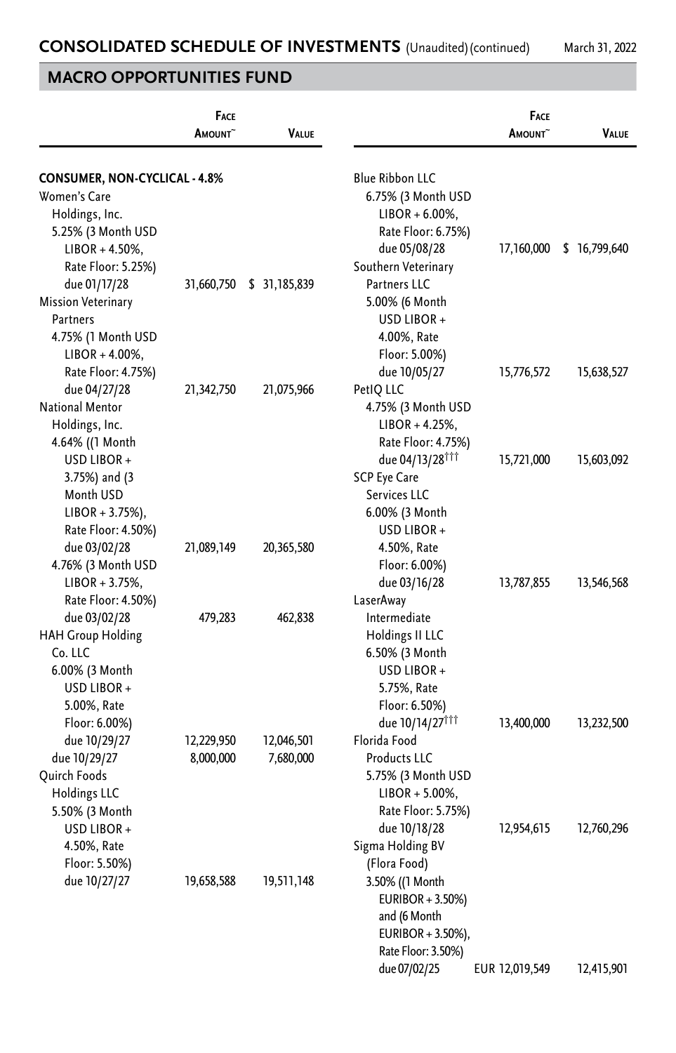## CONSOLIDATED SCHEDULE OF INVESTMENTS (Unaudited) (continued)

March 31, 2022

## MACRO OPPORTUNITIES FUND

| | Face Amount~ | Value |
|---|---|---|
| **CONSUMER, NON-CYCLICAL - 4.8%** | | |
| Women's Care Holdings, Inc. | | |
| 5.25% (3 Month USD LIBOR + 4.50%, Rate Floor: 5.25%) due 01/17/28 | 31,660,750 | $ 31,185,839 |
| Mission Veterinary Partners | | |
| 4.75% (1 Month USD LIBOR + 4.00%, Rate Floor: 4.75%) due 04/27/28 | 21,342,750 | 21,075,966 |
| National Mentor Holdings, Inc. | | |
| 4.64% ((1 Month USD LIBOR + 3.75%) and (3 Month LIBOR + 3.75%), Rate Floor: 4.50%) due 03/02/28 | 21,089,149 | 20,365,580 |
| 4.76% (3 Month USD LIBOR + 3.75%, Rate Floor: 4.50%) due 03/02/28 | 479,283 | 462,838 |
| HAH Group Holding Co. LLC | | |
| 6.00% (3 Month USD LIBOR + 5.00%, Rate Floor: 6.00%) due 10/29/27 | 12,229,950 | 12,046,501 |
| due 10/29/27 | 8,000,000 | 7,680,000 |
| Quirch Foods Holdings LLC | | |
| 5.50% (3 Month USD LIBOR + 4.50%, Rate Floor: 5.50%) due 10/27/27 | 19,658,588 | 19,511,148 |
| Blue Ribbon LLC | | |
| 6.75% (3 Month USD LIBOR + 6.00%, Rate Floor: 6.75%) due 05/08/28 | 17,160,000 | $ 16,799,640 |
| Southern Veterinary Partners LLC | | |
| 5.00% (6 Month USD LIBOR + 4.00%, Rate Floor: 5.00%) due 10/05/27 | 15,776,572 | 15,638,527 |
| PetIQ LLC | | |
| 4.75% (3 Month USD LIBOR + 4.25%, Rate Floor: 4.75%) due 04/13/28††† | 15,721,000 | 15,603,092 |
| SCP Eye Care Services LLC | | |
| 6.00% (3 Month USD LIBOR + 4.50%, Rate Floor: 6.00%) due 03/16/28 | 13,787,855 | 13,546,568 |
| LaserAway Intermediate Holdings II LLC | | |
| 6.50% (3 Month USD LIBOR + 5.75%, Rate Floor: 6.50%) due 10/14/27††† | 13,400,000 | 13,232,500 |
| Florida Food Products LLC | | |
| 5.75% (3 Month USD LIBOR + 5.00%, Rate Floor: 5.75%) due 10/18/28 | 12,954,615 | 12,760,296 |
| Sigma Holding BV (Flora Food) | | |
| 3.50% ((1 Month EURIBOR + 3.50%) and (6 Month EURIBOR + 3.50%), Rate Floor: 3.50%) due 07/02/25 | EUR 12,019,549 | 12,415,901 |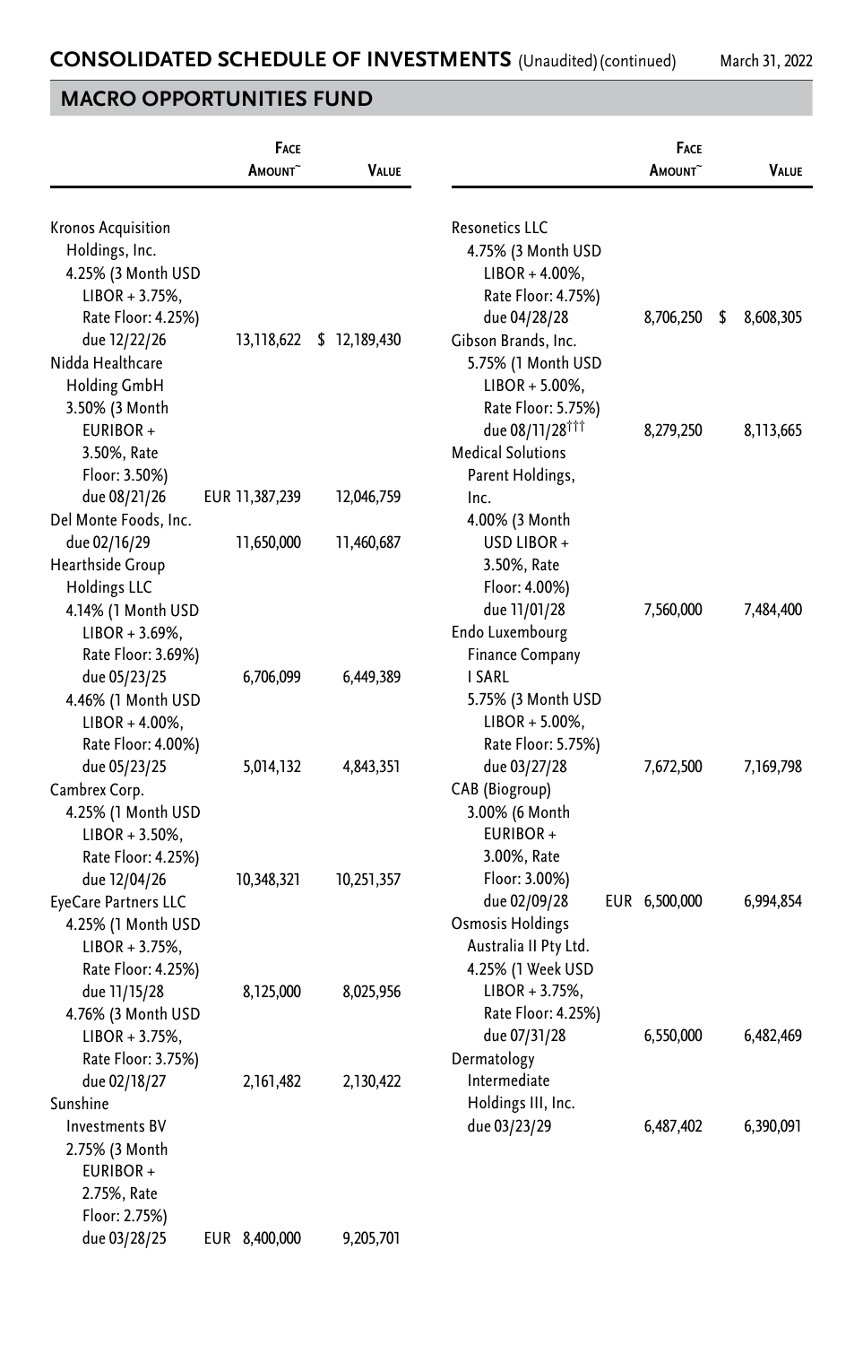## CONSOLIDATED SCHEDULE OF INVESTMENTS (Unaudited) (continued)

March 31, 2022

## MACRO OPPORTUNITIES FUND

| | Face Amount~ | Value |
|---|---|---|
| Kronos Acquisition Holdings, Inc. | | |
| 4.25% (3 Month USD LIBOR + 3.75%, Rate Floor: 4.25%) due 12/22/26 | 13,118,622 | $ 12,189,430 |
| Nidda Healthcare Holding GmbH | | |
| 3.50% (3 Month EURIBOR + 3.50%, Rate Floor: 3.50%) due 08/21/26 | EUR 11,387,239 | 12,046,759 |
| Del Monte Foods, Inc. | | |
| due 02/16/29 | 11,650,000 | 11,460,687 |
| Hearthside Group Holdings LLC | | |
| 4.14% (1 Month USD LIBOR + 3.69%, Rate Floor: 3.69%) due 05/23/25 | 6,706,099 | 6,449,389 |
| 4.46% (1 Month USD LIBOR + 4.00%, Rate Floor: 4.00%) due 05/23/25 | 5,014,132 | 4,843,351 |
| Cambrex Corp. | | |
| 4.25% (1 Month USD LIBOR + 3.50%, Rate Floor: 4.25%) due 12/04/26 | 10,348,321 | 10,251,357 |
| EyeCare Partners LLC | | |
| 4.25% (1 Month USD LIBOR + 3.75%, Rate Floor: 4.25%) due 11/15/28 | 8,125,000 | 8,025,956 |
| 4.76% (3 Month USD LIBOR + 3.75%, Rate Floor: 3.75%) due 02/18/27 | 2,161,482 | 2,130,422 |
| Sunshine Investments BV | | |
| 2.75% (3 Month EURIBOR + 2.75%, Rate Floor: 2.75%) due 03/28/25 | EUR 8,400,000 | 9,205,701 |
| Resonetics LLC | | |
| 4.75% (3 Month USD LIBOR + 4.00%, Rate Floor: 4.75%) due 04/28/28 | 8,706,250 | $ 8,608,305 |
| Gibson Brands, Inc. | | |
| 5.75% (1 Month USD LIBOR + 5.00%, Rate Floor: 5.75%) due 08/11/28††† | 8,279,250 | 8,113,665 |
| Medical Solutions Parent Holdings, Inc. | | |
| 4.00% (3 Month USD LIBOR + 3.50%, Rate Floor: 4.00%) due 11/01/28 | 7,560,000 | 7,484,400 |
| Endo Luxembourg Finance Company I SARL | | |
| 5.75% (3 Month USD LIBOR + 5.00%, Rate Floor: 5.75%) due 03/27/28 | 7,672,500 | 7,169,798 |
| CAB (Biogroup) | | |
| 3.00% (6 Month EURIBOR + 3.00%, Rate Floor: 3.00%) due 02/09/28 | EUR 6,500,000 | 6,994,854 |
| Osmosis Holdings Australia II Pty Ltd. | | |
| 4.25% (1 Week USD LIBOR + 3.75%, Rate Floor: 4.25%) due 07/31/28 | 6,550,000 | 6,482,469 |
| Dermatology Intermediate Holdings III, Inc. | | |
| due 03/23/29 | 6,487,402 | 6,390,091 |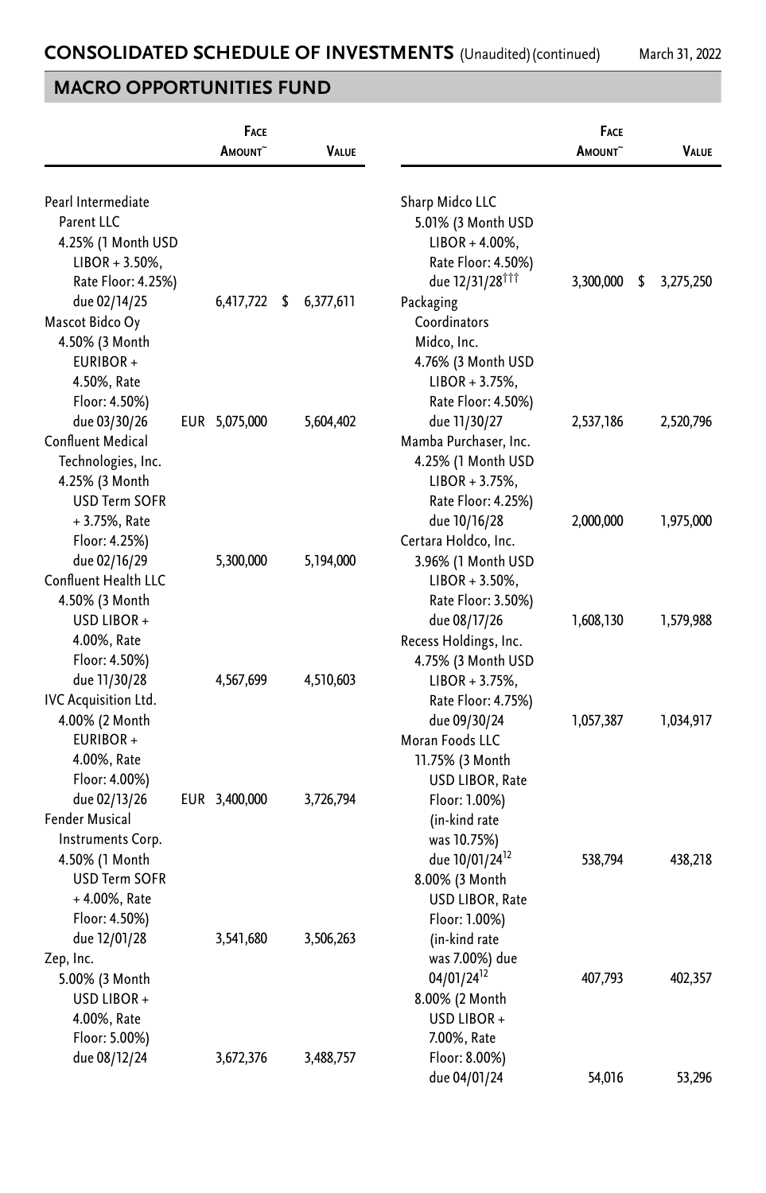## CONSOLIDATED SCHEDULE OF INVESTMENTS (Unaudited) (continued) — March 31, 2022

## MACRO OPPORTUNITIES FUND

| | Face Amount~ | Value |
|---|---|---|
| Pearl Intermediate Parent LLC 4.25% (1 Month USD LIBOR + 3.50%, Rate Floor: 4.25%) due 02/14/25 | 6,417,722 | $ 6,377,611 |
| Mascot Bidco Oy 4.50% (3 Month EURIBOR + 4.50%, Rate Floor: 4.50%) due 03/30/26 | EUR 5,075,000 | 5,604,402 |
| Confluent Medical Technologies, Inc. 4.25% (3 Month USD Term SOFR + 3.75%, Rate Floor: 4.25%) due 02/16/29 | 5,300,000 | 5,194,000 |
| Confluent Health LLC 4.50% (3 Month USD LIBOR + 4.00%, Rate Floor: 4.50%) due 11/30/28 | 4,567,699 | 4,510,603 |
| IVC Acquisition Ltd. 4.00% (2 Month EURIBOR + 4.00%, Rate Floor: 4.00%) due 02/13/26 | EUR 3,400,000 | 3,726,794 |
| Fender Musical Instruments Corp. 4.50% (1 Month USD Term SOFR + 4.00%, Rate Floor: 4.50%) due 12/01/28 | 3,541,680 | 3,506,263 |
| Zep, Inc. 5.00% (3 Month USD LIBOR + 4.00%, Rate Floor: 5.00%) due 08/12/24 | 3,672,376 | 3,488,757 |
| Sharp Midco LLC 5.01% (3 Month USD LIBOR + 4.00%, Rate Floor: 4.50%) due 12/31/28††† | 3,300,000 | $ 3,275,250 |
| Packaging Coordinators Midco, Inc. 4.76% (3 Month USD LIBOR + 3.75%, Rate Floor: 4.50%) due 11/30/27 | 2,537,186 | 2,520,796 |
| Mamba Purchaser, Inc. 4.25% (1 Month USD LIBOR + 3.75%, Rate Floor: 4.25%) due 10/16/28 | 2,000,000 | 1,975,000 |
| Certara Holdco, Inc. 3.96% (1 Month USD LIBOR + 3.50%, Rate Floor: 3.50%) due 08/17/26 | 1,608,130 | 1,579,988 |
| Recess Holdings, Inc. 4.75% (3 Month USD LIBOR + 3.75%, Rate Floor: 4.75%) due 09/30/24 | 1,057,387 | 1,034,917 |
| Moran Foods LLC | | |
| 11.75% (3 Month USD LIBOR, Rate Floor: 1.00%) (in-kind rate was 10.75%) due 10/01/24[12] | 538,794 | 438,218 |
| 8.00% (3 Month USD LIBOR, Rate Floor: 1.00%) (in-kind rate was 7.00%) due 04/01/24[12] | 407,793 | 402,357 |
| 8.00% (2 Month USD LIBOR + 7.00%, Rate Floor: 8.00%) due 04/01/24 | 54,016 | 53,296 |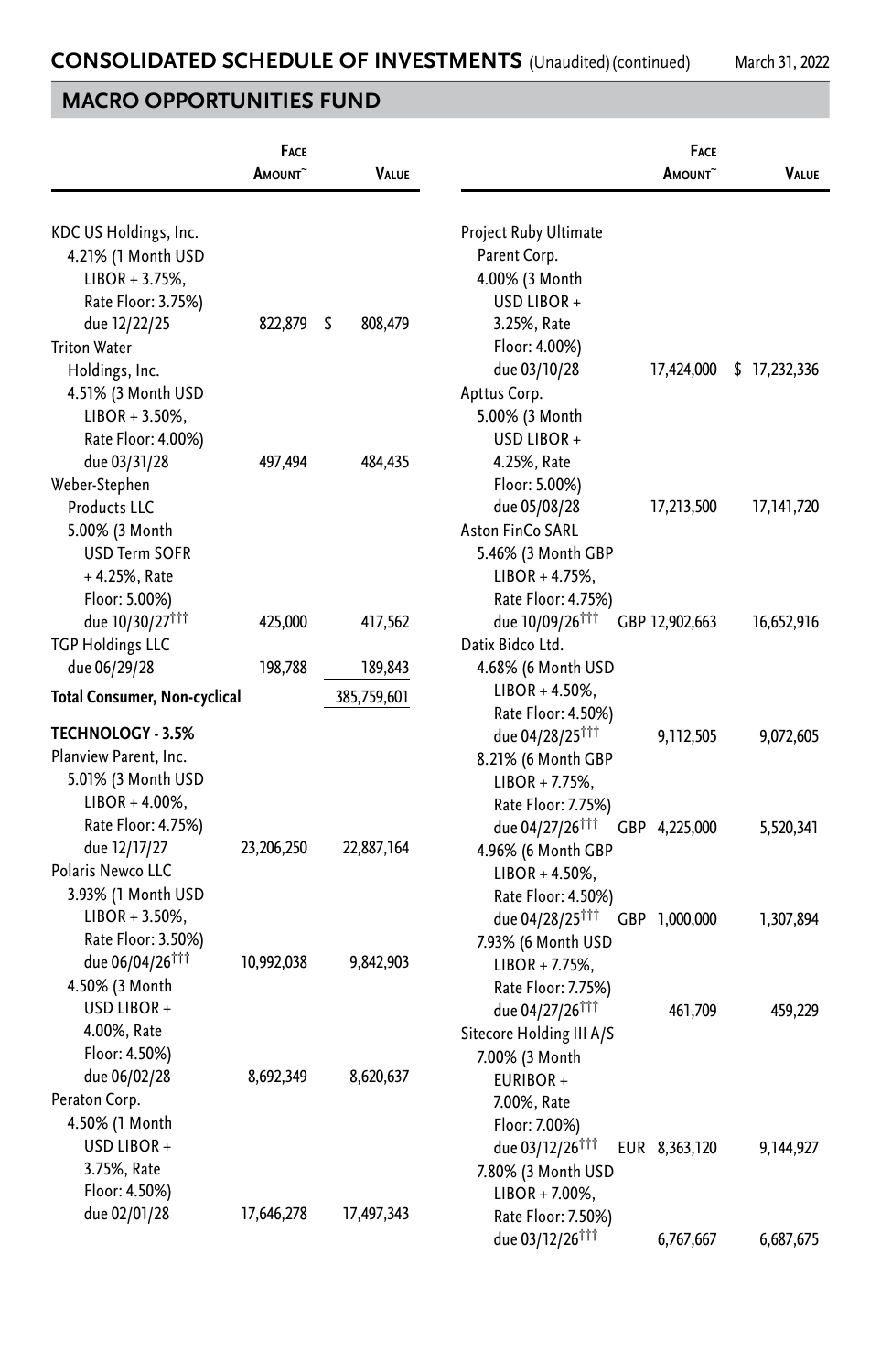## CONSOLIDATED SCHEDULE OF INVESTMENTS (Unaudited) (continued)

March 31, 2022

### MACRO OPPORTUNITIES FUND

| | Face Amount~ | Value |
|---|---|---|
| KDC US Holdings, Inc. | | |
| 4.21% (1 Month USD LIBOR + 3.75%, Rate Floor: 3.75%) due 12/22/25 | 822,879 | $ 808,479 |
| Triton Water Holdings, Inc. | | |
| 4.51% (3 Month USD LIBOR + 3.50%, Rate Floor: 4.00%) due 03/31/28 | 497,494 | 484,435 |
| Weber-Stephen Products LLC | | |
| 5.00% (3 Month USD Term SOFR + 4.25%, Rate Floor: 5.00%) due 10/30/27††† | 425,000 | 417,562 |
| TGP Holdings LLC | | |
| due 06/29/28 | 198,788 | 189,843 |
| **Total Consumer, Non-cyclical** | | 385,759,601 |
| **TECHNOLOGY - 3.5%** | | |
| Planview Parent, Inc. | | |
| 5.01% (3 Month USD LIBOR + 4.00%, Rate Floor: 4.75%) due 12/17/27 | 23,206,250 | 22,887,164 |
| Polaris Newco LLC | | |
| 3.93% (1 Month USD LIBOR + 3.50%, Rate Floor: 3.50%) due 06/04/26††† | 10,992,038 | 9,842,903 |
| 4.50% (3 Month USD LIBOR + 4.00%, Rate Floor: 4.50%) due 06/02/28 | 8,692,349 | 8,620,637 |
| Peraton Corp. | | |
| 4.50% (1 Month USD LIBOR + 3.75%, Rate Floor: 4.50%) due 02/01/28 | 17,646,278 | 17,497,343 |
| Project Ruby Ultimate Parent Corp. | | |
| 4.00% (3 Month USD LIBOR + 3.25%, Rate Floor: 4.00%) due 03/10/28 | 17,424,000 | $ 17,232,336 |
| Apttus Corp. | | |
| 5.00% (3 Month USD LIBOR + 4.25%, Rate Floor: 5.00%) due 05/08/28 | 17,213,500 | 17,141,720 |
| Aston FinCo SARL | | |
| 5.46% (3 Month GBP LIBOR + 4.75%, Rate Floor: 4.75%) due 10/09/26††† | GBP 12,902,663 | 16,652,916 |
| Datix Bidco Ltd. | | |
| 4.68% (6 Month USD LIBOR + 4.50%, Rate Floor: 4.50%) due 04/28/25††† | 9,112,505 | 9,072,605 |
| 8.21% (6 Month GBP LIBOR + 7.75%, Rate Floor: 7.75%) due 04/27/26††† | GBP 4,225,000 | 5,520,341 |
| 4.96% (6 Month GBP LIBOR + 4.50%, Rate Floor: 4.50%) due 04/28/25††† | GBP 1,000,000 | 1,307,894 |
| 7.93% (6 Month USD LIBOR + 7.75%, Rate Floor: 7.75%) due 04/27/26††† | 461,709 | 459,229 |
| Sitecore Holding III A/S | | |
| 7.00% (3 Month EURIBOR + 7.00%, Rate Floor: 7.00%) due 03/12/26††† | EUR 8,363,120 | 9,144,927 |
| 7.80% (3 Month USD LIBOR + 7.00%, Rate Floor: 7.50%) due 03/12/26††† | 6,767,667 | 6,687,675 |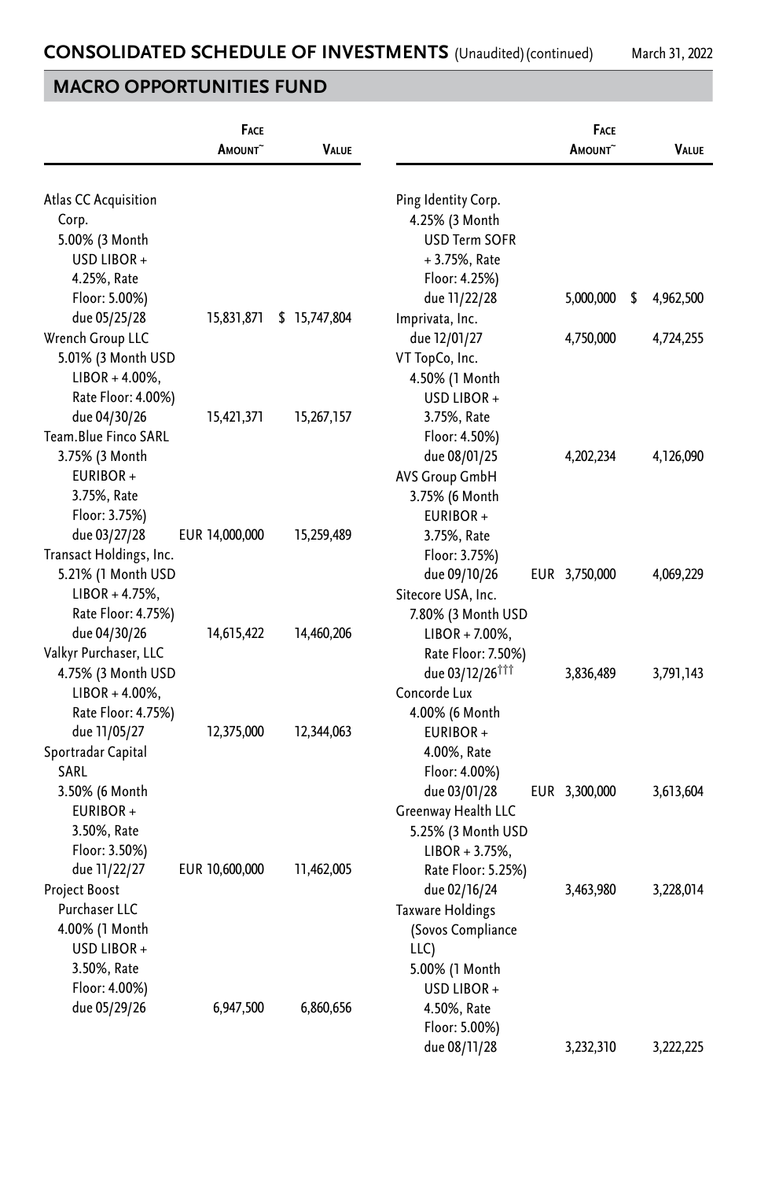## CONSOLIDATED SCHEDULE OF INVESTMENTS (Unaudited) (continued)

March 31, 2022

## MACRO OPPORTUNITIES FUND

| | Face Amount~ | Value |
|---|---|---|
| Atlas CC Acquisition Corp. 5.00% (3 Month USD LIBOR + 4.25%, Rate Floor: 5.00%) due 05/25/28 | 15,831,871 | $ 15,747,804 |
| Wrench Group LLC 5.01% (3 Month USD LIBOR + 4.00%, Rate Floor: 4.00%) due 04/30/26 | 15,421,371 | 15,267,157 |
| Team.Blue Finco SARL 3.75% (3 Month EURIBOR + 3.75%, Rate Floor: 3.75%) due 03/27/28 | EUR 14,000,000 | 15,259,489 |
| Transact Holdings, Inc. 5.21% (1 Month USD LIBOR + 4.75%, Rate Floor: 4.75%) due 04/30/26 | 14,615,422 | 14,460,206 |
| Valkyr Purchaser, LLC 4.75% (3 Month USD LIBOR + 4.00%, Rate Floor: 4.75%) due 11/05/27 | 12,375,000 | 12,344,063 |
| Sportradar Capital SARL 3.50% (6 Month EURIBOR + 3.50%, Rate Floor: 3.50%) due 11/22/27 | EUR 10,600,000 | 11,462,005 |
| Project Boost Purchaser LLC 4.00% (1 Month USD LIBOR + 3.50%, Rate Floor: 4.00%) due 05/29/26 | 6,947,500 | 6,860,656 |
| Ping Identity Corp. 4.25% (3 Month USD Term SOFR + 3.75%, Rate Floor: 4.25%) due 11/22/28 | 5,000,000 | $ 4,962,500 |
| Imprivata, Inc. due 12/01/27 | 4,750,000 | 4,724,255 |
| VT TopCo, Inc. 4.50% (1 Month USD LIBOR + 3.75%, Rate Floor: 4.50%) due 08/01/25 | 4,202,234 | 4,126,090 |
| AVS Group GmbH 3.75% (6 Month EURIBOR + 3.75%, Rate Floor: 3.75%) due 09/10/26 | EUR 3,750,000 | 4,069,229 |
| Sitecore USA, Inc. 7.80% (3 Month USD LIBOR + 7.00%, Rate Floor: 7.50%) due 03/12/26[†††] | 3,836,489 | 3,791,143 |
| Concorde Lux 4.00% (6 Month EURIBOR + 4.00%, Rate Floor: 4.00%) due 03/01/28 | EUR 3,300,000 | 3,613,604 |
| Greenway Health LLC 5.25% (3 Month USD LIBOR + 3.75%, Rate Floor: 5.25%) due 02/16/24 | 3,463,980 | 3,228,014 |
| Taxware Holdings (Sovos Compliance LLC) 5.00% (1 Month USD LIBOR + 4.50%, Rate Floor: 5.00%) due 08/11/28 | 3,232,310 | 3,222,225 |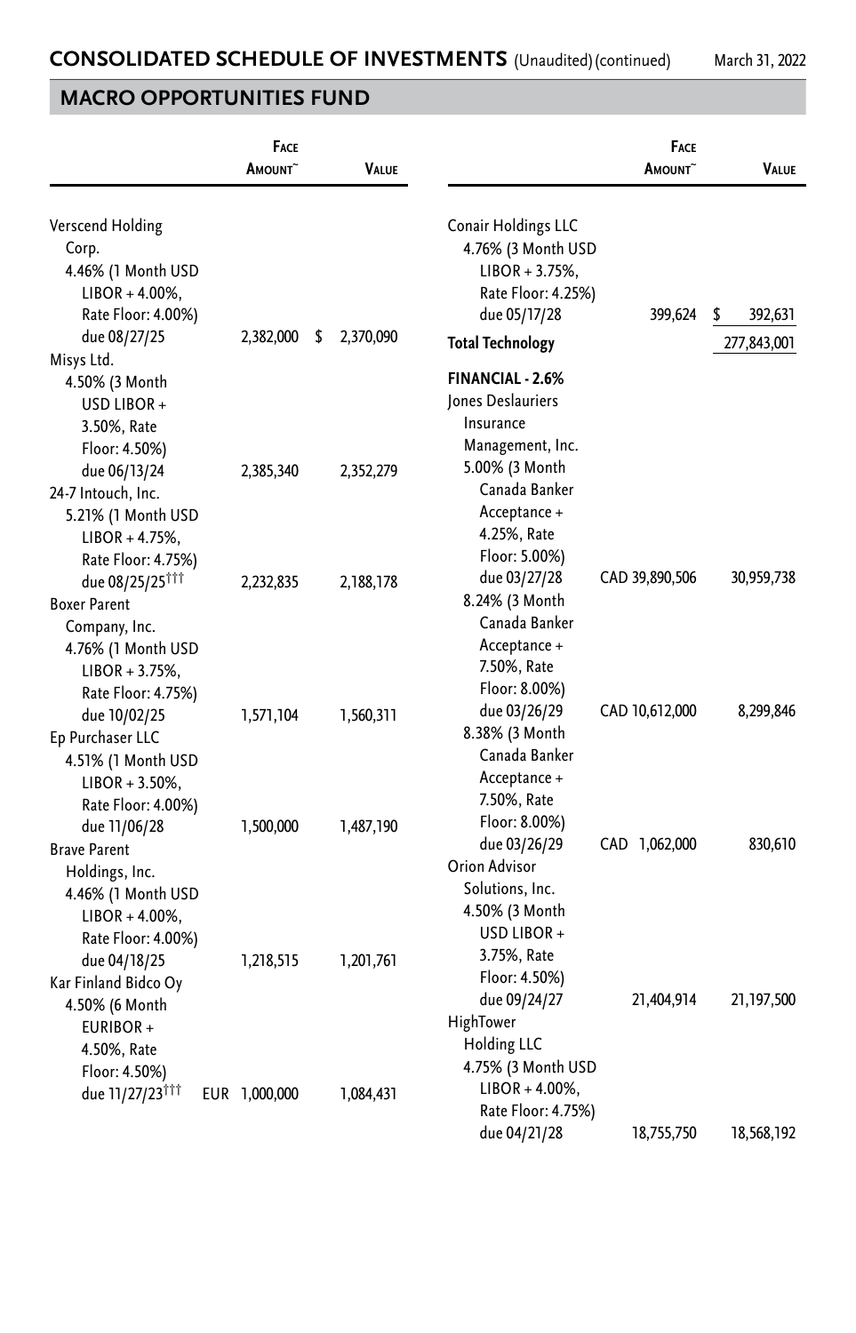## CONSOLIDATED SCHEDULE OF INVESTMENTS (Unaudited) (continued)

March 31, 2022

## MACRO OPPORTUNITIES FUND

| | Face Amount~ | Value |
|---|---|---|
| Verscend Holding Corp. 4.46% (1 Month USD LIBOR + 4.00%, Rate Floor: 4.00%) due 08/27/25 | 2,382,000 | $ 2,370,090 |
| Misys Ltd. 4.50% (3 Month USD LIBOR + 3.50%, Rate Floor: 4.50%) due 06/13/24 | 2,385,340 | 2,352,279 |
| 24-7 Intouch, Inc. 5.21% (1 Month USD LIBOR + 4.75%, Rate Floor: 4.75%) due 08/25/25††† | 2,232,835 | 2,188,178 |
| Boxer Parent Company, Inc. 4.76% (1 Month USD LIBOR + 3.75%, Rate Floor: 4.75%) due 10/02/25 | 1,571,104 | 1,560,311 |
| Ep Purchaser LLC 4.51% (1 Month USD LIBOR + 3.50%, Rate Floor: 4.00%) due 11/06/28 | 1,500,000 | 1,487,190 |
| Brave Parent Holdings, Inc. 4.46% (1 Month USD LIBOR + 4.00%, Rate Floor: 4.00%) due 04/18/25 | 1,218,515 | 1,201,761 |
| Kar Finland Bidco Oy 4.50% (6 Month EURIBOR + 4.50%, Rate Floor: 4.50%) due 11/27/23††† | EUR 1,000,000 | 1,084,431 |
| Conair Holdings LLC 4.76% (3 Month USD LIBOR + 3.75%, Rate Floor: 4.25%) due 05/17/28 | 399,624 | $ 392,631 |
| **Total Technology** | | 277,843,001 |
| **FINANCIAL - 2.6%** | | |
| Jones Deslauriers Insurance Management, Inc. | | |
| 5.00% (3 Month Canada Banker Acceptance + 4.25%, Rate Floor: 5.00%) due 03/27/28 | CAD 39,890,506 | 30,959,738 |
| 8.24% (3 Month Canada Banker Acceptance + 7.50%, Rate Floor: 8.00%) due 03/26/29 | CAD 10,612,000 | 8,299,846 |
| 8.38% (3 Month Canada Banker Acceptance + 7.50%, Rate Floor: 8.00%) due 03/26/29 | CAD 1,062,000 | 830,610 |
| Orion Advisor Solutions, Inc. 4.50% (3 Month USD LIBOR + 3.75%, Rate Floor: 4.50%) due 09/24/27 | 21,404,914 | 21,197,500 |
| HighTower Holding LLC 4.75% (3 Month USD LIBOR + 4.00%, Rate Floor: 4.75%) due 04/21/28 | 18,755,750 | 18,568,192 |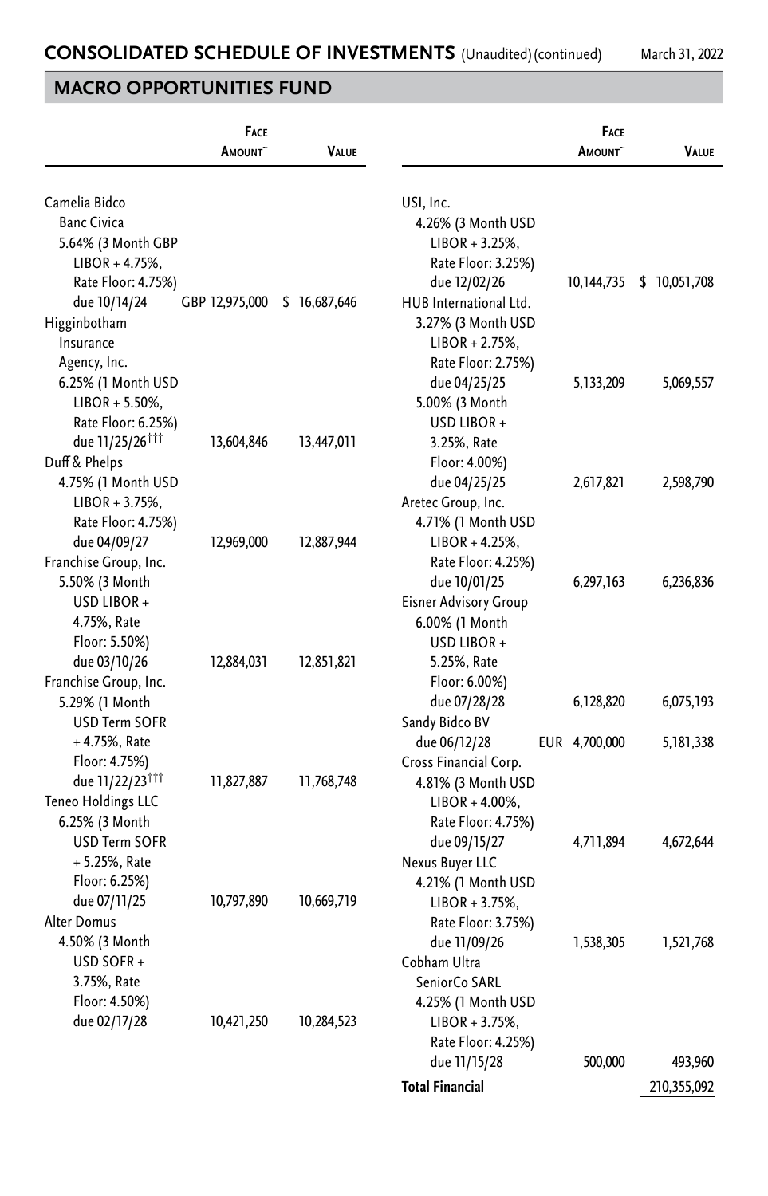## CONSOLIDATED SCHEDULE OF INVESTMENTS (Unaudited) (continued)

March 31, 2022

## MACRO OPPORTUNITIES FUND

| | Face Amount~ | Value |
|---|---|---|
| Camelia Bidco Banc Civica 5.64% (3 Month GBP LIBOR + 4.75%, Rate Floor: 4.75%) due 10/14/24 | GBP 12,975,000 | $ 16,687,646 |
| Higginbotham Insurance Agency, Inc. 6.25% (1 Month USD LIBOR + 5.50%, Rate Floor: 6.25%) due 11/25/26††† | 13,604,846 | 13,447,011 |
| Duff & Phelps 4.75% (1 Month USD LIBOR + 3.75%, Rate Floor: 4.75%) due 04/09/27 | 12,969,000 | 12,887,944 |
| Franchise Group, Inc. 5.50% (3 Month USD LIBOR + 4.75%, Rate Floor: 5.50%) due 03/10/26 | 12,884,031 | 12,851,821 |
| Franchise Group, Inc. 5.29% (1 Month USD Term SOFR + 4.75%, Rate Floor: 4.75%) due 11/22/23††† | 11,827,887 | 11,768,748 |
| Teneo Holdings LLC 6.25% (3 Month USD Term SOFR + 5.25%, Rate Floor: 6.25%) due 07/11/25 | 10,797,890 | 10,669,719 |
| Alter Domus 4.50% (3 Month USD SOFR + 3.75%, Rate Floor: 4.50%) due 02/17/28 | 10,421,250 | 10,284,523 |
| USI, Inc. 4.26% (3 Month USD LIBOR + 3.25%, Rate Floor: 3.25%) due 12/02/26 | 10,144,735 | $ 10,051,708 |
| HUB International Ltd. | | |
| 3.27% (3 Month USD LIBOR + 2.75%, Rate Floor: 2.75%) due 04/25/25 | 5,133,209 | 5,069,557 |
| 5.00% (3 Month USD LIBOR + 3.25%, Rate Floor: 4.00%) due 04/25/25 | 2,617,821 | 2,598,790 |
| Aretec Group, Inc. 4.71% (1 Month USD LIBOR + 4.25%, Rate Floor: 4.25%) due 10/01/25 | 6,297,163 | 6,236,836 |
| Eisner Advisory Group 6.00% (1 Month USD LIBOR + 5.25%, Rate Floor: 6.00%) due 07/28/28 | 6,128,820 | 6,075,193 |
| Sandy Bidco BV due 06/12/28 | EUR 4,700,000 | 5,181,338 |
| Cross Financial Corp. 4.81% (3 Month USD LIBOR + 4.00%, Rate Floor: 4.75%) due 09/15/27 | 4,711,894 | 4,672,644 |
| Nexus Buyer LLC 4.21% (1 Month USD LIBOR + 3.75%, Rate Floor: 3.75%) due 11/09/26 | 1,538,305 | 1,521,768 |
| Cobham Ultra SeniorCo SARL 4.25% (1 Month USD LIBOR + 3.75%, Rate Floor: 4.25%) due 11/15/28 | 500,000 | 493,960 |
| **Total Financial** | | 210,355,092 |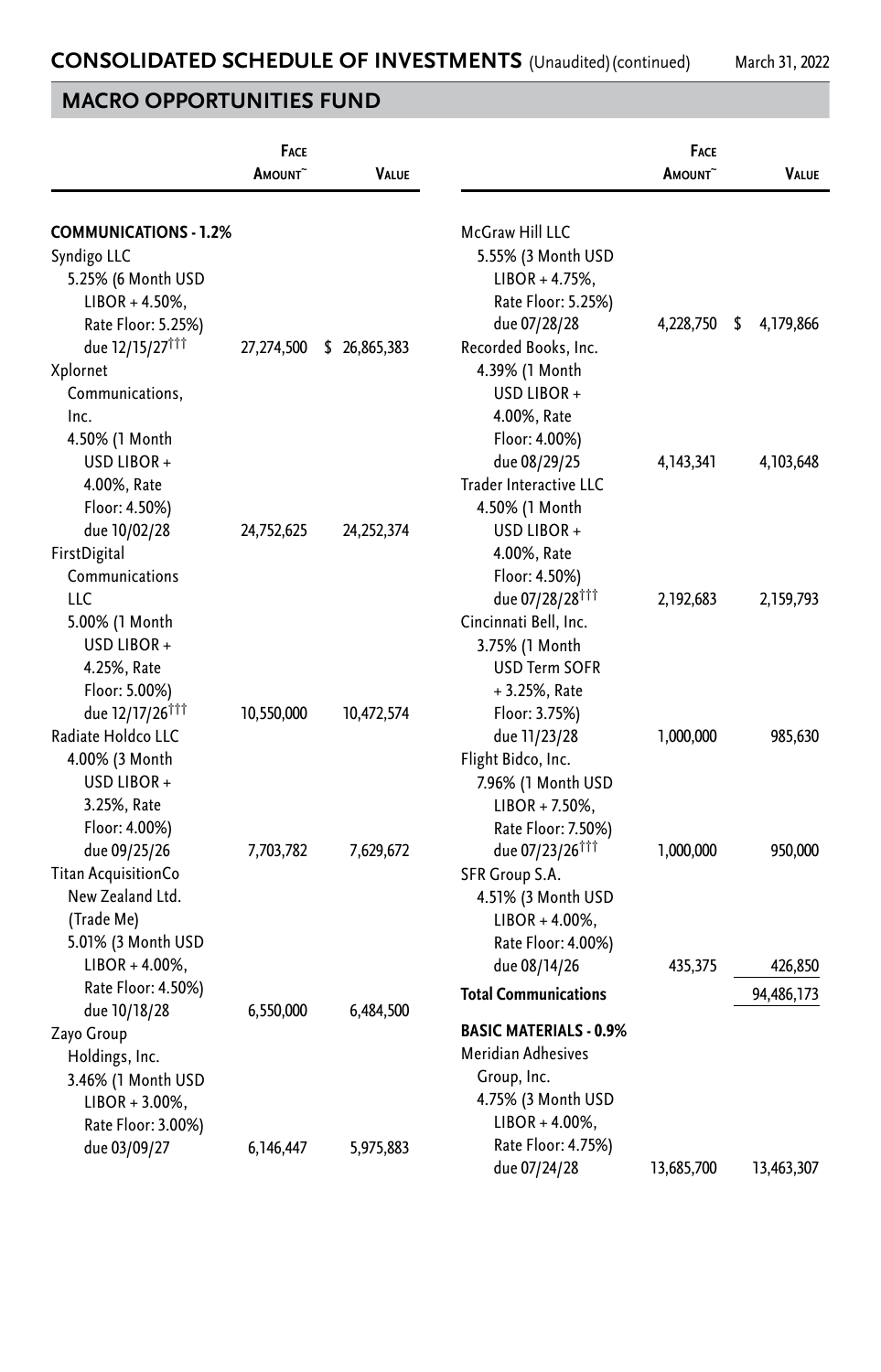## CONSOLIDATED SCHEDULE OF INVESTMENTS (Unaudited) (continued)

March 31, 2022

## MACRO OPPORTUNITIES FUND

| | Face Amount~ | Value |
|---|---|---|
| **COMMUNICATIONS - 1.2%** | | |
| Syndigo LLC 5.25% (6 Month USD LIBOR + 4.50%, Rate Floor: 5.25%) due 12/15/27††† | 27,274,500 | $ 26,865,383 |
| Xplornet Communications, Inc. 4.50% (1 Month USD LIBOR + 4.00%, Rate Floor: 4.50%) due 10/02/28 | 24,752,625 | 24,252,374 |
| FirstDigital Communications LLC 5.00% (1 Month USD LIBOR + 4.25%, Rate Floor: 5.00%) due 12/17/26††† | 10,550,000 | 10,472,574 |
| Radiate Holdco LLC 4.00% (3 Month USD LIBOR + 3.25%, Rate Floor: 4.00%) due 09/25/26 | 7,703,782 | 7,629,672 |
| Titan AcquisitionCo New Zealand Ltd. (Trade Me) 5.01% (3 Month USD LIBOR + 4.00%, Rate Floor: 4.50%) due 10/18/28 | 6,550,000 | 6,484,500 |
| Zayo Group Holdings, Inc. 3.46% (1 Month USD LIBOR + 3.00%, Rate Floor: 3.00%) due 03/09/27 | 6,146,447 | 5,975,883 |
| McGraw Hill LLC 5.55% (3 Month USD LIBOR + 4.75%, Rate Floor: 5.25%) due 07/28/28 | 4,228,750 | $ 4,179,866 |
| Recorded Books, Inc. 4.39% (1 Month USD LIBOR + 4.00%, Rate Floor: 4.00%) due 08/29/25 | 4,143,341 | 4,103,648 |
| Trader Interactive LLC 4.50% (1 Month USD LIBOR + 4.00%, Rate Floor: 4.50%) due 07/28/28††† | 2,192,683 | 2,159,793 |
| Cincinnati Bell, Inc. 3.75% (1 Month USD Term SOFR + 3.25%, Rate Floor: 3.75%) due 11/23/28 | 1,000,000 | 985,630 |
| Flight Bidco, Inc. 7.96% (1 Month USD LIBOR + 7.50%, Rate Floor: 7.50%) due 07/23/26††† | 1,000,000 | 950,000 |
| SFR Group S.A. 4.51% (3 Month USD LIBOR + 4.00%, Rate Floor: 4.00%) due 08/14/26 | 435,375 | 426,850 |
| **Total Communications** | | 94,486,173 |
| **BASIC MATERIALS - 0.9%** | | |
| Meridian Adhesives Group, Inc. 4.75% (3 Month USD LIBOR + 4.00%, Rate Floor: 4.75%) due 07/24/28 | 13,685,700 | 13,463,307 |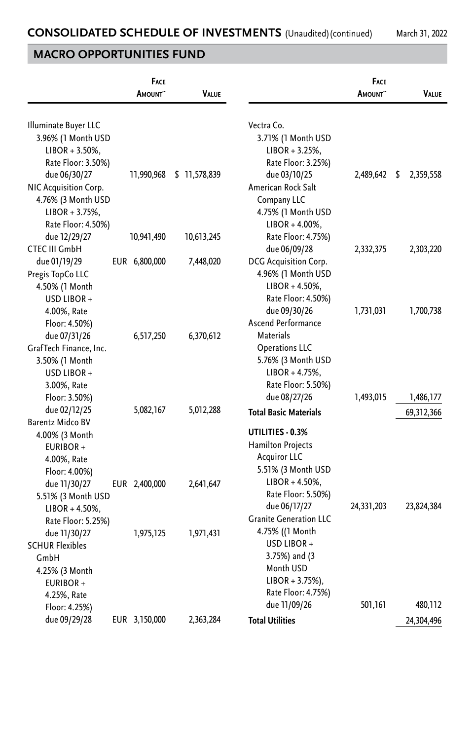# CONSOLIDATED SCHEDULE OF INVESTMENTS (Unaudited) (continued)

## MACRO OPPORTUNITIES FUND

| | Face Amount~ | Value |
|---|---|---|
| Illuminate Buyer LLC 3.96% (1 Month USD LIBOR + 3.50%, Rate Floor: 3.50%) due 06/30/27 | 11,990,968 | $ 11,578,839 |
| NIC Acquisition Corp. 4.76% (3 Month USD LIBOR + 3.75%, Rate Floor: 4.50%) due 12/29/27 | 10,941,490 | 10,613,245 |
| CTEC III GmbH due 01/19/29 | EUR 6,800,000 | 7,448,020 |
| Pregis TopCo LLC 4.50% (1 Month USD LIBOR + 4.00%, Rate Floor: 4.50%) due 07/31/26 | 6,517,250 | 6,370,612 |
| GrafTech Finance, Inc. 3.50% (1 Month USD LIBOR + 3.00%, Rate Floor: 3.50%) due 02/12/25 | 5,082,167 | 5,012,288 |
| Barentz Midco BV | | |
| 4.00% (3 Month EURIBOR + 4.00%, Rate Floor: 4.00%) due 11/30/27 | EUR 2,400,000 | 2,641,647 |
| 5.51% (3 Month USD LIBOR + 4.50%, Rate Floor: 5.25%) due 11/30/27 | 1,975,125 | 1,971,431 |
| SCHUR Flexibles GmbH 4.25% (3 Month EURIBOR + 4.25%, Rate Floor: 4.25%) due 09/29/28 | EUR 3,150,000 | 2,363,284 |
| Vectra Co. 3.71% (1 Month USD LIBOR + 3.25%, Rate Floor: 3.25%) due 03/10/25 | 2,489,642 | $ 2,359,558 |
| American Rock Salt Company LLC 4.75% (1 Month USD LIBOR + 4.00%, Rate Floor: 4.75%) due 06/09/28 | 2,332,375 | 2,303,220 |
| DCG Acquisition Corp. 4.96% (1 Month USD LIBOR + 4.50%, Rate Floor: 4.50%) due 09/30/26 | 1,731,031 | 1,700,738 |
| Ascend Performance Materials Operations LLC 5.76% (3 Month USD LIBOR + 4.75%, Rate Floor: 5.50%) due 08/27/26 | 1,493,015 | 1,486,177 |
| **Total Basic Materials** | | 69,312,366 |
| **UTILITIES - 0.3%** | | |
| Hamilton Projects Acquiror LLC 5.51% (3 Month USD LIBOR + 4.50%, Rate Floor: 5.50%) due 06/17/27 | 24,331,203 | 23,824,384 |
| Granite Generation LLC 4.75% ((1 Month USD LIBOR + 3.75%) and (3 Month USD LIBOR + 3.75%), Rate Floor: 4.75%) due 11/09/26 | 501,161 | 480,112 |
| **Total Utilities** | | 24,304,496 |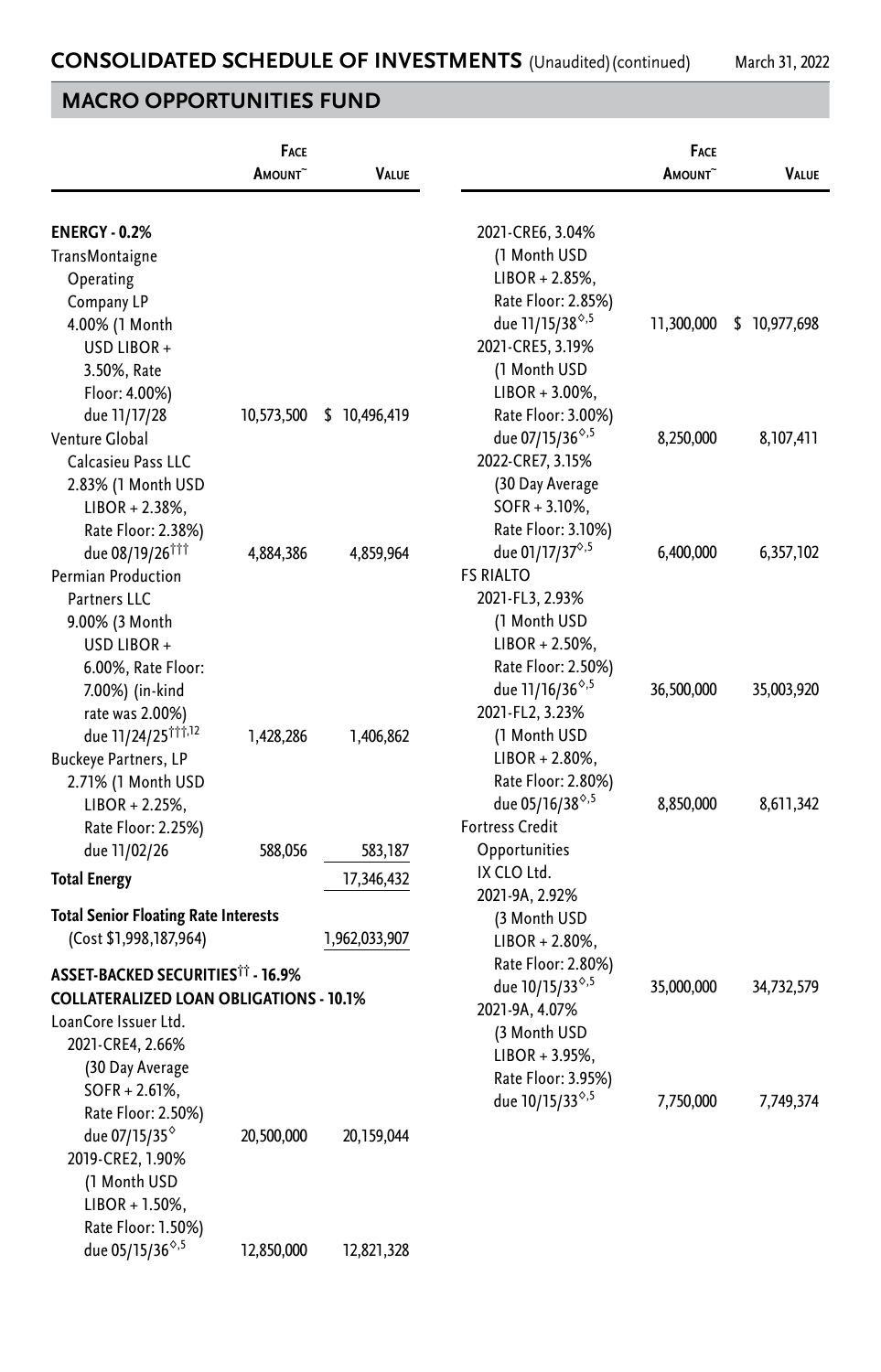## CONSOLIDATED SCHEDULE OF INVESTMENTS (Unaudited) (continued)

March 31, 2022

## MACRO OPPORTUNITIES FUND

| | Face Amount~ | Value |
|---|---|---|
| **ENERGY - 0.2%** | | |
| TransMontaigne Operating Company LP 4.00% (1 Month USD LIBOR + 3.50%, Rate Floor: 4.00%) due 11/17/28 | 10,573,500 | $ 10,496,419 |
| Venture Global Calcasieu Pass LLC 2.83% (1 Month USD LIBOR + 2.38%, Rate Floor: 2.38%) due 08/19/26††† | 4,884,386 | 4,859,964 |
| Permian Production Partners LLC 9.00% (3 Month USD LIBOR + 6.00%, Rate Floor: 7.00%) (in-kind rate was 2.00%) due 11/24/25†††,12 | 1,428,286 | 1,406,862 |
| Buckeye Partners, LP 2.71% (1 Month USD LIBOR + 2.25%, Rate Floor: 2.25%) due 11/02/26 | 588,056 | 583,187 |
| **Total Energy** | | 17,346,432 |
| **Total Senior Floating Rate Interests** (Cost $1,998,187,964) | | 1,962,033,907 |
| **ASSET-BACKED SECURITIES†† - 16.9%** | | |
| **COLLATERALIZED LOAN OBLIGATIONS - 10.1%** | | |
| LoanCore Issuer Ltd. | | |
| 2021-CRE4, 2.66% (30 Day Average SOFR + 2.61%, Rate Floor: 2.50%) due 07/15/35◊ | 20,500,000 | 20,159,044 |
| 2019-CRE2, 1.90% (1 Month USD LIBOR + 1.50%, Rate Floor: 1.50%) due 05/15/36◊,5 | 12,850,000 | 12,821,328 |
| 2021-CRE6, 3.04% (1 Month USD LIBOR + 2.85%, Rate Floor: 2.85%) due 11/15/38◊,5 | 11,300,000 | $ 10,977,698 |
| 2021-CRE5, 3.19% (1 Month USD LIBOR + 3.00%, Rate Floor: 3.00%) due 07/15/36◊,5 | 8,250,000 | 8,107,411 |
| 2022-CRE7, 3.15% (30 Day Average SOFR + 3.10%, Rate Floor: 3.10%) due 01/17/37◊,5 | 6,400,000 | 6,357,102 |
| FS RIALTO | | |
| 2021-FL3, 2.93% (1 Month USD LIBOR + 2.50%, Rate Floor: 2.50%) due 11/16/36◊,5 | 36,500,000 | 35,003,920 |
| 2021-FL2, 3.23% (1 Month USD LIBOR + 2.80%, Rate Floor: 2.80%) due 05/16/38◊,5 | 8,850,000 | 8,611,342 |
| Fortress Credit Opportunities IX CLO Ltd. | | |
| 2021-9A, 2.92% (3 Month USD LIBOR + 2.80%, Rate Floor: 2.80%) due 10/15/33◊,5 | 35,000,000 | 34,732,579 |
| 2021-9A, 4.07% (3 Month USD LIBOR + 3.95%, Rate Floor: 3.95%) due 10/15/33◊,5 | 7,750,000 | 7,749,374 |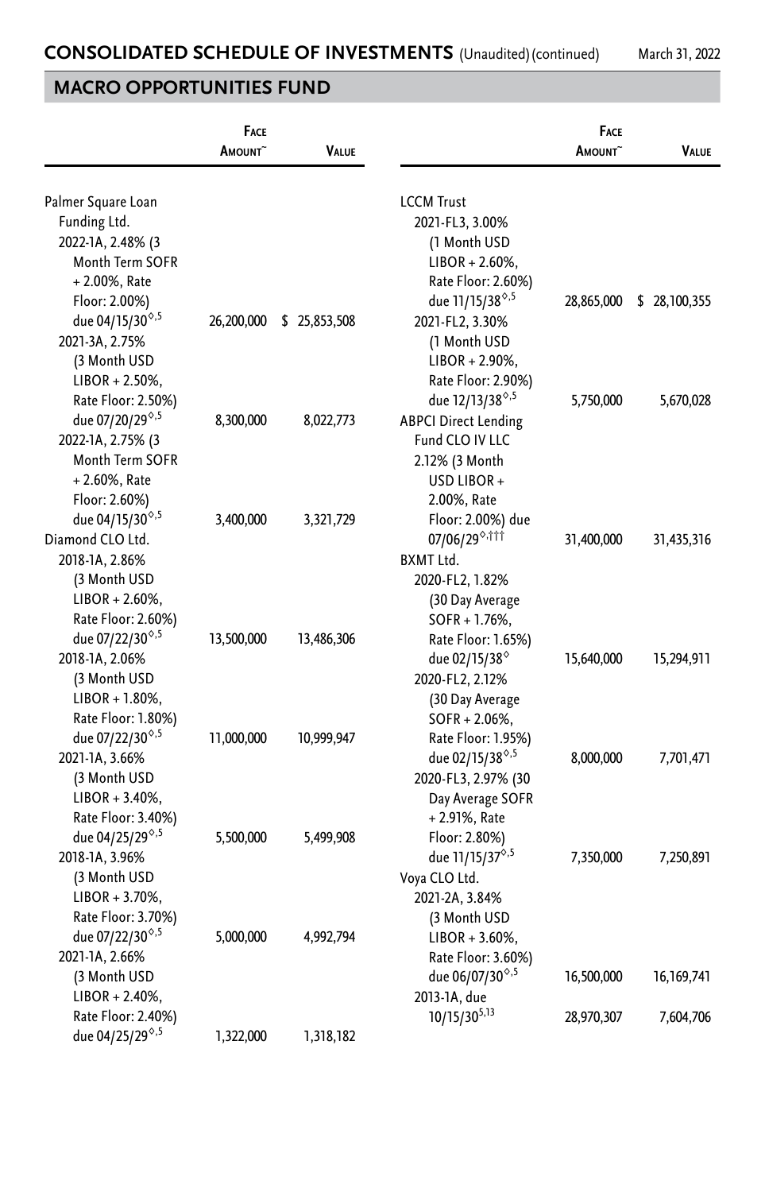## MACRO OPPORTUNITIES FUND

| | Face Amount~ | Value |
|---|---|---|
| **Palmer Square Loan Funding Ltd.** | | |
| 2022-1A, 2.48% (3 Month Term SOFR + 2.00%, Rate Floor: 2.00%) due 04/15/30◊,5 | 26,200,000 | $ 25,853,508 |
| 2021-3A, 2.75% (3 Month USD LIBOR + 2.50%, Rate Floor: 2.50%) due 07/20/29◊,5 | 8,300,000 | 8,022,773 |
| 2022-1A, 2.75% (3 Month Term SOFR + 2.60%, Rate Floor: 2.60%) due 04/15/30◊,5 | 3,400,000 | 3,321,729 |
| **Diamond CLO Ltd.** | | |
| 2018-1A, 2.86% (3 Month USD LIBOR + 2.60%, Rate Floor: 2.60%) due 07/22/30◊,5 | 13,500,000 | 13,486,306 |
| 2018-1A, 2.06% (3 Month USD LIBOR + 1.80%, Rate Floor: 1.80%) due 07/22/30◊,5 | 11,000,000 | 10,999,947 |
| 2021-1A, 3.66% (3 Month USD LIBOR + 3.40%, Rate Floor: 3.40%) due 04/25/29◊,5 | 5,500,000 | 5,499,908 |
| 2018-1A, 3.96% (3 Month USD LIBOR + 3.70%, Rate Floor: 3.70%) due 07/22/30◊,5 | 5,000,000 | 4,992,794 |
| 2021-1A, 2.66% (3 Month USD LIBOR + 2.40%, Rate Floor: 2.40%) due 04/25/29◊,5 | 1,322,000 | 1,318,182 |
| **LCCM Trust** | | |
| 2021-FL3, 3.00% (1 Month USD LIBOR + 2.60%, Rate Floor: 2.60%) due 11/15/38◊,5 | 28,865,000 | $ 28,100,355 |
| 2021-FL2, 3.30% (1 Month USD LIBOR + 2.90%, Rate Floor: 2.90%) due 12/13/38◊,5 | 5,750,000 | 5,670,028 |
| **ABPCI Direct Lending Fund CLO IV LLC** | | |
| 2.12% (3 Month USD LIBOR + 2.00%, Rate Floor: 2.00%) due 07/06/29◊,††† | 31,400,000 | 31,435,316 |
| **BXMT Ltd.** | | |
| 2020-FL2, 1.82% (30 Day Average SOFR + 1.76%, Rate Floor: 1.65%) due 02/15/38◊ | 15,640,000 | 15,294,911 |
| 2020-FL2, 2.12% (30 Day Average SOFR + 2.06%, Rate Floor: 1.95%) due 02/15/38◊,5 | 8,000,000 | 7,701,471 |
| 2020-FL3, 2.97% (30 Day Average SOFR + 2.91%, Rate Floor: 2.80%) due 11/15/37◊,5 | 7,350,000 | 7,250,891 |
| **Voya CLO Ltd.** | | |
| 2021-2A, 3.84% (3 Month USD LIBOR + 3.60%, Rate Floor: 3.60%) due 06/07/30◊,5 | 16,500,000 | 16,169,741 |
| 2013-1A, due 10/15/30[5,13] | 28,970,307 | 7,604,706 |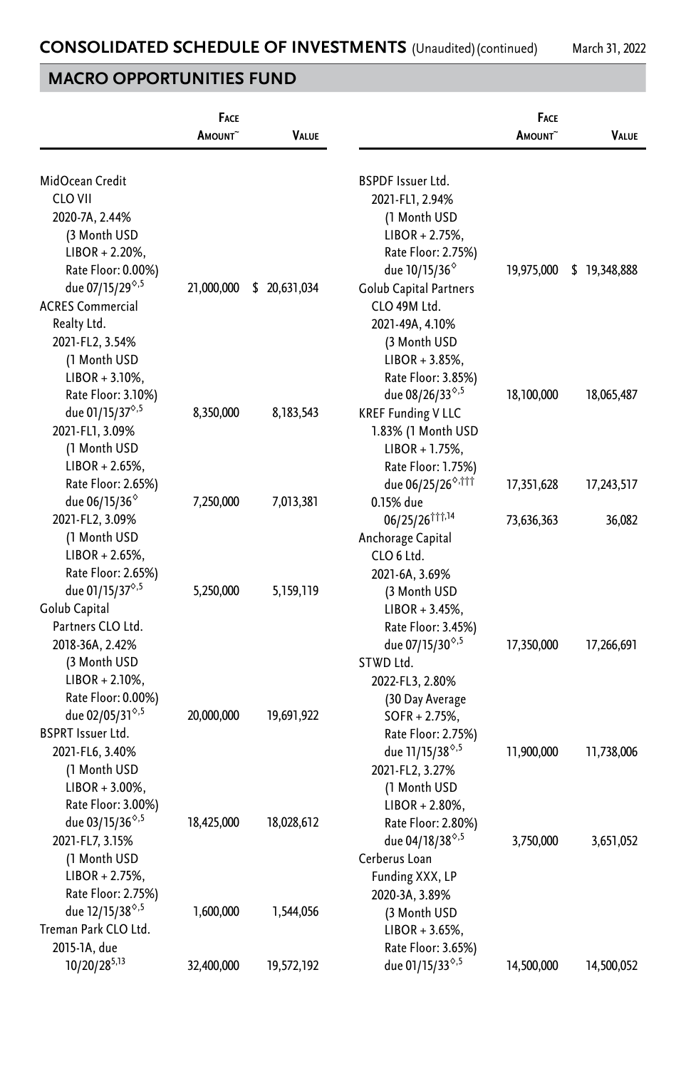## CONSOLIDATED SCHEDULE OF INVESTMENTS (Unaudited) (continued)

March 31, 2022

## MACRO OPPORTUNITIES FUND

| | Face Amount~ | Value |
|---|---|---|
| MidOcean Credit CLO VII | | |
| 2020-7A, 2.44% (3 Month USD LIBOR + 2.20%, Rate Floor: 0.00%) due 07/15/29◊,5 | 21,000,000 | $ 20,631,034 |
| ACRES Commercial Realty Ltd. | | |
| 2021-FL2, 3.54% (1 Month USD LIBOR + 3.10%, Rate Floor: 3.10%) due 01/15/37◊,5 | 8,350,000 | 8,183,543 |
| 2021-FL1, 3.09% (1 Month USD LIBOR + 2.65%, Rate Floor: 2.65%) due 06/15/36◊ | 7,250,000 | 7,013,381 |
| 2021-FL2, 3.09% (1 Month USD LIBOR + 2.65%, Rate Floor: 2.65%) due 01/15/37◊,5 | 5,250,000 | 5,159,119 |
| Golub Capital Partners CLO Ltd. | | |
| 2018-36A, 2.42% (3 Month USD LIBOR + 2.10%, Rate Floor: 0.00%) due 02/05/31◊,5 | 20,000,000 | 19,691,922 |
| BSPRT Issuer Ltd. | | |
| 2021-FL6, 3.40% (1 Month USD LIBOR + 3.00%, Rate Floor: 3.00%) due 03/15/36◊,5 | 18,425,000 | 18,028,612 |
| 2021-FL7, 3.15% (1 Month USD LIBOR + 2.75%, Rate Floor: 2.75%) due 12/15/38◊,5 | 1,600,000 | 1,544,056 |
| Treman Park CLO Ltd. | | |
| 2015-1A, due 10/20/28[5,13] | 32,400,000 | 19,572,192 |
| BSPDF Issuer Ltd. | | |
| 2021-FL1, 2.94% (1 Month USD LIBOR + 2.75%, Rate Floor: 2.75%) due 10/15/36◊ | 19,975,000 | $ 19,348,888 |
| Golub Capital Partners CLO 49M Ltd. | | |
| 2021-49A, 4.10% (3 Month USD LIBOR + 3.85%, Rate Floor: 3.85%) due 08/26/33◊,5 | 18,100,000 | 18,065,487 |
| KREF Funding V LLC | | |
| 1.83% (1 Month USD LIBOR + 1.75%, Rate Floor: 1.75%) due 06/25/26◊,††† | 17,351,628 | 17,243,517 |
| 0.15% due 06/25/26[†††,14] | 73,636,363 | 36,082 |
| Anchorage Capital CLO 6 Ltd. | | |
| 2021-6A, 3.69% (3 Month USD LIBOR + 3.45%, Rate Floor: 3.45%) due 07/15/30◊,5 | 17,350,000 | 17,266,691 |
| STWD Ltd. | | |
| 2022-FL3, 2.80% (30 Day Average SOFR + 2.75%, Rate Floor: 2.75%) due 11/15/38◊,5 | 11,900,000 | 11,738,006 |
| 2021-FL2, 3.27% (1 Month USD LIBOR + 2.80%, Rate Floor: 2.80%) due 04/18/38◊,5 | 3,750,000 | 3,651,052 |
| Cerberus Loan Funding XXX, LP | | |
| 2020-3A, 3.89% (3 Month USD LIBOR + 3.65%, Rate Floor: 3.65%) due 01/15/33◊,5 | 14,500,000 | 14,500,052 |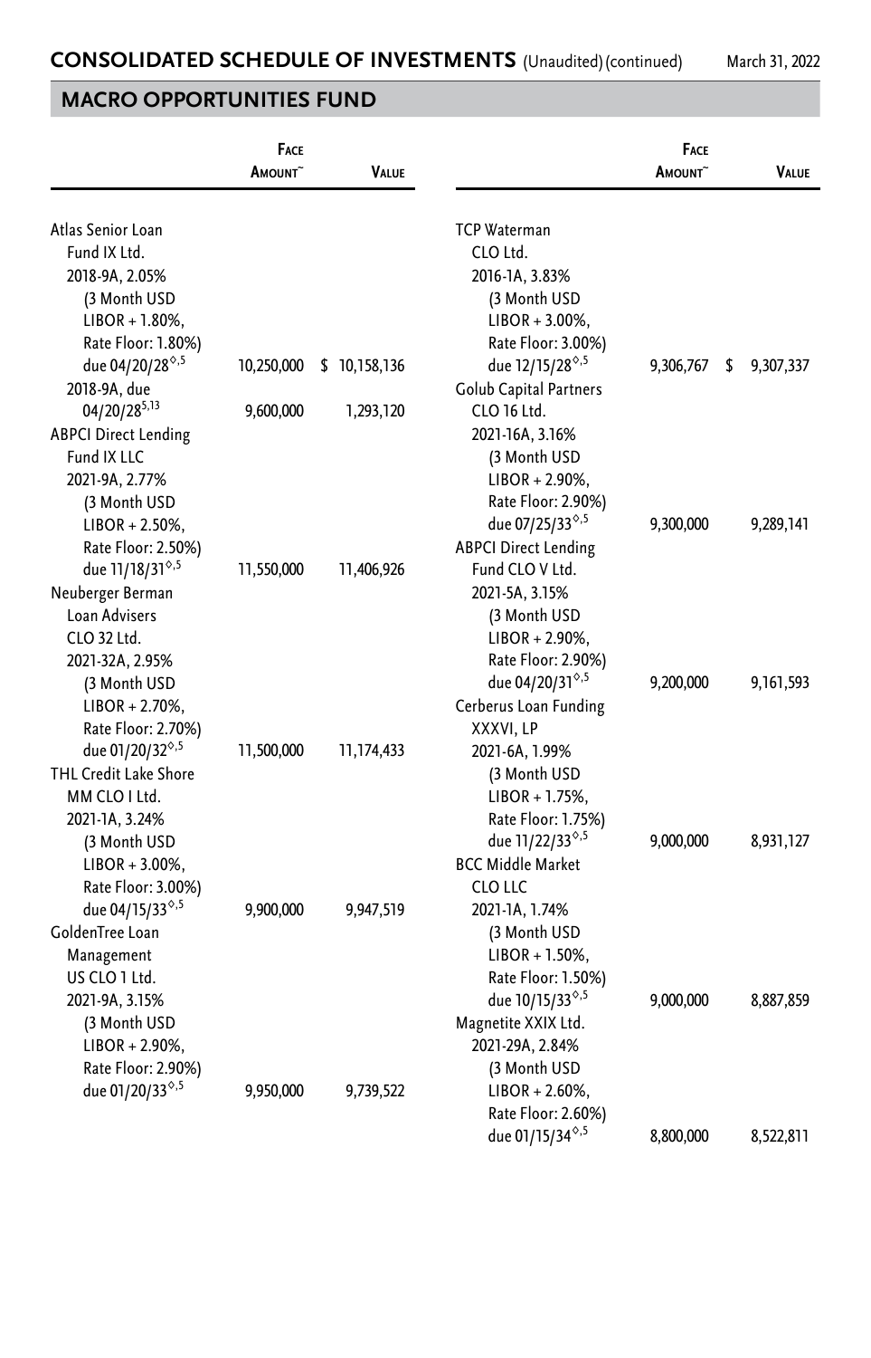## CONSOLIDATED SCHEDULE OF INVESTMENTS (Unaudited) (continued)

March 31, 2022

## MACRO OPPORTUNITIES FUND

| | Face Amount~ | Value |
|---|---|---|
| Atlas Senior Loan Fund IX Ltd. | | |
| 2018-9A, 2.05% (3 Month USD LIBOR + 1.80%, Rate Floor: 1.80%) due 04/20/28◊,5 | 10,250,000 | $ 10,158,136 |
| 2018-9A, due 04/20/28[5,13] | 9,600,000 | 1,293,120 |
| ABPCI Direct Lending Fund IX LLC | | |
| 2021-9A, 2.77% (3 Month USD LIBOR + 2.50%, Rate Floor: 2.50%) due 11/18/31◊,5 | 11,550,000 | 11,406,926 |
| Neuberger Berman Loan Advisers CLO 32 Ltd. | | |
| 2021-32A, 2.95% (3 Month USD LIBOR + 2.70%, Rate Floor: 2.70%) due 01/20/32◊,5 | 11,500,000 | 11,174,433 |
| THL Credit Lake Shore MM CLO I Ltd. | | |
| 2021-1A, 3.24% (3 Month USD LIBOR + 3.00%, Rate Floor: 3.00%) due 04/15/33◊,5 | 9,900,000 | 9,947,519 |
| GoldenTree Loan Management US CLO 1 Ltd. | | |
| 2021-9A, 3.15% (3 Month USD LIBOR + 2.90%, Rate Floor: 2.90%) due 01/20/33◊,5 | 9,950,000 | 9,739,522 |
| TCP Waterman CLO Ltd. | | |
| 2016-1A, 3.83% (3 Month USD LIBOR + 3.00%, Rate Floor: 3.00%) due 12/15/28◊,5 | 9,306,767 | $ 9,307,337 |
| Golub Capital Partners CLO 16 Ltd. | | |
| 2021-16A, 3.16% (3 Month USD LIBOR + 2.90%, Rate Floor: 2.90%) due 07/25/33◊,5 | 9,300,000 | 9,289,141 |
| ABPCI Direct Lending Fund CLO V Ltd. | | |
| 2021-5A, 3.15% (3 Month USD LIBOR + 2.90%, Rate Floor: 2.90%) due 04/20/31◊,5 | 9,200,000 | 9,161,593 |
| Cerberus Loan Funding XXXVI, LP | | |
| 2021-6A, 1.99% (3 Month USD LIBOR + 1.75%, Rate Floor: 1.75%) due 11/22/33◊,5 | 9,000,000 | 8,931,127 |
| BCC Middle Market CLO LLC | | |
| 2021-1A, 1.74% (3 Month USD LIBOR + 1.50%, Rate Floor: 1.50%) due 10/15/33◊,5 | 9,000,000 | 8,887,859 |
| Magnetite XXIX Ltd. | | |
| 2021-29A, 2.84% (3 Month USD LIBOR + 2.60%, Rate Floor: 2.60%) due 01/15/34◊,5 | 8,800,000 | 8,522,811 |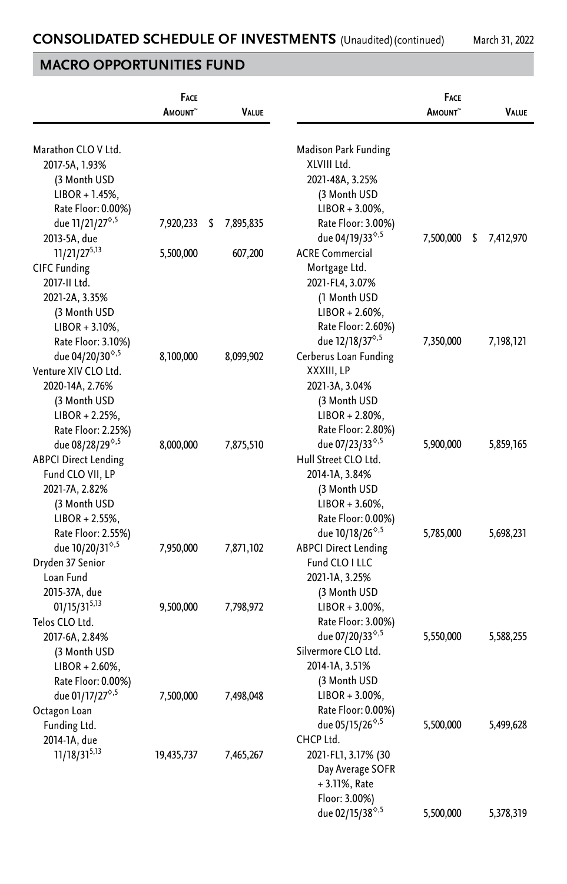## CONSOLIDATED SCHEDULE OF INVESTMENTS (Unaudited) (continued)

March 31, 2022

## MACRO OPPORTUNITIES FUND

| | Face Amount~ | Value |
|---|---|---|
| Marathon CLO V Ltd. | | |
| 2017-5A, 1.93% (3 Month USD LIBOR + 1.45%, Rate Floor: 0.00%) due 11/21/27◊,5 | 7,920,233 | $ 7,895,835 |
| 2013-5A, due 11/21/27[5,13] | 5,500,000 | 607,200 |
| CIFC Funding 2017-II Ltd. | | |
| 2021-2A, 3.35% (3 Month USD LIBOR + 3.10%, Rate Floor: 3.10%) due 04/20/30◊,5 | 8,100,000 | 8,099,902 |
| Venture XIV CLO Ltd. | | |
| 2020-14A, 2.76% (3 Month USD LIBOR + 2.25%, Rate Floor: 2.25%) due 08/28/29◊,5 | 8,000,000 | 7,875,510 |
| ABPCI Direct Lending Fund CLO VII, LP | | |
| 2021-7A, 2.82% (3 Month USD LIBOR + 2.55%, Rate Floor: 2.55%) due 10/20/31◊,5 | 7,950,000 | 7,871,102 |
| Dryden 37 Senior Loan Fund | | |
| 2015-37A, due 01/15/31[5,13] | 9,500,000 | 7,798,972 |
| Telos CLO Ltd. | | |
| 2017-6A, 2.84% (3 Month USD LIBOR + 2.60%, Rate Floor: 0.00%) due 01/17/27◊,5 | 7,500,000 | 7,498,048 |
| Octagon Loan Funding Ltd. | | |
| 2014-1A, due 11/18/31[5,13] | 19,435,737 | 7,465,267 |
| Madison Park Funding XLVIII Ltd. | | |
| 2021-48A, 3.25% (3 Month USD LIBOR + 3.00%, Rate Floor: 3.00%) due 04/19/33◊,5 | 7,500,000 | $ 7,412,970 |
| ACRE Commercial Mortgage Ltd. | | |
| 2021-FL4, 3.07% (1 Month USD LIBOR + 2.60%, Rate Floor: 2.60%) due 12/18/37◊,5 | 7,350,000 | 7,198,121 |
| Cerberus Loan Funding XXXIII, LP | | |
| 2021-3A, 3.04% (3 Month USD LIBOR + 2.80%, Rate Floor: 2.80%) due 07/23/33◊,5 | 5,900,000 | 5,859,165 |
| Hull Street CLO Ltd. | | |
| 2014-1A, 3.84% (3 Month USD LIBOR + 3.60%, Rate Floor: 0.00%) due 10/18/26◊,5 | 5,785,000 | 5,698,231 |
| ABPCI Direct Lending Fund CLO I LLC | | |
| 2021-1A, 3.25% (3 Month USD LIBOR + 3.00%, Rate Floor: 3.00%) due 07/20/33◊,5 | 5,550,000 | 5,588,255 |
| Silvermore CLO Ltd. | | |
| 2014-1A, 3.51% (3 Month USD LIBOR + 3.00%, Rate Floor: 0.00%) due 05/15/26◊,5 | 5,500,000 | 5,499,628 |
| CHCP Ltd. | | |
| 2021-FL1, 3.17% (30 Day Average SOFR + 3.11%, Rate Floor: 3.00%) due 02/15/38◊,5 | 5,500,000 | 5,378,319 |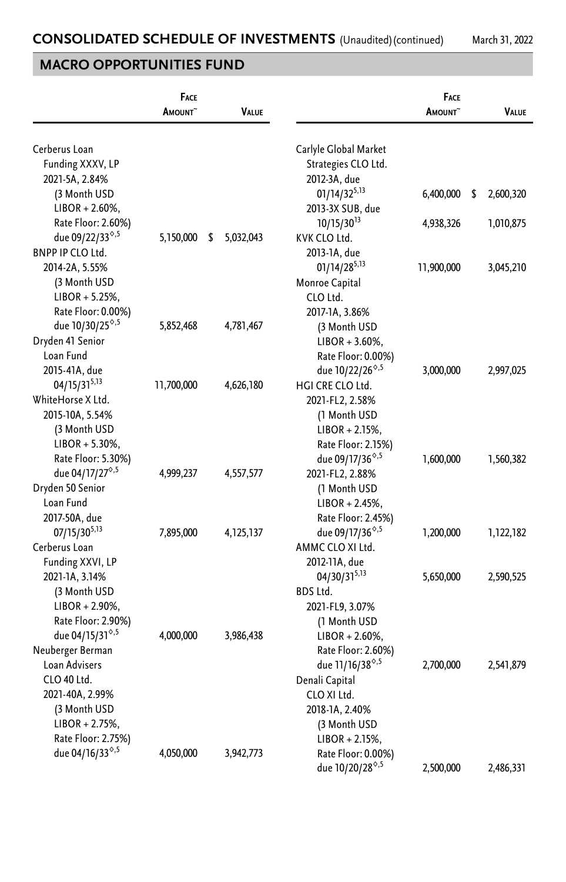## CONSOLIDATED SCHEDULE OF INVESTMENTS (Unaudited) (continued)

March 31, 2022

## MACRO OPPORTUNITIES FUND

| | Face Amount~ | Value |
|---|---|---|
| Cerberus Loan Funding XXXV, LP 2021-5A, 2.84% (3 Month USD LIBOR + 2.60%, Rate Floor: 2.60%) due 09/22/33◊,5 | 5,150,000 | $ 5,032,043 |
| BNPP IP CLO Ltd. 2014-2A, 5.55% (3 Month USD LIBOR + 5.25%, Rate Floor: 0.00%) due 10/30/25◊,5 | 5,852,468 | 4,781,467 |
| Dryden 41 Senior Loan Fund 2015-41A, due 04/15/31[5,13] | 11,700,000 | 4,626,180 |
| WhiteHorse X Ltd. 2015-10A, 5.54% (3 Month USD LIBOR + 5.30%, Rate Floor: 5.30%) due 04/17/27◊,5 | 4,999,237 | 4,557,577 |
| Dryden 50 Senior Loan Fund 2017-50A, due 07/15/30[5,13] | 7,895,000 | 4,125,137 |
| Cerberus Loan Funding XXVI, LP 2021-1A, 3.14% (3 Month USD LIBOR + 2.90%, Rate Floor: 2.90%) due 04/15/31◊,5 | 4,000,000 | 3,986,438 |
| Neuberger Berman Loan Advisers CLO 40 Ltd. 2021-40A, 2.99% (3 Month USD LIBOR + 2.75%, Rate Floor: 2.75%) due 04/16/33◊,5 | 4,050,000 | 3,942,773 |
| Carlyle Global Market Strategies CLO Ltd. | | |
| 2012-3A, due 01/14/32[5,13] | 6,400,000 | $ 2,600,320 |
| 2013-3X SUB, due 10/15/30[13] | 4,938,326 | 1,010,875 |
| KVK CLO Ltd. 2013-1A, due 01/14/28[5,13] | 11,900,000 | 3,045,210 |
| Monroe Capital CLO Ltd. 2017-1A, 3.86% (3 Month USD LIBOR + 3.60%, Rate Floor: 0.00%) due 10/22/26◊,5 | 3,000,000 | 2,997,025 |
| HGI CRE CLO Ltd. | | |
| 2021-FL2, 2.58% (1 Month USD LIBOR + 2.15%, Rate Floor: 2.15%) due 09/17/36◊,5 | 1,600,000 | 1,560,382 |
| 2021-FL2, 2.88% (1 Month USD LIBOR + 2.45%, Rate Floor: 2.45%) due 09/17/36◊,5 | 1,200,000 | 1,122,182 |
| AMMC CLO XI Ltd. 2012-11A, due 04/30/31[5,13] | 5,650,000 | 2,590,525 |
| BDS Ltd. 2021-FL9, 3.07% (1 Month USD LIBOR + 2.60%, Rate Floor: 2.60%) due 11/16/38◊,5 | 2,700,000 | 2,541,879 |
| Denali Capital CLO XI Ltd. 2018-1A, 2.40% (3 Month USD LIBOR + 2.15%, Rate Floor: 0.00%) due 10/20/28◊,5 | 2,500,000 | 2,486,331 |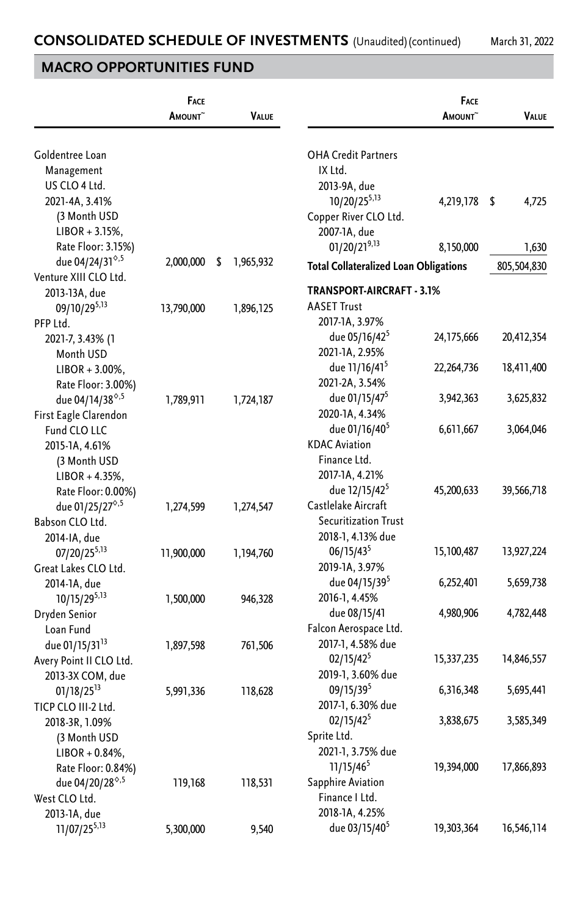## CONSOLIDATED SCHEDULE OF INVESTMENTS (Unaudited) (continued)

March 31, 2022

## MACRO OPPORTUNITIES FUND

| | Face Amount~ | Value |
|---|---|---|
| Goldentree Loan Management US CLO 4 Ltd. | | |
| 2021-4A, 3.41% (3 Month USD LIBOR + 3.15%, Rate Floor: 3.15%) due 04/24/31◊,5 | 2,000,000 | $ 1,965,932 |
| Venture XIII CLO Ltd. | | |
| 2013-13A, due 09/10/29[5,13] | 13,790,000 | 1,896,125 |
| PFP Ltd. | | |
| 2021-7, 3.43% (1 Month USD LIBOR + 3.00%, Rate Floor: 3.00%) due 04/14/38◊,5 | 1,789,911 | 1,724,187 |
| First Eagle Clarendon Fund CLO LLC | | |
| 2015-1A, 4.61% (3 Month USD LIBOR + 4.35%, Rate Floor: 0.00%) due 01/25/27◊,5 | 1,274,599 | 1,274,547 |
| Babson CLO Ltd. | | |
| 2014-IA, due 07/20/25[5,13] | 11,900,000 | 1,194,760 |
| Great Lakes CLO Ltd. | | |
| 2014-1A, due 10/15/29[5,13] | 1,500,000 | 946,328 |
| Dryden Senior Loan Fund | | |
| due 01/15/31[13] | 1,897,598 | 761,506 |
| Avery Point II CLO Ltd. | | |
| 2013-3X COM, due 01/18/25[13] | 5,991,336 | 118,628 |
| TICP CLO III-2 Ltd. | | |
| 2018-3R, 1.09% (3 Month USD LIBOR + 0.84%, Rate Floor: 0.84%) due 04/20/28◊,5 | 119,168 | 118,531 |
| West CLO Ltd. | | |
| 2013-1A, due 11/07/25[5,13] | 5,300,000 | 9,540 |
| OHA Credit Partners IX Ltd. | | |
| 2013-9A, due 10/20/25[5,13] | 4,219,178 | $ 4,725 |
| Copper River CLO Ltd. | | |
| 2007-1A, due 01/20/21[9,13] | 8,150,000 | 1,630 |
| **Total Collateralized Loan Obligations** | | 805,504,830 |
| **TRANSPORT-AIRCRAFT - 3.1%** | | |
| AASET Trust | | |
| 2017-1A, 3.97% due 05/16/42[5] | 24,175,666 | 20,412,354 |
| 2021-1A, 2.95% due 11/16/41[5] | 22,264,736 | 18,411,400 |
| 2021-2A, 3.54% due 01/15/47[5] | 3,942,363 | 3,625,832 |
| 2020-1A, 4.34% due 01/16/40[5] | 6,611,667 | 3,064,046 |
| KDAC Aviation Finance Ltd. | | |
| 2017-1A, 4.21% due 12/15/42[5] | 45,200,633 | 39,566,718 |
| Castlelake Aircraft Securitization Trust | | |
| 2018-1, 4.13% due 06/15/43[5] | 15,100,487 | 13,927,224 |
| 2019-1A, 3.97% due 04/15/39[5] | 6,252,401 | 5,659,738 |
| 2016-1, 4.45% due 08/15/41 | 4,980,906 | 4,782,448 |
| Falcon Aerospace Ltd. | | |
| 2017-1, 4.58% due 02/15/42[5] | 15,337,235 | 14,846,557 |
| 2019-1, 3.60% due 09/15/39[5] | 6,316,348 | 5,695,441 |
| 2017-1, 6.30% due 02/15/42[5] | 3,838,675 | 3,585,349 |
| Sprite Ltd. | | |
| 2021-1, 3.75% due 11/15/46[5] | 19,394,000 | 17,866,893 |
| Sapphire Aviation Finance I Ltd. | | |
| 2018-1A, 4.25% due 03/15/40[5] | 19,303,364 | 16,546,114 |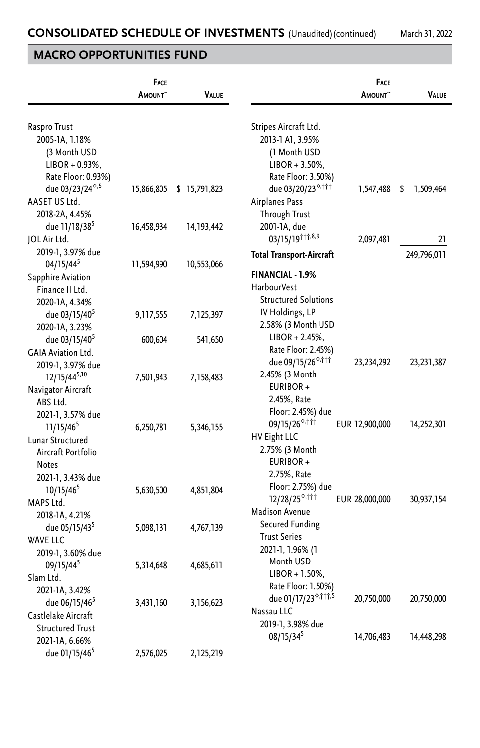# CONSOLIDATED SCHEDULE OF INVESTMENTS (Unaudited) (continued)

March 31, 2022

## MACRO OPPORTUNITIES FUND

| | Face Amount~ | Value |
|---|---|---|
| Raspro Trust | | |
| 2005-1A, 1.18% (3 Month USD LIBOR + 0.93%, Rate Floor: 0.93%) due 03/23/24◊,5 | 15,866,805 | $ 15,791,823 |
| AASET US Ltd. | | |
| 2018-2A, 4.45% due 11/18/38[5] | 16,458,934 | 14,193,442 |
| JOL Air Ltd. | | |
| 2019-1, 3.97% due 04/15/44[5] | 11,594,990 | 10,553,066 |
| Sapphire Aviation Finance II Ltd. | | |
| 2020-1A, 4.34% due 03/15/40[5] | 9,117,555 | 7,125,397 |
| 2020-1A, 3.23% due 03/15/40[5] | 600,604 | 541,650 |
| GAIA Aviation Ltd. | | |
| 2019-1, 3.97% due 12/15/44[5,10] | 7,501,943 | 7,158,483 |
| Navigator Aircraft ABS Ltd. | | |
| 2021-1, 3.57% due 11/15/46[5] | 6,250,781 | 5,346,155 |
| Lunar Structured Aircraft Portfolio Notes | | |
| 2021-1, 3.43% due 10/15/46[5] | 5,630,500 | 4,851,804 |
| MAPS Ltd. | | |
| 2018-1A, 4.21% due 05/15/43[5] | 5,098,131 | 4,767,139 |
| WAVE LLC | | |
| 2019-1, 3.60% due 09/15/44[5] | 5,314,648 | 4,685,611 |
| Slam Ltd. | | |
| 2021-1A, 3.42% due 06/15/46[5] | 3,431,160 | 3,156,623 |
| Castlelake Aircraft Structured Trust | | |
| 2021-1A, 6.66% due 01/15/46[5] | 2,576,025 | 2,125,219 |
| Stripes Aircraft Ltd. | | |
| 2013-1 A1, 3.95% (1 Month USD LIBOR + 3.50%, Rate Floor: 3.50%) due 03/20/23◊,††† | 1,547,488 | $ 1,509,464 |
| Airplanes Pass Through Trust | | |
| 2001-1A, due 03/15/19†††,8,9 | 2,097,481 | 21 |
| **Total Transport-Aircraft** | | 249,796,011 |
| **FINANCIAL - 1.9%** | | |
| HarbourVest Structured Solutions IV Holdings, LP | | |
| 2.58% (3 Month USD LIBOR + 2.45%, Rate Floor: 2.45%) due 09/15/26◊,††† | 23,234,292 | 23,231,387 |
| 2.45% (3 Month EURIBOR + 2.45%, Rate Floor: 2.45%) due 09/15/26◊,††† | EUR 12,900,000 | 14,252,301 |
| HV Eight LLC | | |
| 2.75% (3 Month EURIBOR + 2.75%, Rate Floor: 2.75%) due 12/28/25◊,††† | EUR 28,000,000 | 30,937,154 |
| Madison Avenue Secured Funding Trust Series | | |
| 2021-1, 1.96% (1 Month USD LIBOR + 1.50%, Rate Floor: 1.50%) due 01/17/23◊,†††,5 | 20,750,000 | 20,750,000 |
| Nassau LLC | | |
| 2019-1, 3.98% due 08/15/34[5] | 14,706,483 | 14,448,298 |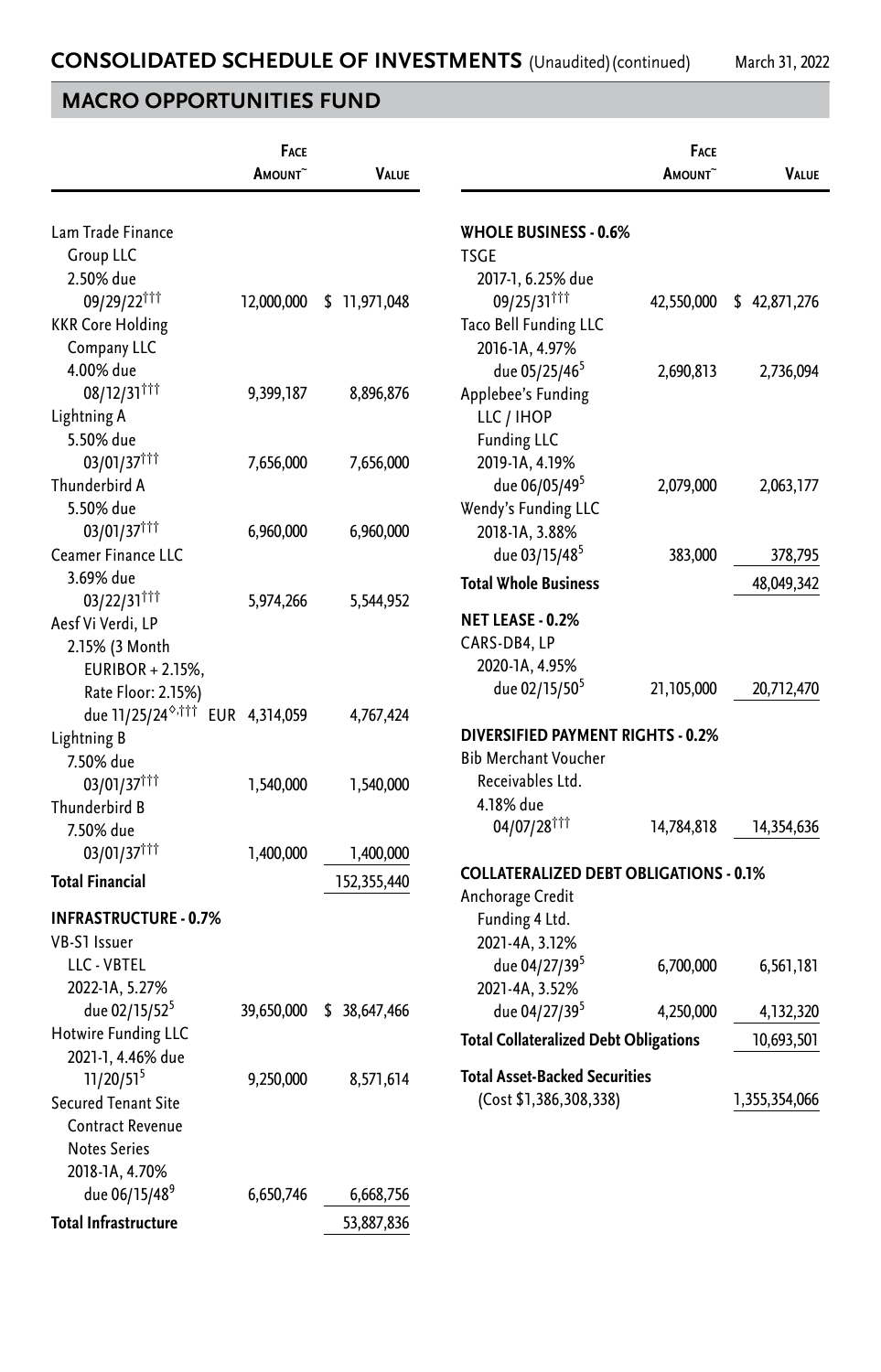## CONSOLIDATED SCHEDULE OF INVESTMENTS (Unaudited) (continued)

March 31, 2022

## MACRO OPPORTUNITIES FUND

| | Face Amount~ | Value |
|---|---|---|
| Lam Trade Finance Group LLC 2.50% due 09/29/22††† | 12,000,000 | $ 11,971,048 |
| KKR Core Holding Company LLC 4.00% due 08/12/31††† | 9,399,187 | 8,896,876 |
| Lightning A 5.50% due 03/01/37††† | 7,656,000 | 7,656,000 |
| Thunderbird A 5.50% due 03/01/37††† | 6,960,000 | 6,960,000 |
| Ceamer Finance LLC 3.69% due 03/22/31††† | 5,974,266 | 5,544,952 |
| Aesf Vi Verdi, LP 2.15% (3 Month EURIBOR + 2.15%, Rate Floor: 2.15%) due 11/25/24◊,††† | EUR 4,314,059 | 4,767,424 |
| Lightning B 7.50% due 03/01/37††† | 1,540,000 | 1,540,000 |
| Thunderbird B 7.50% due 03/01/37††† | 1,400,000 | 1,400,000 |
| **Total Financial** | | 152,355,440 |
| **INFRASTRUCTURE - 0.7%** | | |
| VB-S1 Issuer LLC - VBTEL 2022-1A, 5.27% due 02/15/52[5] | 39,650,000 | $ 38,647,466 |
| Hotwire Funding LLC 2021-1, 4.46% due 11/20/51[5] | 9,250,000 | 8,571,614 |
| Secured Tenant Site Contract Revenue Notes Series 2018-1A, 4.70% due 06/15/48[9] | 6,650,746 | 6,668,756 |
| **Total Infrastructure** | | 53,887,836 |
| **WHOLE BUSINESS - 0.6%** | | |
| TSGE 2017-1, 6.25% due 09/25/31††† | 42,550,000 | $ 42,871,276 |
| Taco Bell Funding LLC 2016-1A, 4.97% due 05/25/46[5] | 2,690,813 | 2,736,094 |
| Applebee's Funding LLC / IHOP Funding LLC 2019-1A, 4.19% due 06/05/49[5] | 2,079,000 | 2,063,177 |
| Wendy's Funding LLC 2018-1A, 3.88% due 03/15/48[5] | 383,000 | 378,795 |
| **Total Whole Business** | | 48,049,342 |
| **NET LEASE - 0.2%** | | |
| CARS-DB4, LP 2020-1A, 4.95% due 02/15/50[5] | 21,105,000 | 20,712,470 |
| **DIVERSIFIED PAYMENT RIGHTS - 0.2%** | | |
| Bib Merchant Voucher Receivables Ltd. 4.18% due 04/07/28††† | 14,784,818 | 14,354,636 |
| **COLLATERALIZED DEBT OBLIGATIONS - 0.1%** | | |
| Anchorage Credit Funding 4 Ltd. | | |
| 2021-4A, 3.12% due 04/27/39[5] | 6,700,000 | 6,561,181 |
| 2021-4A, 3.52% due 04/27/39[5] | 4,250,000 | 4,132,320 |
| **Total Collateralized Debt Obligations** | | 10,693,501 |
| **Total Asset-Backed Securities** (Cost $1,386,308,338) | | 1,355,354,066 |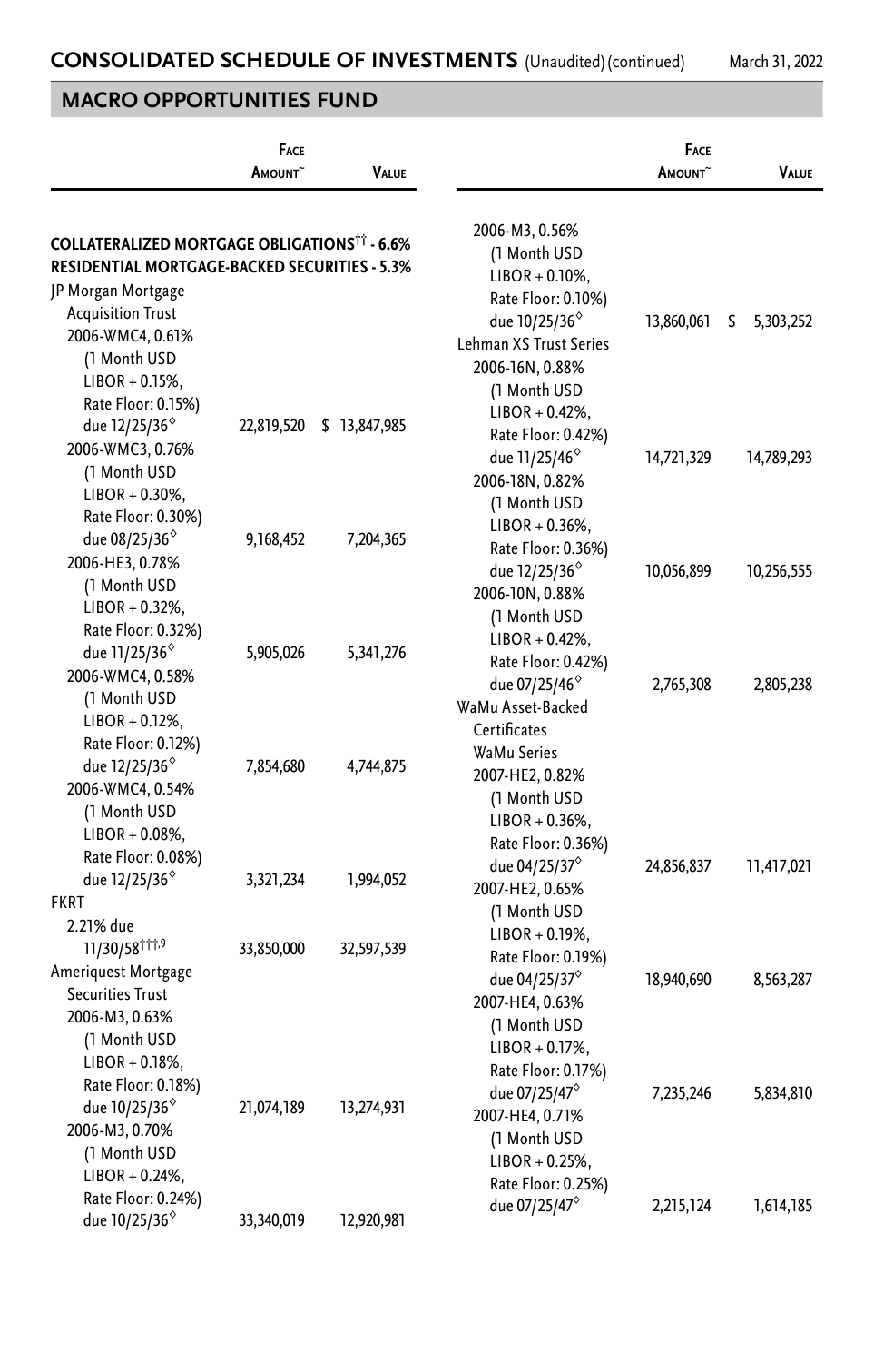## CONSOLIDATED SCHEDULE OF INVESTMENTS (Unaudited) (continued)

March 31, 2022

## MACRO OPPORTUNITIES FUND

| | Face Amount~ | Value |
|---|---|---|
| **COLLATERALIZED MORTGAGE OBLIGATIONS†† - 6.6%** | | |
| **RESIDENTIAL MORTGAGE-BACKED SECURITIES - 5.3%** | | |
| JP Morgan Mortgage Acquisition Trust | | |
| 2006-WMC4, 0.61% (1 Month USD LIBOR + 0.15%, Rate Floor: 0.15%) due 12/25/36◊ | 22,819,520 | $ 13,847,985 |
| 2006-WMC3, 0.76% (1 Month USD LIBOR + 0.30%, Rate Floor: 0.30%) due 08/25/36◊ | 9,168,452 | 7,204,365 |
| 2006-HE3, 0.78% (1 Month USD LIBOR + 0.32%, Rate Floor: 0.32%) due 11/25/36◊ | 5,905,026 | 5,341,276 |
| 2006-WMC4, 0.58% (1 Month USD LIBOR + 0.12%, Rate Floor: 0.12%) due 12/25/36◊ | 7,854,680 | 4,744,875 |
| 2006-WMC4, 0.54% (1 Month USD LIBOR + 0.08%, Rate Floor: 0.08%) due 12/25/36◊ | 3,321,234 | 1,994,052 |
| FKRT | | |
| 2.21% due 11/30/58†††,9 | 33,850,000 | 32,597,539 |
| Ameriquest Mortgage Securities Trust | | |
| 2006-M3, 0.63% (1 Month USD LIBOR + 0.18%, Rate Floor: 0.18%) due 10/25/36◊ | 21,074,189 | 13,274,931 |
| 2006-M3, 0.70% (1 Month USD LIBOR + 0.24%, Rate Floor: 0.24%) due 10/25/36◊ | 33,340,019 | 12,920,981 |
| 2006-M3, 0.56% (1 Month USD LIBOR + 0.10%, Rate Floor: 0.10%) due 10/25/36◊ | 13,860,061 | $ 5,303,252 |
| Lehman XS Trust Series | | |
| 2006-16N, 0.88% (1 Month USD LIBOR + 0.42%, Rate Floor: 0.42%) due 11/25/46◊ | 14,721,329 | 14,789,293 |
| 2006-18N, 0.82% (1 Month USD LIBOR + 0.36%, Rate Floor: 0.36%) due 12/25/36◊ | 10,056,899 | 10,256,555 |
| 2006-10N, 0.88% (1 Month USD LIBOR + 0.42%, Rate Floor: 0.42%) due 07/25/46◊ | 2,765,308 | 2,805,238 |
| WaMu Asset-Backed Certificates WaMu Series | | |
| 2007-HE2, 0.82% (1 Month USD LIBOR + 0.36%, Rate Floor: 0.36%) due 04/25/37◊ | 24,856,837 | 11,417,021 |
| 2007-HE2, 0.65% (1 Month USD LIBOR + 0.19%, Rate Floor: 0.19%) due 04/25/37◊ | 18,940,690 | 8,563,287 |
| 2007-HE4, 0.63% (1 Month USD LIBOR + 0.17%, Rate Floor: 0.17%) due 07/25/47◊ | 7,235,246 | 5,834,810 |
| 2007-HE4, 0.71% (1 Month USD LIBOR + 0.25%, Rate Floor: 0.25%) due 07/25/47◊ | 2,215,124 | 1,614,185 |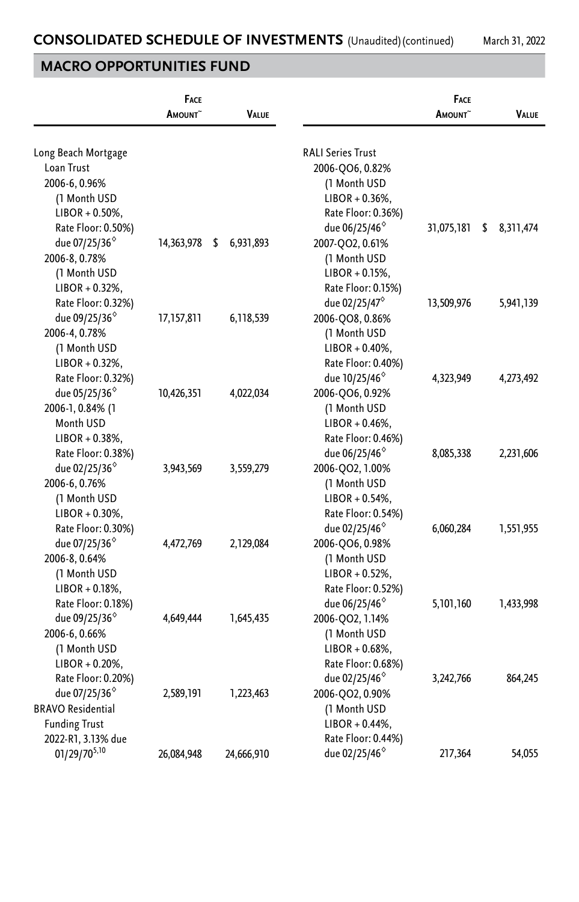## CONSOLIDATED SCHEDULE OF INVESTMENTS (Unaudited) (continued)

March 31, 2022

## MACRO OPPORTUNITIES FUND

| | Face Amount~ | Value |
|---|---|---|
| Long Beach Mortgage Loan Trust | | |
| 2006-6, 0.96% (1 Month USD LIBOR + 0.50%, Rate Floor: 0.50%) due 07/25/36◊ | 14,363,978 | $ 6,931,893 |
| 2006-8, 0.78% (1 Month USD LIBOR + 0.32%, Rate Floor: 0.32%) due 09/25/36◊ | 17,157,811 | 6,118,539 |
| 2006-4, 0.78% (1 Month USD LIBOR + 0.32%, Rate Floor: 0.32%) due 05/25/36◊ | 10,426,351 | 4,022,034 |
| 2006-1, 0.84% (1 Month USD LIBOR + 0.38%, Rate Floor: 0.38%) due 02/25/36◊ | 3,943,569 | 3,559,279 |
| 2006-6, 0.76% (1 Month USD LIBOR + 0.30%, Rate Floor: 0.30%) due 07/25/36◊ | 4,472,769 | 2,129,084 |
| 2006-8, 0.64% (1 Month USD LIBOR + 0.18%, Rate Floor: 0.18%) due 09/25/36◊ | 4,649,444 | 1,645,435 |
| 2006-6, 0.66% (1 Month USD LIBOR + 0.20%, Rate Floor: 0.20%) due 07/25/36◊ | 2,589,191 | 1,223,463 |
| BRAVO Residential Funding Trust | | |
| 2022-R1, 3.13% due 01/29/70[5,10] | 26,084,948 | 24,666,910 |
| RALI Series Trust | | |
| 2006-QO6, 0.82% (1 Month USD LIBOR + 0.36%, Rate Floor: 0.36%) due 06/25/46◊ | 31,075,181 | $ 8,311,474 |
| 2007-QO2, 0.61% (1 Month USD LIBOR + 0.15%, Rate Floor: 0.15%) due 02/25/47◊ | 13,509,976 | 5,941,139 |
| 2006-QO8, 0.86% (1 Month USD LIBOR + 0.40%, Rate Floor: 0.40%) due 10/25/46◊ | 4,323,949 | 4,273,492 |
| 2006-QO6, 0.92% (1 Month USD LIBOR + 0.46%, Rate Floor: 0.46%) due 06/25/46◊ | 8,085,338 | 2,231,606 |
| 2006-QO2, 1.00% (1 Month USD LIBOR + 0.54%, Rate Floor: 0.54%) due 02/25/46◊ | 6,060,284 | 1,551,955 |
| 2006-QO6, 0.98% (1 Month USD LIBOR + 0.52%, Rate Floor: 0.52%) due 06/25/46◊ | 5,101,160 | 1,433,998 |
| 2006-QO2, 1.14% (1 Month USD LIBOR + 0.68%, Rate Floor: 0.68%) due 02/25/46◊ | 3,242,766 | 864,245 |
| 2006-QO2, 0.90% (1 Month USD LIBOR + 0.44%, Rate Floor: 0.44%) due 02/25/46◊ | 217,364 | 54,055 |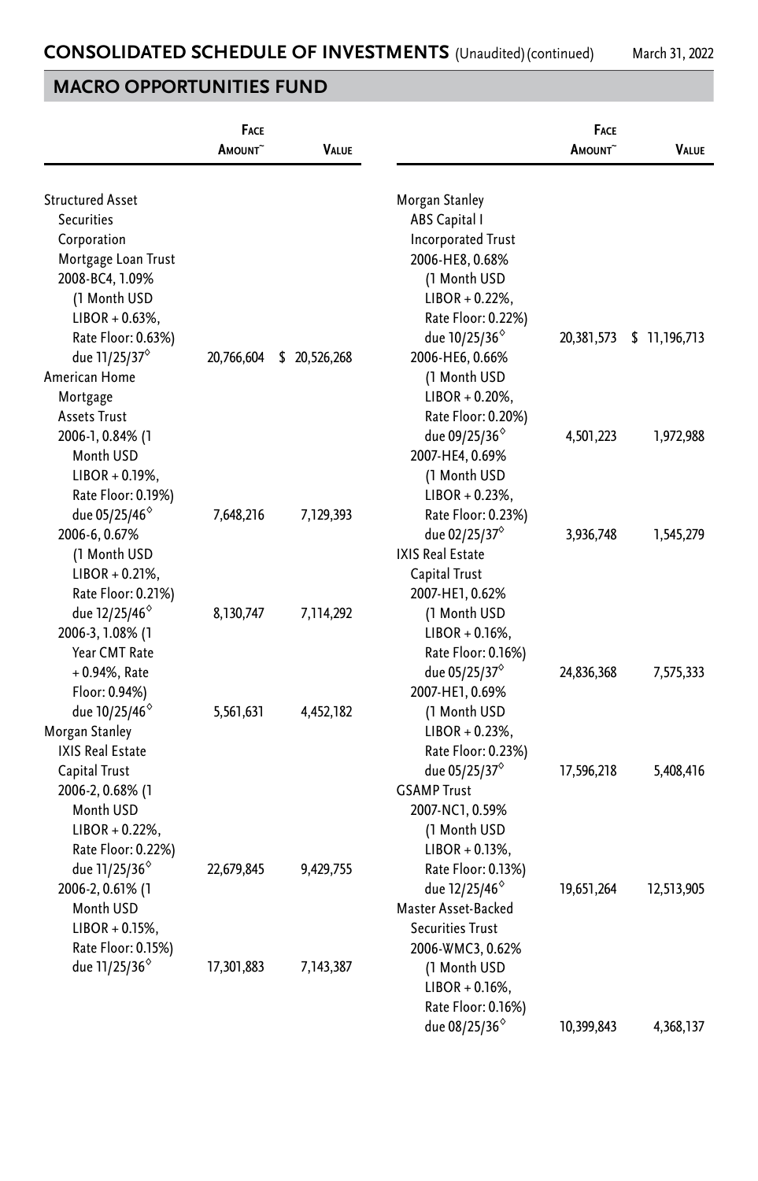## CONSOLIDATED SCHEDULE OF INVESTMENTS (Unaudited) (continued)

March 31, 2022

## MACRO OPPORTUNITIES FUND

| | Face Amount~ | Value |
|---|---|---|
| Structured Asset Securities Corporation Mortgage Loan Trust | | |
| 2008-BC4, 1.09% (1 Month USD LIBOR + 0.63%, Rate Floor: 0.63%) due 11/25/37◊ | 20,766,604 | $ 20,526,268 |
| American Home Mortgage Assets Trust | | |
| 2006-1, 0.84% (1 Month USD LIBOR + 0.19%, Rate Floor: 0.19%) due 05/25/46◊ | 7,648,216 | 7,129,393 |
| 2006-6, 0.67% (1 Month USD LIBOR + 0.21%, Rate Floor: 0.21%) due 12/25/46◊ | 8,130,747 | 7,114,292 |
| 2006-3, 1.08% (1 Year CMT Rate + 0.94%, Rate Floor: 0.94%) due 10/25/46◊ | 5,561,631 | 4,452,182 |
| Morgan Stanley IXIS Real Estate Capital Trust | | |
| 2006-2, 0.68% (1 Month USD LIBOR + 0.22%, Rate Floor: 0.22%) due 11/25/36◊ | 22,679,845 | 9,429,755 |
| 2006-2, 0.61% (1 Month USD LIBOR + 0.15%, Rate Floor: 0.15%) due 11/25/36◊ | 17,301,883 | 7,143,387 |
| Morgan Stanley ABS Capital I Incorporated Trust | | |
| 2006-HE8, 0.68% (1 Month USD LIBOR + 0.22%, Rate Floor: 0.22%) due 10/25/36◊ | 20,381,573 | $ 11,196,713 |
| 2006-HE6, 0.66% (1 Month USD LIBOR + 0.20%, Rate Floor: 0.20%) due 09/25/36◊ | 4,501,223 | 1,972,988 |
| 2007-HE4, 0.69% (1 Month USD LIBOR + 0.23%, Rate Floor: 0.23%) due 02/25/37◊ | 3,936,748 | 1,545,279 |
| IXIS Real Estate Capital Trust | | |
| 2007-HE1, 0.62% (1 Month USD LIBOR + 0.16%, Rate Floor: 0.16%) due 05/25/37◊ | 24,836,368 | 7,575,333 |
| 2007-HE1, 0.69% (1 Month USD LIBOR + 0.23%, Rate Floor: 0.23%) due 05/25/37◊ | 17,596,218 | 5,408,416 |
| GSAMP Trust | | |
| 2007-NC1, 0.59% (1 Month USD LIBOR + 0.13%, Rate Floor: 0.13%) due 12/25/46◊ | 19,651,264 | 12,513,905 |
| Master Asset-Backed Securities Trust | | |
| 2006-WMC3, 0.62% (1 Month USD LIBOR + 0.16%, Rate Floor: 0.16%) due 08/25/36◊ | 10,399,843 | 4,368,137 |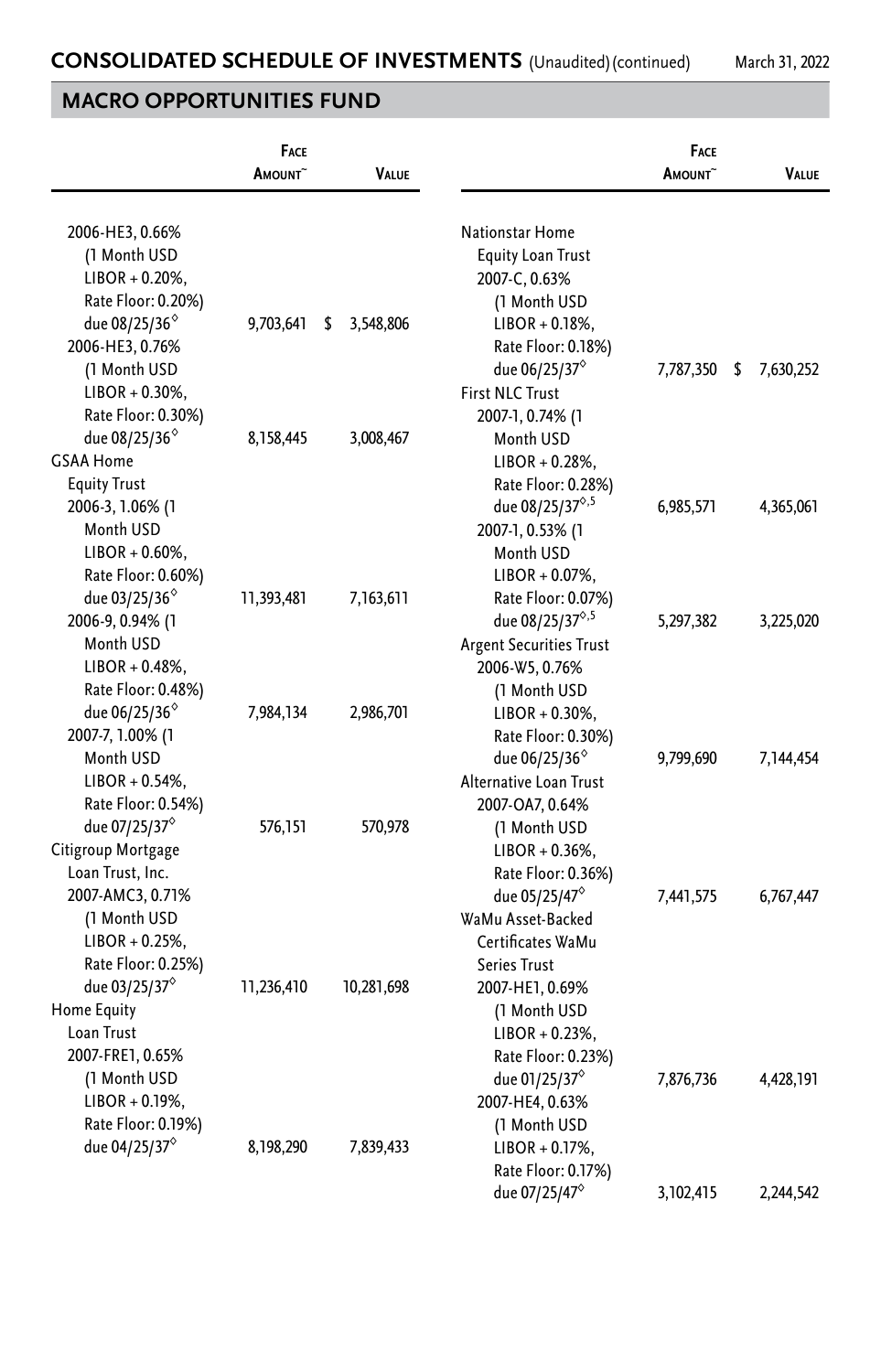## CONSOLIDATED SCHEDULE OF INVESTMENTS (Unaudited) (continued)

March 31, 2022

## MACRO OPPORTUNITIES FUND

| | Face Amount~ | Value |
|---|---|---|
| 2006-HE3, 0.66% (1 Month USD LIBOR + 0.20%, Rate Floor: 0.20%) due 08/25/36◊ | 9,703,641 | $ 3,548,806 |
| 2006-HE3, 0.76% (1 Month USD LIBOR + 0.30%, Rate Floor: 0.30%) due 08/25/36◊ | 8,158,445 | 3,008,467 |
| GSAA Home Equity Trust | | |
| 2006-3, 1.06% (1 Month USD LIBOR + 0.60%, Rate Floor: 0.60%) due 03/25/36◊ | 11,393,481 | 7,163,611 |
| 2006-9, 0.94% (1 Month USD LIBOR + 0.48%, Rate Floor: 0.48%) due 06/25/36◊ | 7,984,134 | 2,986,701 |
| 2007-7, 1.00% (1 Month USD LIBOR + 0.54%, Rate Floor: 0.54%) due 07/25/37◊ | 576,151 | 570,978 |
| Citigroup Mortgage Loan Trust, Inc. | | |
| 2007-AMC3, 0.71% (1 Month USD LIBOR + 0.25%, Rate Floor: 0.25%) due 03/25/37◊ | 11,236,410 | 10,281,698 |
| Home Equity Loan Trust | | |
| 2007-FRE1, 0.65% (1 Month USD LIBOR + 0.19%, Rate Floor: 0.19%) due 04/25/37◊ | 8,198,290 | 7,839,433 |
| Nationstar Home Equity Loan Trust | | |
| 2007-C, 0.63% (1 Month USD LIBOR + 0.18%, Rate Floor: 0.18%) due 06/25/37◊ | 7,787,350 | $ 7,630,252 |
| First NLC Trust | | |
| 2007-1, 0.74% (1 Month USD LIBOR + 0.28%, Rate Floor: 0.28%) due 08/25/37◊,5 | 6,985,571 | 4,365,061 |
| 2007-1, 0.53% (1 Month USD LIBOR + 0.07%, Rate Floor: 0.07%) due 08/25/37◊,5 | 5,297,382 | 3,225,020 |
| Argent Securities Trust | | |
| 2006-W5, 0.76% (1 Month USD LIBOR + 0.30%, Rate Floor: 0.30%) due 06/25/36◊ | 9,799,690 | 7,144,454 |
| Alternative Loan Trust | | |
| 2007-OA7, 0.64% (1 Month USD LIBOR + 0.36%, Rate Floor: 0.36%) due 05/25/47◊ | 7,441,575 | 6,767,447 |
| WaMu Asset-Backed Certificates WaMu Series Trust | | |
| 2007-HE1, 0.69% (1 Month USD LIBOR + 0.23%, Rate Floor: 0.23%) due 01/25/37◊ | 7,876,736 | 4,428,191 |
| 2007-HE4, 0.63% (1 Month USD LIBOR + 0.17%, Rate Floor: 0.17%) due 07/25/47◊ | 3,102,415 | 2,244,542 |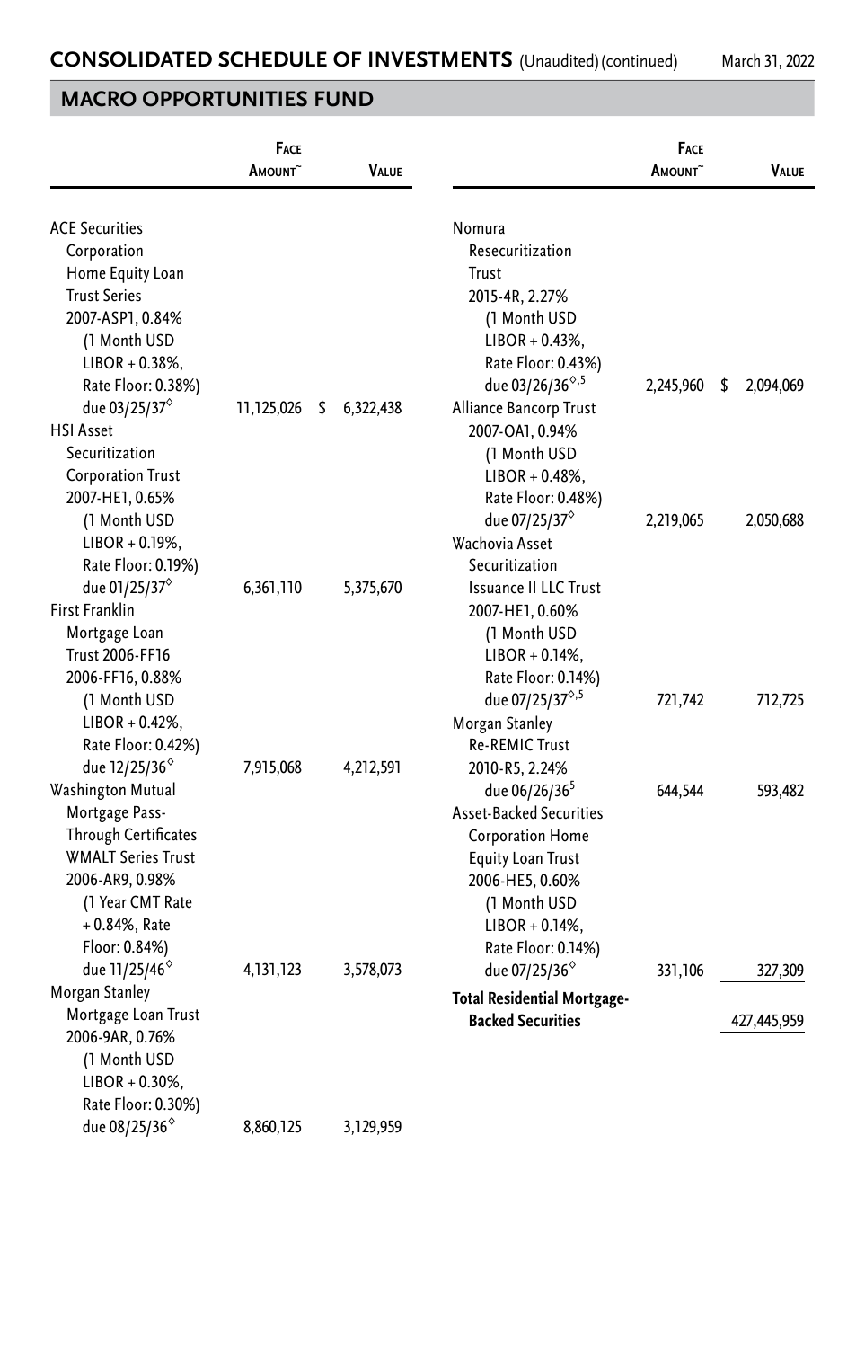## CONSOLIDATED SCHEDULE OF INVESTMENTS (Unaudited) (continued)

March 31, 2022

## MACRO OPPORTUNITIES FUND

| | Face Amount~ | Value |
|---|---|---|
| ACE Securities Corporation Home Equity Loan Trust Series 2007-ASP1, 0.84% (1 Month USD LIBOR + 0.38%, Rate Floor: 0.38%) due 03/25/37◊ | 11,125,026 | $ 6,322,438 |
| HSI Asset Securitization Corporation Trust 2007-HE1, 0.65% (1 Month USD LIBOR + 0.19%, Rate Floor: 0.19%) due 01/25/37◊ | 6,361,110 | 5,375,670 |
| First Franklin Mortgage Loan Trust 2006-FF16 2006-FF16, 0.88% (1 Month USD LIBOR + 0.42%, Rate Floor: 0.42%) due 12/25/36◊ | 7,915,068 | 4,212,591 |
| Washington Mutual Mortgage Pass-Through Certificates WMALT Series Trust 2006-AR9, 0.98% (1 Year CMT Rate + 0.84%, Rate Floor: 0.84%) due 11/25/46◊ | 4,131,123 | 3,578,073 |
| Morgan Stanley Mortgage Loan Trust 2006-9AR, 0.76% (1 Month USD LIBOR + 0.30%, Rate Floor: 0.30%) due 08/25/36◊ | 8,860,125 | 3,129,959 |
| Nomura Resecuritization Trust 2015-4R, 2.27% (1 Month USD LIBOR + 0.43%, Rate Floor: 0.43%) due 03/26/36◊,5 | 2,245,960 | $ 2,094,069 |
| Alliance Bancorp Trust 2007-OA1, 0.94% (1 Month USD LIBOR + 0.48%, Rate Floor: 0.48%) due 07/25/37◊ | 2,219,065 | 2,050,688 |
| Wachovia Asset Securitization Issuance II LLC Trust 2007-HE1, 0.60% (1 Month USD LIBOR + 0.14%, Rate Floor: 0.14%) due 07/25/37◊,5 | 721,742 | 712,725 |
| Morgan Stanley Re-REMIC Trust 2010-R5, 2.24% due 06/26/36[5] | 644,544 | 593,482 |
| Asset-Backed Securities Corporation Home Equity Loan Trust 2006-HE5, 0.60% (1 Month USD LIBOR + 0.14%, Rate Floor: 0.14%) due 07/25/36◊ | 331,106 | 327,309 |
| **Total Residential Mortgage-Backed Securities** | | 427,445,959 |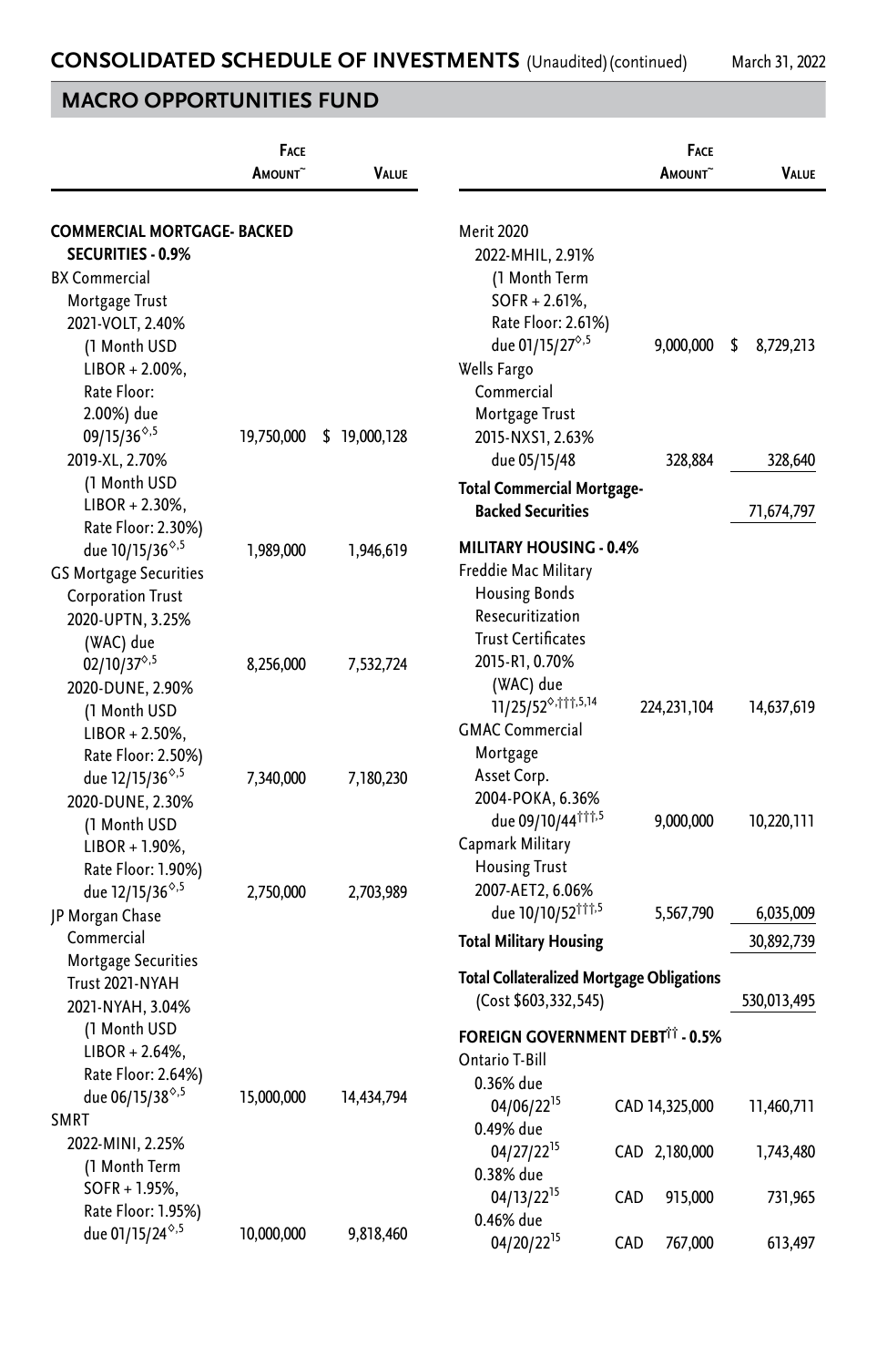## CONSOLIDATED SCHEDULE OF INVESTMENTS (Unaudited) (continued)

March 31, 2022

## MACRO OPPORTUNITIES FUND

| | Face Amount~ | Value |
|---|---|---|
| **COMMERCIAL MORTGAGE- BACKED SECURITIES - 0.9%** | | |
| BX Commercial Mortgage Trust | | |
| 2021-VOLT, 2.40% (1 Month USD LIBOR + 2.00%, Rate Floor: 2.00%) due 09/15/36◊,5 | 19,750,000 | $ 19,000,128 |
| 2019-XL, 2.70% (1 Month USD LIBOR + 2.30%, Rate Floor: 2.30%) due 10/15/36◊,5 | 1,989,000 | 1,946,619 |
| GS Mortgage Securities Corporation Trust | | |
| 2020-UPTN, 3.25% (WAC) due 02/10/37◊,5 | 8,256,000 | 7,532,724 |
| 2020-DUNE, 2.90% (1 Month USD LIBOR + 2.50%, Rate Floor: 2.50%) due 12/15/36◊,5 | 7,340,000 | 7,180,230 |
| 2020-DUNE, 2.30% (1 Month USD LIBOR + 1.90%, Rate Floor: 1.90%) due 12/15/36◊,5 | 2,750,000 | 2,703,989 |
| JP Morgan Chase Commercial Mortgage Securities Trust 2021-NYAH | | |
| 2021-NYAH, 3.04% (1 Month USD LIBOR + 2.64%, Rate Floor: 2.64%) due 06/15/38◊,5 | 15,000,000 | 14,434,794 |
| SMRT | | |
| 2022-MINI, 2.25% (1 Month Term SOFR + 1.95%, Rate Floor: 1.95%) due 01/15/24◊,5 | 10,000,000 | 9,818,460 |
| Merit 2020 | | |
| 2022-MHIL, 2.91% (1 Month Term SOFR + 2.61%, Rate Floor: 2.61%) due 01/15/27◊,5 | 9,000,000 | $ 8,729,213 |
| Wells Fargo Commercial Mortgage Trust | | |
| 2015-NXS1, 2.63% due 05/15/48 | 328,884 | 328,640 |
| **Total Commercial Mortgage-Backed Securities** | | 71,674,797 |
| **MILITARY HOUSING - 0.4%** | | |
| Freddie Mac Military Housing Bonds Resecuritization Trust Certificates | | |
| 2015-R1, 0.70% (WAC) due 11/25/52◊,†††,5,14 | 224,231,104 | 14,637,619 |
| GMAC Commercial Mortgage Asset Corp. | | |
| 2004-POKA, 6.36% due 09/10/44†††,5 | 9,000,000 | 10,220,111 |
| Capmark Military Housing Trust | | |
| 2007-AET2, 6.06% due 10/10/52†††,5 | 5,567,790 | 6,035,009 |
| **Total Military Housing** | | 30,892,739 |
| **Total Collateralized Mortgage Obligations** (Cost $603,332,545) | | 530,013,495 |
| **FOREIGN GOVERNMENT DEBT†† - 0.5%** | | |
| Ontario T-Bill | | |
| 0.36% due 04/06/22[15] | CAD 14,325,000 | 11,460,711 |
| 0.49% due 04/27/22[15] | CAD 2,180,000 | 1,743,480 |
| 0.38% due 04/13/22[15] | CAD 915,000 | 731,965 |
| 0.46% due 04/20/22[15] | CAD 767,000 | 613,497 |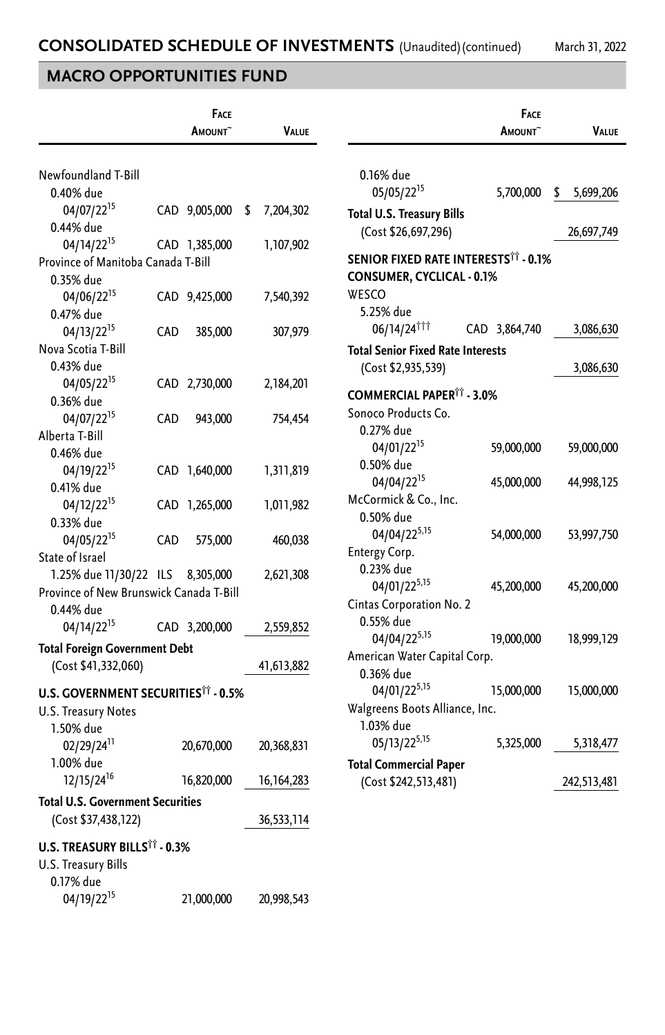# CONSOLIDATED SCHEDULE OF INVESTMENTS (Unaudited) (continued)

March 31, 2022

## MACRO OPPORTUNITIES FUND

| | Face Amount~ | Value |
|---|---|---|
| Newfoundland T-Bill | | |
| 0.40% due 04/07/22[15] | CAD 9,005,000 | $ 7,204,302 |
| 0.44% due 04/14/22[15] | CAD 1,385,000 | 1,107,902 |
| Province of Manitoba Canada T-Bill | | |
| 0.35% due 04/06/22[15] | CAD 9,425,000 | 7,540,392 |
| 0.47% due 04/13/22[15] | CAD 385,000 | 307,979 |
| Nova Scotia T-Bill | | |
| 0.43% due 04/05/22[15] | CAD 2,730,000 | 2,184,201 |
| 0.36% due 04/07/22[15] | CAD 943,000 | 754,454 |
| Alberta T-Bill | | |
| 0.46% due 04/19/22[15] | CAD 1,640,000 | 1,311,819 |
| 0.41% due 04/12/22[15] | CAD 1,265,000 | 1,011,982 |
| 0.33% due 04/05/22[15] | CAD 575,000 | 460,038 |
| State of Israel | | |
| 1.25% due 11/30/22 | ILS 8,305,000 | 2,621,308 |
| Province of New Brunswick Canada T-Bill | | |
| 0.44% due 04/14/22[15] | CAD 3,200,000 | 2,559,852 |
| **Total Foreign Government Debt** (Cost $41,332,060) | | 41,613,882 |
| **U.S. GOVERNMENT SECURITIES†† - 0.5%** | | |
| U.S. Treasury Notes | | |
| 1.50% due 02/29/24[11] | 20,670,000 | 20,368,831 |
| 1.00% due 12/15/24[16] | 16,820,000 | 16,164,283 |
| **Total U.S. Government Securities** (Cost $37,438,122) | | 36,533,114 |
| **U.S. TREASURY BILLS†† - 0.3%** | | |
| U.S. Treasury Bills | | |
| 0.17% due 04/19/22[15] | 21,000,000 | 20,998,543 |
| 0.16% due 05/05/22[15] | 5,700,000 | $ 5,699,206 |
| **Total U.S. Treasury Bills** (Cost $26,697,296) | | 26,697,749 |
| **SENIOR FIXED RATE INTERESTS†† - 0.1%** | | |
| **CONSUMER, CYCLICAL - 0.1%** | | |
| WESCO | | |
| 5.25% due 06/14/24††† | CAD 3,864,740 | 3,086,630 |
| **Total Senior Fixed Rate Interests** (Cost $2,935,539) | | 3,086,630 |
| **COMMERCIAL PAPER†† - 3.0%** | | |
| Sonoco Products Co. | | |
| 0.27% due 04/01/22[15] | 59,000,000 | 59,000,000 |
| 0.50% due 04/04/22[15] | 45,000,000 | 44,998,125 |
| McCormick & Co., Inc. | | |
| 0.50% due 04/04/22[5,15] | 54,000,000 | 53,997,750 |
| Entergy Corp. | | |
| 0.23% due 04/01/22[5,15] | 45,200,000 | 45,200,000 |
| Cintas Corporation No. 2 | | |
| 0.55% due 04/04/22[5,15] | 19,000,000 | 18,999,129 |
| American Water Capital Corp. | | |
| 0.36% due 04/01/22[5,15] | 15,000,000 | 15,000,000 |
| Walgreens Boots Alliance, Inc. | | |
| 1.03% due 05/13/22[5,15] | 5,325,000 | 5,318,477 |
| **Total Commercial Paper** (Cost $242,513,481) | | 242,513,481 |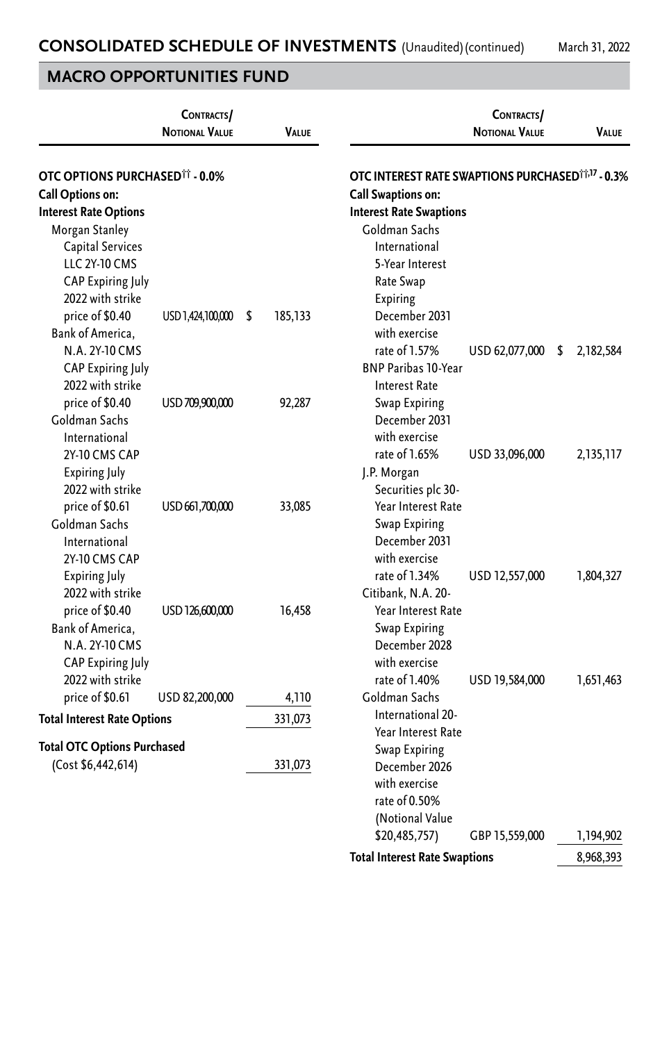## CONSOLIDATED SCHEDULE OF INVESTMENTS (Unaudited) (continued)

March 31, 2022

## MACRO OPPORTUNITIES FUND

| | Contracts/ Notional Value | Value |
|---|---|---|
| **OTC OPTIONS PURCHASED†† - 0.0%** | | |
| **Call Options on:** | | |
| **Interest Rate Options** | | |
| Morgan Stanley Capital Services LLC 2Y-10 CMS CAP Expiring July 2022 with strike price of $0.40 | USD 1,424,100,000 | $ 185,133 |
| Bank of America, N.A. 2Y-10 CMS CAP Expiring July 2022 with strike price of $0.40 | USD 709,900,000 | 92,287 |
| Goldman Sachs International 2Y-10 CMS CAP Expiring July 2022 with strike price of $0.61 | USD 661,700,000 | 33,085 |
| Goldman Sachs International 2Y-10 CMS CAP Expiring July 2022 with strike price of $0.40 | USD 126,600,000 | 16,458 |
| Bank of America, N.A. 2Y-10 CMS CAP Expiring July 2022 with strike price of $0.61 | USD 82,200,000 | 4,110 |
| **Total Interest Rate Options** | | 331,073 |
| **Total OTC Options Purchased** (Cost $6,442,614) | | 331,073 |

| | Contracts/ Notional Value | Value |
|---|---|---|
| **OTC INTEREST RATE SWAPTIONS PURCHASED††,17 - 0.3%** | | |
| **Call Swaptions on:** | | |
| **Interest Rate Swaptions** | | |
| Goldman Sachs International 5-Year Interest Rate Swap Expiring December 2031 with exercise rate of 1.57% | USD 62,077,000 | $ 2,182,584 |
| BNP Paribas 10-Year Interest Rate Swap Expiring December 2031 with exercise rate of 1.65% | USD 33,096,000 | 2,135,117 |
| J.P. Morgan Securities plc 30-Year Interest Rate Swap Expiring December 2031 with exercise rate of 1.34% | USD 12,557,000 | 1,804,327 |
| Citibank, N.A. 20-Year Interest Rate Swap Expiring December 2028 with exercise rate of 1.40% | USD 19,584,000 | 1,651,463 |
| Goldman Sachs International 20-Year Interest Rate Swap Expiring December 2026 with exercise rate of 0.50% (Notional Value $20,485,757) | GBP 15,559,000 | 1,194,902 |
| **Total Interest Rate Swaptions** | | 8,968,393 |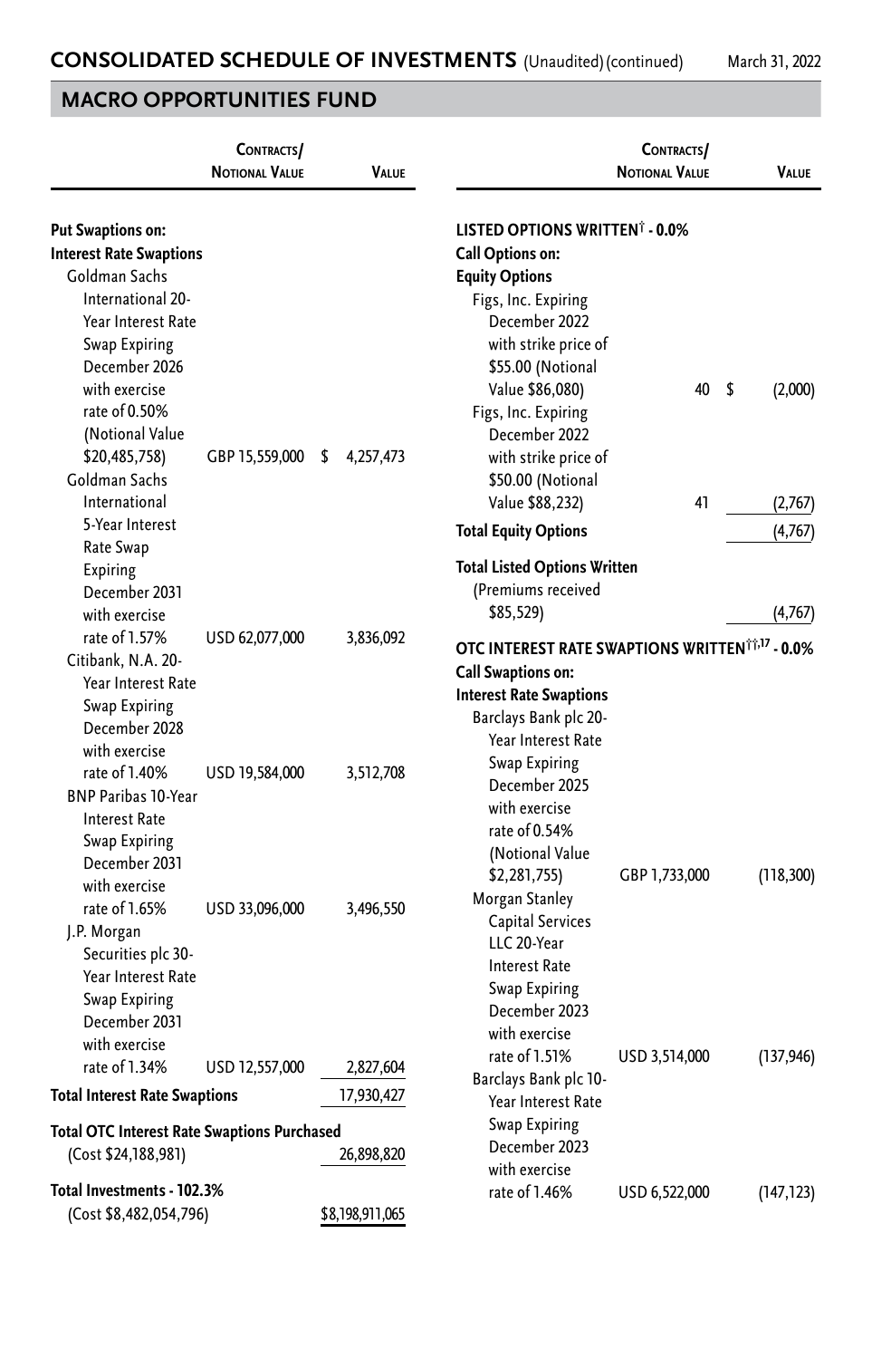## CONSOLIDATED SCHEDULE OF INVESTMENTS (Unaudited) (continued)

March 31, 2022

## MACRO OPPORTUNITIES FUND

| | Contracts/ Notional Value | Value |
|---|---|---|
| **Put Swaptions on:** | | |
| **Interest Rate Swaptions** | | |
| Goldman Sachs International 20-Year Interest Rate Swap Expiring December 2026 with exercise rate of 0.50% (Notional Value $20,485,758) | GBP 15,559,000 | $ 4,257,473 |
| Goldman Sachs International 5-Year Interest Rate Swap Expiring December 2031 with exercise rate of 1.57% | USD 62,077,000 | 3,836,092 |
| Citibank, N.A. 20-Year Interest Rate Swap Expiring December 2028 with exercise rate of 1.40% | USD 19,584,000 | 3,512,708 |
| BNP Paribas 10-Year Interest Rate Swap Expiring December 2031 with exercise rate of 1.65% | USD 33,096,000 | 3,496,550 |
| J.P. Morgan Securities plc 30-Year Interest Rate Swap Expiring December 2031 with exercise rate of 1.34% | USD 12,557,000 | 2,827,604 |
| **Total Interest Rate Swaptions** | | 17,930,427 |
| **Total OTC Interest Rate Swaptions Purchased** (Cost $24,188,981) | | 26,898,820 |
| **Total Investments - 102.3%** (Cost $8,482,054,796) | | $8,198,911,065 |

| | Contracts/ Notional Value | Value |
|---|---|---|
| **LISTED OPTIONS WRITTEN† - 0.0%** | | |
| **Call Options on:** | | |
| **Equity Options** | | |
| Figs, Inc. Expiring December 2022 with strike price of $55.00 (Notional Value $86,080) | 40 | $ (2,000) |
| Figs, Inc. Expiring December 2022 with strike price of $50.00 (Notional Value $88,232) | 41 | (2,767) |
| **Total Equity Options** | | (4,767) |
| **Total Listed Options Written** (Premiums received $85,529) | | (4,767) |
| **OTC INTEREST RATE SWAPTIONS WRITTEN††,17 - 0.0%** | | |
| **Call Swaptions on:** | | |
| **Interest Rate Swaptions** | | |
| Barclays Bank plc 20-Year Interest Rate Swap Expiring December 2025 with exercise rate of 0.54% (Notional Value $2,281,755) | GBP 1,733,000 | (118,300) |
| Morgan Stanley Capital Services LLC 20-Year Interest Rate Swap Expiring December 2023 with exercise rate of 1.51% | USD 3,514,000 | (137,946) |
| Barclays Bank plc 10-Year Interest Rate Swap Expiring December 2023 with exercise rate of 1.46% | USD 6,522,000 | (147,123) |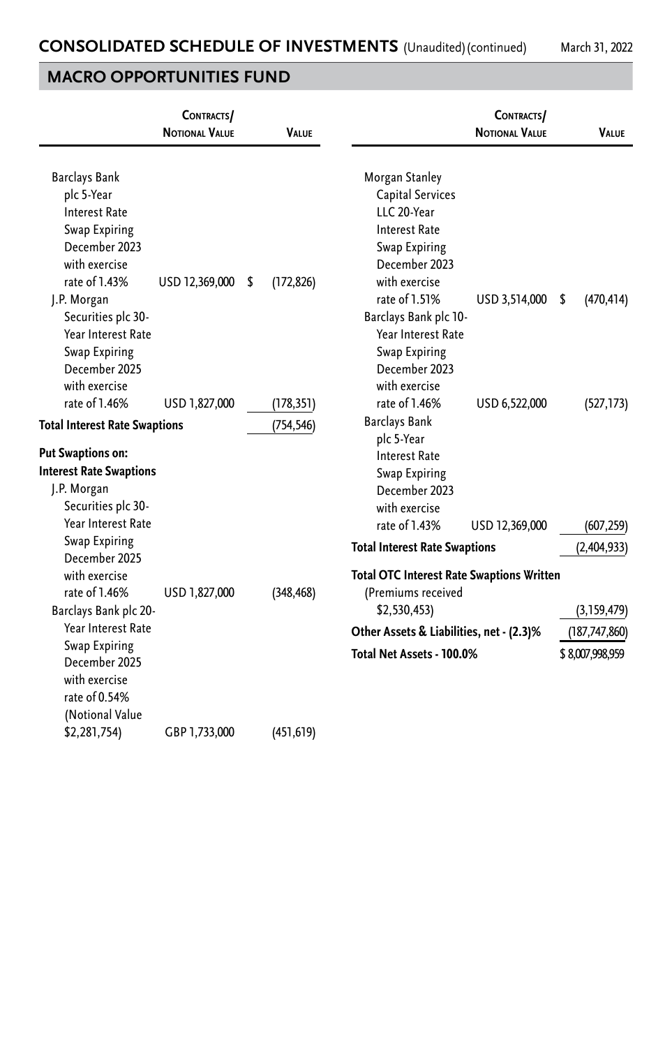## MACRO OPPORTUNITIES FUND

| | Contracts/ Notional Value | Value |
|---|---|---|
| Barclays Bank plc 5-Year Interest Rate Swap Expiring December 2023 with exercise rate of 1.43% | USD 12,369,000 | $ (172,826) |
| J.P. Morgan Securities plc 30-Year Interest Rate Swap Expiring December 2025 with exercise rate of 1.46% | USD 1,827,000 | (178,351) |
| **Total Interest Rate Swaptions** | | (754,546) |
| **Put Swaptions on:** | | |
| **Interest Rate Swaptions** | | |
| J.P. Morgan Securities plc 30-Year Interest Rate Swap Expiring December 2025 with exercise rate of 1.46% | USD 1,827,000 | (348,468) |
| Barclays Bank plc 20-Year Interest Rate Swap Expiring December 2025 with exercise rate of 0.54% (Notional Value $2,281,754) | GBP 1,733,000 | (451,619) |
| Morgan Stanley Capital Services LLC 20-Year Interest Rate Swap Expiring December 2023 with exercise rate of 1.51% | USD 3,514,000 | $ (470,414) |
| Barclays Bank plc 10-Year Interest Rate Swap Expiring December 2023 with exercise rate of 1.46% | USD 6,522,000 | (527,173) |
| Barclays Bank plc 5-Year Interest Rate Swap Expiring December 2023 with exercise rate of 1.43% | USD 12,369,000 | (607,259) |
| **Total Interest Rate Swaptions** | | (2,404,933) |
| **Total OTC Interest Rate Swaptions Written** (Premiums received $2,530,453) | | (3,159,479) |
| **Other Assets & Liabilities, net - (2.3)%** | | (187,747,860) |
| **Total Net Assets - 100.0%** | | $ 8,007,998,959 |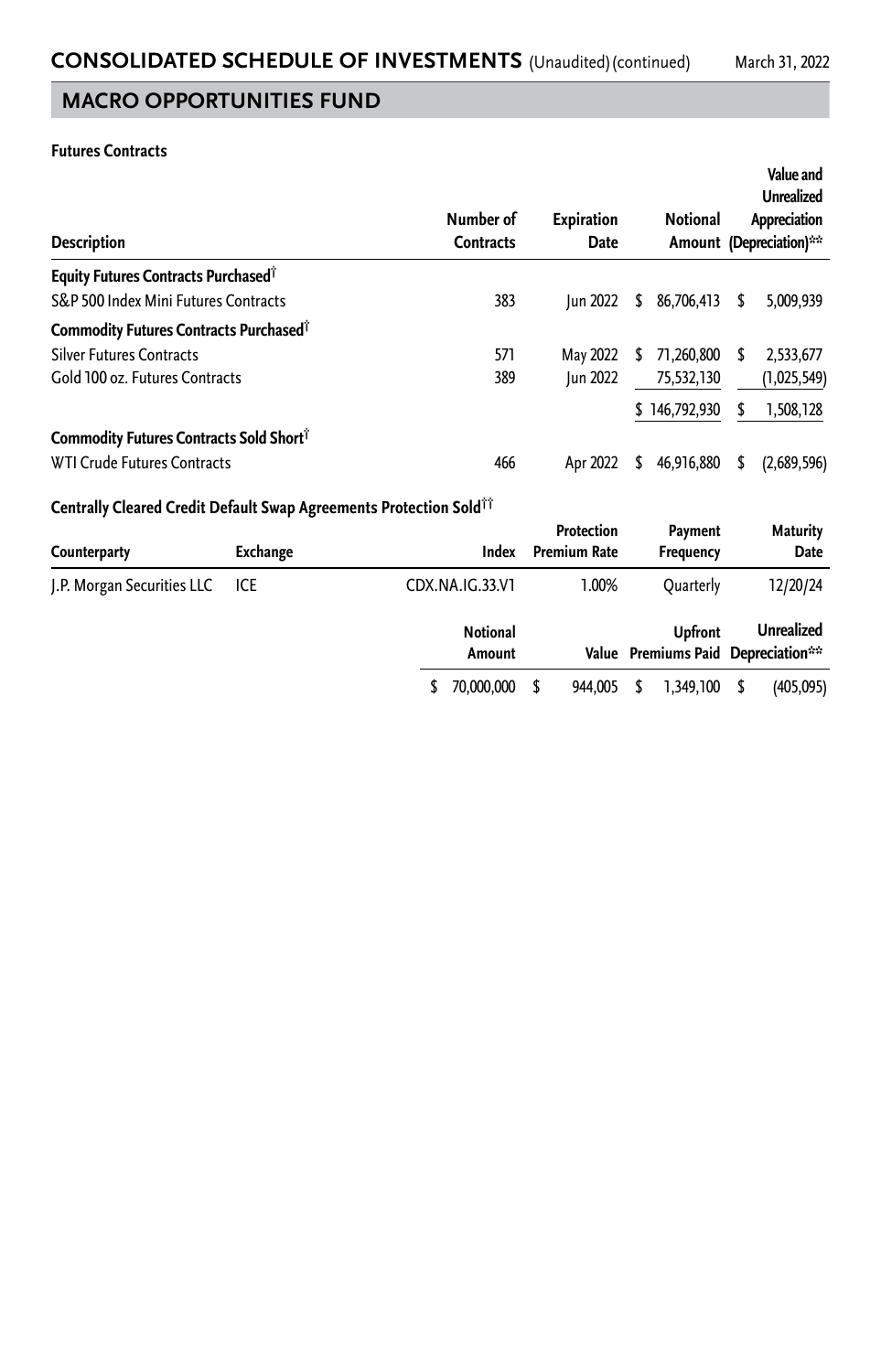# CONSOLIDATED SCHEDULE OF INVESTMENTS (Unaudited) (continued)

March 31, 2022

## MACRO OPPORTUNITIES FUND

**Futures Contracts**

| Description | Number of Contracts | Expiration Date | Notional Amount | Value and Unrealized Appreciation (Depreciation)** |
|---|---|---|---|---|
| **Equity Futures Contracts Purchased†** | | | | |
| S&P 500 Index Mini Futures Contracts | 383 | Jun 2022 | $ 86,706,413 | $ 5,009,939 |
| **Commodity Futures Contracts Purchased†** | | | | |
| Silver Futures Contracts | 571 | May 2022 | $ 71,260,800 | $ 2,533,677 |
| Gold 100 oz. Futures Contracts | 389 | Jun 2022 | 75,532,130 | (1,025,549) |
| | | | $ 146,792,930 | $ 1,508,128 |
| **Commodity Futures Contracts Sold Short†** | | | | |
| WTI Crude Futures Contracts | 466 | Apr 2022 | $ 46,916,880 | $ (2,689,596) |

**Centrally Cleared Credit Default Swap Agreements Protection Sold††**

| Counterparty | Exchange | Index | Protection Premium Rate | Payment Frequency | Maturity Date | Notional Amount | Value | Upfront Premiums Paid | Unrealized Depreciation** |
|---|---|---|---|---|---|---|---|---|---|
| J.P. Morgan Securities LLC | ICE | CDX.NA.IG.33.V1 | 1.00% | Quarterly | 12/20/24 | $ 70,000,000 | $ 944,005 | $ 1,349,100 | $ (405,095) |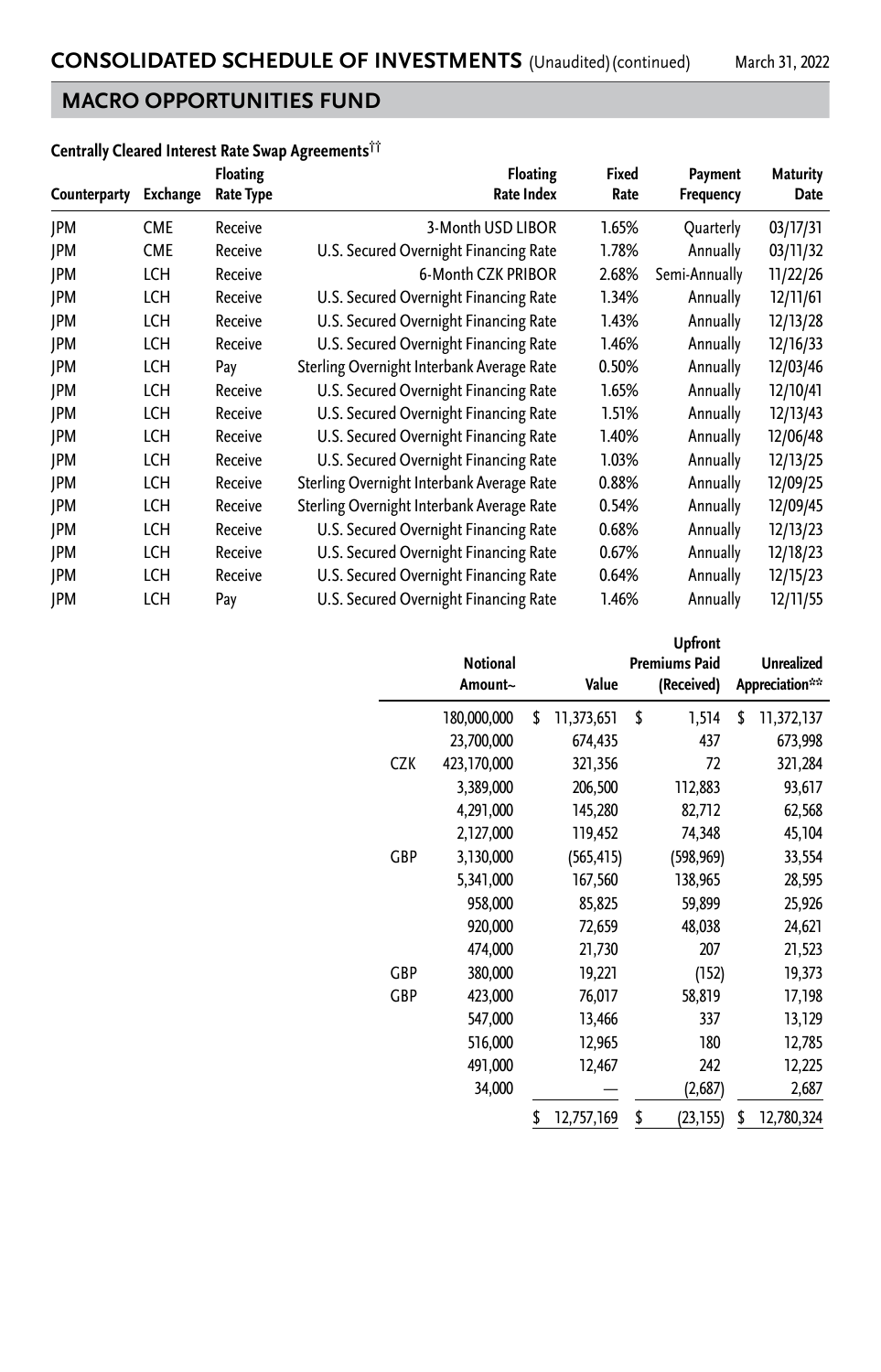## CONSOLIDATED SCHEDULE OF INVESTMENTS (Unaudited) (continued)

March 31, 2022

## MACRO OPPORTUNITIES FUND

### Centrally Cleared Interest Rate Swap Agreements††

| Counterparty | Exchange | Floating Rate Type | Floating Rate Index | Fixed Rate | Payment Frequency | Maturity Date | | Notional Amount~ | Value | Upfront Premiums Paid (Received) | Unrealized Appreciation** |
|---|---|---|---|---|---|---|---|---|---|---|---|
| JPM | CME | Receive | 3-Month USD LIBOR | 1.65% | Quarterly | 03/17/31 | | 180,000,000 | $ 11,373,651 | $ 1,514 | $ 11,372,137 |
| JPM | CME | Receive | U.S. Secured Overnight Financing Rate | 1.78% | Annually | 03/11/32 | | 23,700,000 | 674,435 | 437 | 673,998 |
| JPM | LCH | Receive | 6-Month CZK PRIBOR | 2.68% | Semi-Annually | 11/22/26 | CZK | 423,170,000 | 321,356 | 72 | 321,284 |
| JPM | LCH | Receive | U.S. Secured Overnight Financing Rate | 1.34% | Annually | 12/11/61 | | 3,389,000 | 206,500 | 112,883 | 93,617 |
| JPM | LCH | Receive | U.S. Secured Overnight Financing Rate | 1.43% | Annually | 12/13/28 | | 4,291,000 | 145,280 | 82,712 | 62,568 |
| JPM | LCH | Receive | U.S. Secured Overnight Financing Rate | 1.46% | Annually | 12/16/33 | | 2,127,000 | 119,452 | 74,348 | 45,104 |
| JPM | LCH | Pay | Sterling Overnight Interbank Average Rate | 0.50% | Annually | 12/03/46 | GBP | 3,130,000 | (565,415) | (598,969) | 33,554 |
| JPM | LCH | Receive | U.S. Secured Overnight Financing Rate | 1.65% | Annually | 12/10/41 | | 5,341,000 | 167,560 | 138,965 | 28,595 |
| JPM | LCH | Receive | U.S. Secured Overnight Financing Rate | 1.51% | Annually | 12/13/43 | | 958,000 | 85,825 | 59,899 | 25,926 |
| JPM | LCH | Receive | U.S. Secured Overnight Financing Rate | 1.40% | Annually | 12/06/48 | | 920,000 | 72,659 | 48,038 | 24,621 |
| JPM | LCH | Receive | U.S. Secured Overnight Financing Rate | 1.03% | Annually | 12/13/25 | | 474,000 | 21,730 | 207 | 21,523 |
| JPM | LCH | Receive | Sterling Overnight Interbank Average Rate | 0.88% | Annually | 12/09/25 | GBP | 380,000 | 19,221 | (152) | 19,373 |
| JPM | LCH | Receive | Sterling Overnight Interbank Average Rate | 0.54% | Annually | 12/09/45 | GBP | 423,000 | 76,017 | 58,819 | 17,198 |
| JPM | LCH | Receive | U.S. Secured Overnight Financing Rate | 0.68% | Annually | 12/13/23 | | 547,000 | 13,466 | 337 | 13,129 |
| JPM | LCH | Receive | U.S. Secured Overnight Financing Rate | 0.67% | Annually | 12/18/23 | | 516,000 | 12,965 | 180 | 12,785 |
| JPM | LCH | Receive | U.S. Secured Overnight Financing Rate | 0.64% | Annually | 12/15/23 | | 491,000 | 12,467 | 242 | 12,225 |
| JPM | LCH | Pay | U.S. Secured Overnight Financing Rate | 1.46% | Annually | 12/11/55 | | 34,000 | — | (2,687) | 2,687 |
| | | | | | | | | | $ 12,757,169 | $ (23,155) | $ 12,780,324 |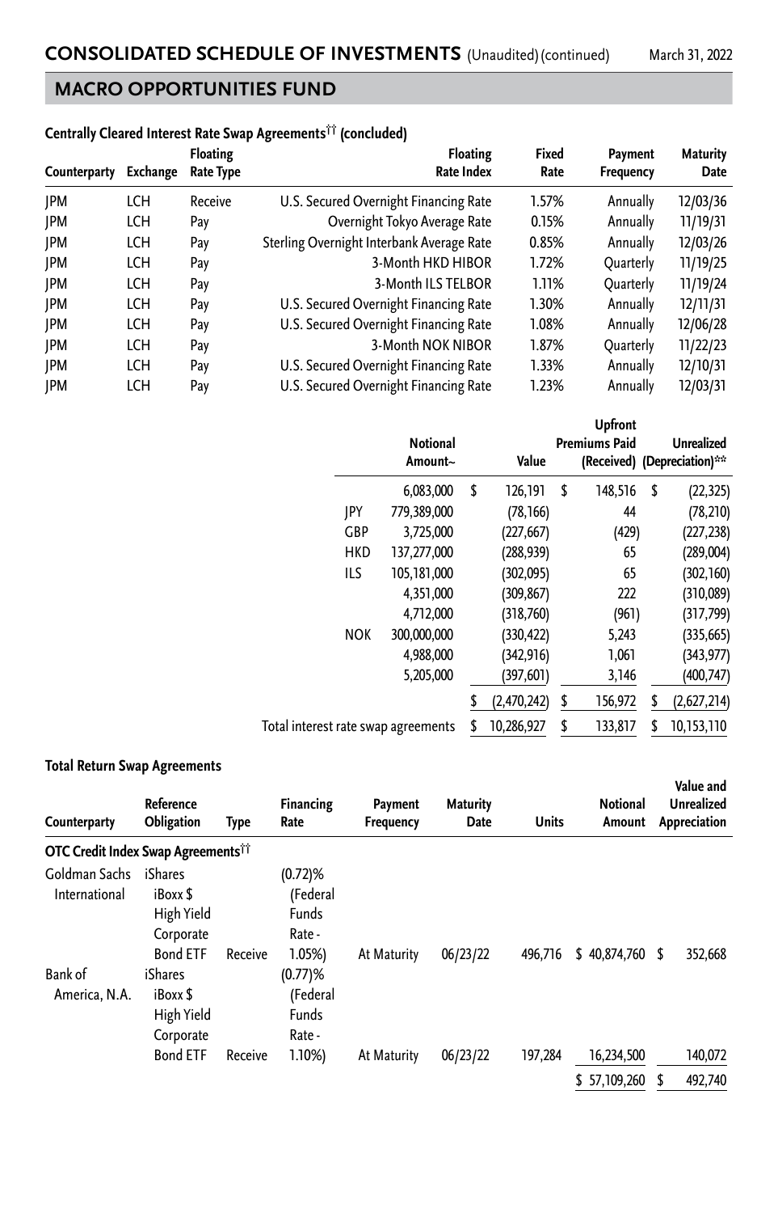## CONSOLIDATED SCHEDULE OF INVESTMENTS (Unaudited) (continued)

March 31, 2022

## MACRO OPPORTUNITIES FUND

### Centrally Cleared Interest Rate Swap Agreements†† (concluded)

| Counterparty | Exchange | Floating Rate Type | Floating Rate Index | Fixed Rate | Payment Frequency | Maturity Date | | Notional Amount~ | Value | Upfront Premiums Paid (Received) | Unrealized (Depreciation)** |
|---|---|---|---|---|---|---|---|---|---|---|---|
| JPM | LCH | Receive | U.S. Secured Overnight Financing Rate | 1.57% | Annually | 12/03/36 | | 6,083,000 | $ 126,191 | $ 148,516 | $ (22,325) |
| JPM | LCH | Pay | Overnight Tokyo Average Rate | 0.15% | Annually | 11/19/31 | JPY | 779,389,000 | (78,166) | 44 | (78,210) |
| JPM | LCH | Pay | Sterling Overnight Interbank Average Rate | 0.85% | Annually | 12/03/26 | GBP | 3,725,000 | (227,667) | (429) | (227,238) |
| JPM | LCH | Pay | 3-Month HKD HIBOR | 1.72% | Quarterly | 11/19/25 | HKD | 137,277,000 | (288,939) | 65 | (289,004) |
| JPM | LCH | Pay | 3-Month ILS TELBOR | 1.11% | Quarterly | 11/19/24 | ILS | 105,181,000 | (302,095) | 65 | (302,160) |
| JPM | LCH | Pay | U.S. Secured Overnight Financing Rate | 1.30% | Annually | 12/11/31 | | 4,351,000 | (309,867) | 222 | (310,089) |
| JPM | LCH | Pay | U.S. Secured Overnight Financing Rate | 1.08% | Annually | 12/06/28 | | 4,712,000 | (318,760) | (961) | (317,799) |
| JPM | LCH | Pay | 3-Month NOK NIBOR | 1.87% | Quarterly | 11/22/23 | NOK | 300,000,000 | (330,422) | 5,243 | (335,665) |
| JPM | LCH | Pay | U.S. Secured Overnight Financing Rate | 1.33% | Annually | 12/10/31 | | 4,988,000 | (342,916) | 1,061 | (343,977) |
| JPM | LCH | Pay | U.S. Secured Overnight Financing Rate | 1.23% | Annually | 12/03/31 | | 5,205,000 | (397,601) | 3,146 | (400,747) |
| | | | | | | | | | $ (2,470,242) | $ 156,972 | $ (2,627,214) |
| Total interest rate swap agreements | | | | | | | | | $ 10,286,927 | $ 133,817 | $ 10,153,110 |

### Total Return Swap Agreements

| Counterparty | Reference Obligation | Type | Financing Rate | Payment Frequency | Maturity Date | Units | Notional Amount | Value and Unrealized Appreciation |
|---|---|---|---|---|---|---|---|---|
| **OTC Credit Index Swap Agreements††** | | | | | | | | |
| Goldman Sachs International | iShares iBoxx $ High Yield Corporate Bond ETF | Receive | (0.72)% (Federal Funds Rate - 1.05%) | At Maturity | 06/23/22 | 496,716 | $ 40,874,760 | $ 352,668 |
| Bank of America, N.A. | iShares iBoxx $ High Yield Corporate Bond ETF | Receive | (0.77)% (Federal Funds Rate - 1.10%) | At Maturity | 06/23/22 | 197,284 | 16,234,500 | 140,072 |
| | | | | | | | $ 57,109,260 | $ 492,740 |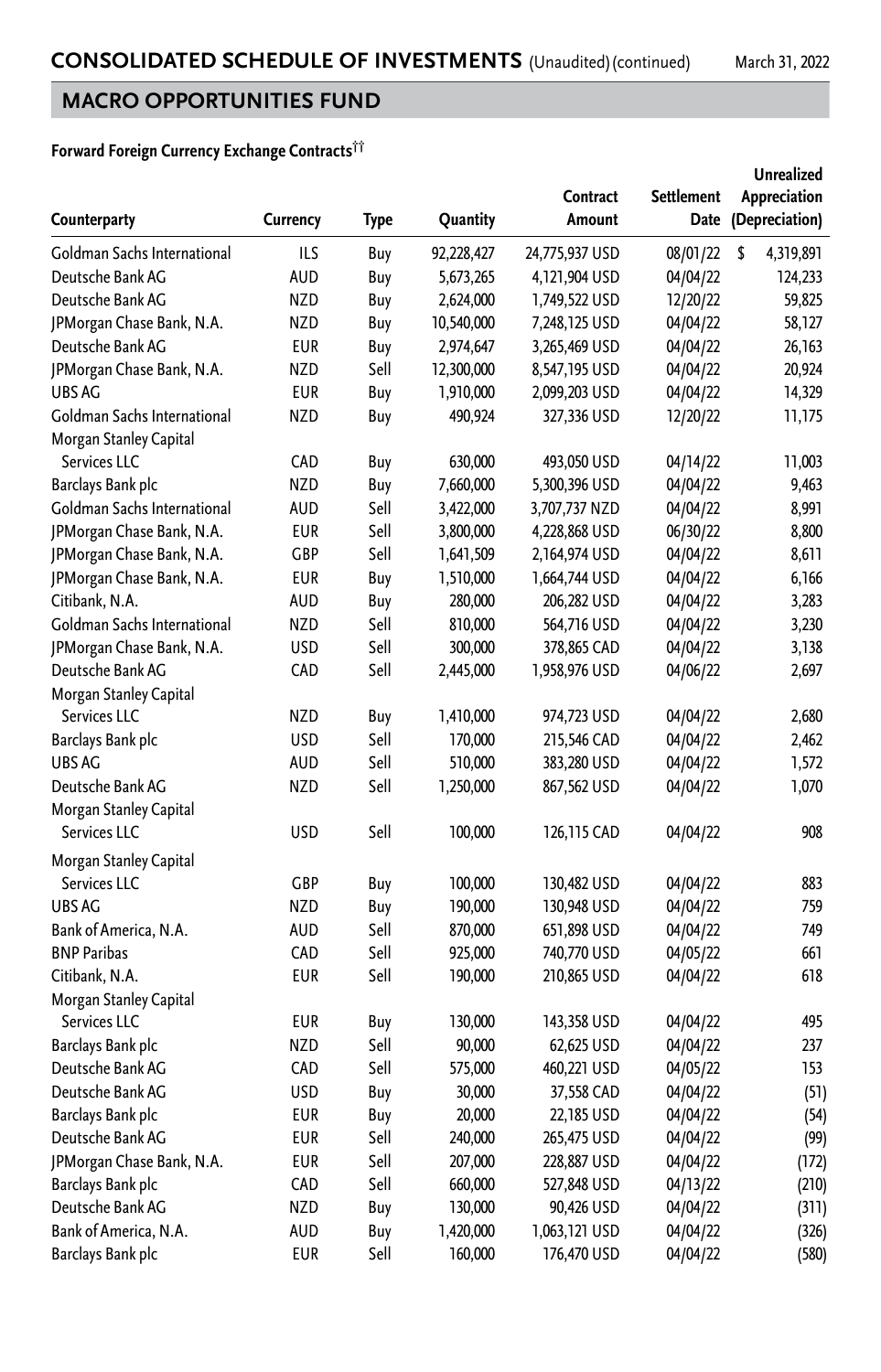## CONSOLIDATED SCHEDULE OF INVESTMENTS (Unaudited) (continued)

March 31, 2022

## MACRO OPPORTUNITIES FUND

**Forward Foreign Currency Exchange Contracts††**

| Counterparty | Currency | Type | Quantity | Contract Amount | Settlement Date | Unrealized Appreciation (Depreciation) |
|---|---|---|---|---|---|---|
| Goldman Sachs International | ILS | Buy | 92,228,427 | 24,775,937 USD | 08/01/22 | $ 4,319,891 |
| Deutsche Bank AG | AUD | Buy | 5,673,265 | 4,121,904 USD | 04/04/22 | 124,233 |
| Deutsche Bank AG | NZD | Buy | 2,624,000 | 1,749,522 USD | 12/20/22 | 59,825 |
| JPMorgan Chase Bank, N.A. | NZD | Buy | 10,540,000 | 7,248,125 USD | 04/04/22 | 58,127 |
| Deutsche Bank AG | EUR | Buy | 2,974,647 | 3,265,469 USD | 04/04/22 | 26,163 |
| JPMorgan Chase Bank, N.A. | NZD | Sell | 12,300,000 | 8,547,195 USD | 04/04/22 | 20,924 |
| UBS AG | EUR | Buy | 1,910,000 | 2,099,203 USD | 04/04/22 | 14,329 |
| Goldman Sachs International | NZD | Buy | 490,924 | 327,336 USD | 12/20/22 | 11,175 |
| Morgan Stanley Capital Services LLC | CAD | Buy | 630,000 | 493,050 USD | 04/14/22 | 11,003 |
| Barclays Bank plc | NZD | Buy | 7,660,000 | 5,300,396 USD | 04/04/22 | 9,463 |
| Goldman Sachs International | AUD | Sell | 3,422,000 | 3,707,737 NZD | 04/04/22 | 8,991 |
| JPMorgan Chase Bank, N.A. | EUR | Sell | 3,800,000 | 4,228,868 USD | 06/30/22 | 8,800 |
| JPMorgan Chase Bank, N.A. | GBP | Sell | 1,641,509 | 2,164,974 USD | 04/04/22 | 8,611 |
| JPMorgan Chase Bank, N.A. | EUR | Buy | 1,510,000 | 1,664,744 USD | 04/04/22 | 6,166 |
| Citibank, N.A. | AUD | Buy | 280,000 | 206,282 USD | 04/04/22 | 3,283 |
| Goldman Sachs International | NZD | Sell | 810,000 | 564,716 USD | 04/04/22 | 3,230 |
| JPMorgan Chase Bank, N.A. | USD | Sell | 300,000 | 378,865 CAD | 04/04/22 | 3,138 |
| Deutsche Bank AG | CAD | Sell | 2,445,000 | 1,958,976 USD | 04/06/22 | 2,697 |
| Morgan Stanley Capital Services LLC | NZD | Buy | 1,410,000 | 974,723 USD | 04/04/22 | 2,680 |
| Barclays Bank plc | USD | Sell | 170,000 | 215,546 CAD | 04/04/22 | 2,462 |
| UBS AG | AUD | Sell | 510,000 | 383,280 USD | 04/04/22 | 1,572 |
| Deutsche Bank AG | NZD | Sell | 1,250,000 | 867,562 USD | 04/04/22 | 1,070 |
| Morgan Stanley Capital Services LLC | USD | Sell | 100,000 | 126,115 CAD | 04/04/22 | 908 |
| Morgan Stanley Capital Services LLC | GBP | Buy | 100,000 | 130,482 USD | 04/04/22 | 883 |
| UBS AG | NZD | Buy | 190,000 | 130,948 USD | 04/04/22 | 759 |
| Bank of America, N.A. | AUD | Sell | 870,000 | 651,898 USD | 04/04/22 | 749 |
| BNP Paribas | CAD | Sell | 925,000 | 740,770 USD | 04/05/22 | 661 |
| Citibank, N.A. | EUR | Sell | 190,000 | 210,865 USD | 04/04/22 | 618 |
| Morgan Stanley Capital Services LLC | EUR | Buy | 130,000 | 143,358 USD | 04/04/22 | 495 |
| Barclays Bank plc | NZD | Sell | 90,000 | 62,625 USD | 04/04/22 | 237 |
| Deutsche Bank AG | CAD | Sell | 575,000 | 460,221 USD | 04/05/22 | 153 |
| Deutsche Bank AG | USD | Buy | 30,000 | 37,558 CAD | 04/04/22 | (51) |
| Barclays Bank plc | EUR | Buy | 20,000 | 22,185 USD | 04/04/22 | (54) |
| Deutsche Bank AG | EUR | Sell | 240,000 | 265,475 USD | 04/04/22 | (99) |
| JPMorgan Chase Bank, N.A. | EUR | Sell | 207,000 | 228,887 USD | 04/04/22 | (172) |
| Barclays Bank plc | CAD | Sell | 660,000 | 527,848 USD | 04/13/22 | (210) |
| Deutsche Bank AG | NZD | Buy | 130,000 | 90,426 USD | 04/04/22 | (311) |
| Bank of America, N.A. | AUD | Buy | 1,420,000 | 1,063,121 USD | 04/04/22 | (326) |
| Barclays Bank plc | EUR | Sell | 160,000 | 176,470 USD | 04/04/22 | (580) |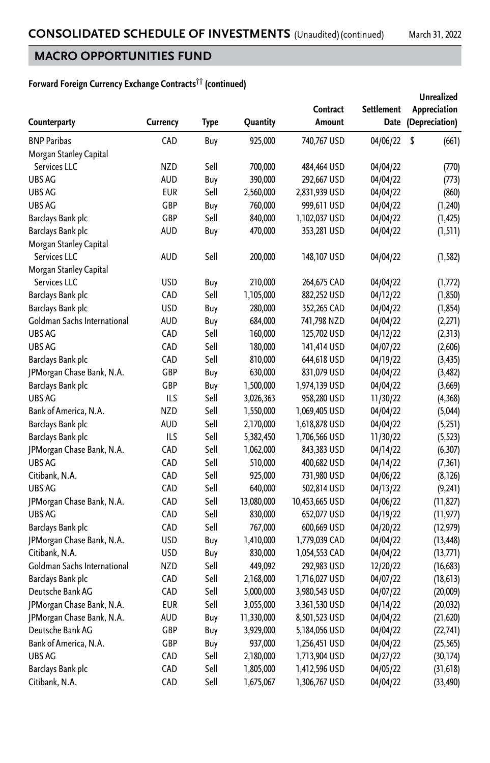## CONSOLIDATED SCHEDULE OF INVESTMENTS (Unaudited) (continued)

March 31, 2022

## MACRO OPPORTUNITIES FUND

**Forward Foreign Currency Exchange Contracts†† (continued)**

| Counterparty | Currency | Type | Quantity | Contract Amount | Settlement Date | Unrealized Appreciation (Depreciation) |
|---|---|---|---|---|---|---|
| BNP Paribas | CAD | Buy | 925,000 | 740,767 USD | 04/06/22 | $ (661) |
| Morgan Stanley Capital Services LLC | NZD | Sell | 700,000 | 484,464 USD | 04/04/22 | (770) |
| UBS AG | AUD | Buy | 390,000 | 292,667 USD | 04/04/22 | (773) |
| UBS AG | EUR | Sell | 2,560,000 | 2,831,939 USD | 04/04/22 | (860) |
| UBS AG | GBP | Buy | 760,000 | 999,611 USD | 04/04/22 | (1,240) |
| Barclays Bank plc | GBP | Sell | 840,000 | 1,102,037 USD | 04/04/22 | (1,425) |
| Barclays Bank plc | AUD | Buy | 470,000 | 353,281 USD | 04/04/22 | (1,511) |
| Morgan Stanley Capital Services LLC | AUD | Sell | 200,000 | 148,107 USD | 04/04/22 | (1,582) |
| Morgan Stanley Capital Services LLC | USD | Buy | 210,000 | 264,675 CAD | 04/04/22 | (1,772) |
| Barclays Bank plc | CAD | Sell | 1,105,000 | 882,252 USD | 04/12/22 | (1,850) |
| Barclays Bank plc | USD | Buy | 280,000 | 352,265 CAD | 04/04/22 | (1,854) |
| Goldman Sachs International | AUD | Buy | 684,000 | 741,798 NZD | 04/04/22 | (2,271) |
| UBS AG | CAD | Sell | 160,000 | 125,702 USD | 04/12/22 | (2,313) |
| UBS AG | CAD | Sell | 180,000 | 141,414 USD | 04/07/22 | (2,606) |
| Barclays Bank plc | CAD | Sell | 810,000 | 644,618 USD | 04/19/22 | (3,435) |
| JPMorgan Chase Bank, N.A. | GBP | Buy | 630,000 | 831,079 USD | 04/04/22 | (3,482) |
| Barclays Bank plc | GBP | Buy | 1,500,000 | 1,974,139 USD | 04/04/22 | (3,669) |
| UBS AG | ILS | Sell | 3,026,363 | 958,280 USD | 11/30/22 | (4,368) |
| Bank of America, N.A. | NZD | Sell | 1,550,000 | 1,069,405 USD | 04/04/22 | (5,044) |
| Barclays Bank plc | AUD | Sell | 2,170,000 | 1,618,878 USD | 04/04/22 | (5,251) |
| Barclays Bank plc | ILS | Sell | 5,382,450 | 1,706,566 USD | 11/30/22 | (5,523) |
| JPMorgan Chase Bank, N.A. | CAD | Sell | 1,062,000 | 843,383 USD | 04/14/22 | (6,307) |
| UBS AG | CAD | Sell | 510,000 | 400,682 USD | 04/14/22 | (7,361) |
| Citibank, N.A. | CAD | Sell | 925,000 | 731,980 USD | 04/06/22 | (8,126) |
| UBS AG | CAD | Sell | 640,000 | 502,814 USD | 04/13/22 | (9,241) |
| JPMorgan Chase Bank, N.A. | CAD | Sell | 13,080,000 | 10,453,665 USD | 04/06/22 | (11,827) |
| UBS AG | CAD | Sell | 830,000 | 652,077 USD | 04/19/22 | (11,977) |
| Barclays Bank plc | CAD | Sell | 767,000 | 600,669 USD | 04/20/22 | (12,979) |
| JPMorgan Chase Bank, N.A. | USD | Buy | 1,410,000 | 1,779,039 CAD | 04/04/22 | (13,448) |
| Citibank, N.A. | USD | Buy | 830,000 | 1,054,553 CAD | 04/04/22 | (13,771) |
| Goldman Sachs International | NZD | Sell | 449,092 | 292,983 USD | 12/20/22 | (16,683) |
| Barclays Bank plc | CAD | Sell | 2,168,000 | 1,716,027 USD | 04/07/22 | (18,613) |
| Deutsche Bank AG | CAD | Sell | 5,000,000 | 3,980,543 USD | 04/07/22 | (20,009) |
| JPMorgan Chase Bank, N.A. | EUR | Sell | 3,055,000 | 3,361,530 USD | 04/14/22 | (20,032) |
| JPMorgan Chase Bank, N.A. | AUD | Buy | 11,330,000 | 8,501,523 USD | 04/04/22 | (21,620) |
| Deutsche Bank AG | GBP | Buy | 3,929,000 | 5,184,056 USD | 04/04/22 | (22,741) |
| Bank of America, N.A. | GBP | Buy | 937,000 | 1,256,451 USD | 04/04/22 | (25,565) |
| UBS AG | CAD | Sell | 2,180,000 | 1,713,904 USD | 04/27/22 | (30,174) |
| Barclays Bank plc | CAD | Sell | 1,805,000 | 1,412,596 USD | 04/05/22 | (31,618) |
| Citibank, N.A. | CAD | Sell | 1,675,067 | 1,306,767 USD | 04/04/22 | (33,490) |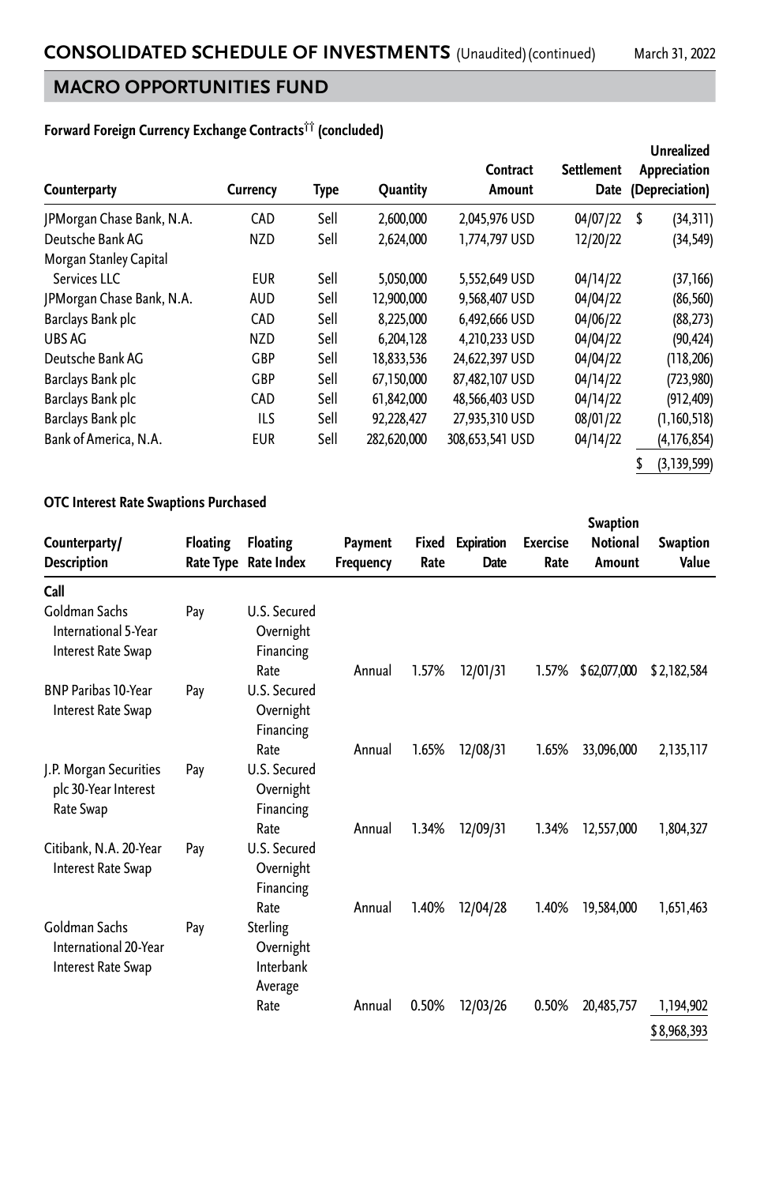## CONSOLIDATED SCHEDULE OF INVESTMENTS (Unaudited) (continued)

March 31, 2022

## MACRO OPPORTUNITIES FUND

### Forward Foreign Currency Exchange Contracts[††] (concluded)

| Counterparty | Currency | Type | Quantity | Contract Amount | Settlement Date | Unrealized Appreciation (Depreciation) |
|---|---|---|---|---|---|---|
| JPMorgan Chase Bank, N.A. | CAD | Sell | 2,600,000 | 2,045,976 USD | 04/07/22 | $ (34,311) |
| Deutsche Bank AG | NZD | Sell | 2,624,000 | 1,774,797 USD | 12/20/22 | (34,549) |
| Morgan Stanley Capital Services LLC | EUR | Sell | 5,050,000 | 5,552,649 USD | 04/14/22 | (37,166) |
| JPMorgan Chase Bank, N.A. | AUD | Sell | 12,900,000 | 9,568,407 USD | 04/04/22 | (86,560) |
| Barclays Bank plc | CAD | Sell | 8,225,000 | 6,492,666 USD | 04/06/22 | (88,273) |
| UBS AG | NZD | Sell | 6,204,128 | 4,210,233 USD | 04/04/22 | (90,424) |
| Deutsche Bank AG | GBP | Sell | 18,833,536 | 24,622,397 USD | 04/04/22 | (118,206) |
| Barclays Bank plc | GBP | Sell | 67,150,000 | 87,482,107 USD | 04/14/22 | (723,980) |
| Barclays Bank plc | CAD | Sell | 61,842,000 | 48,566,403 USD | 04/14/22 | (912,409) |
| Barclays Bank plc | ILS | Sell | 92,228,427 | 27,935,310 USD | 08/01/22 | (1,160,518) |
| Bank of America, N.A. | EUR | Sell | 282,620,000 | 308,653,541 USD | 04/14/22 | (4,176,854) |
| | | | | | | $ (3,139,599) |

### OTC Interest Rate Swaptions Purchased

| Counterparty/ Description | Floating Rate Type | Floating Rate Index | Payment Frequency | Fixed Rate | Expiration Date | Exercise Rate | Swaption Notional Amount | Swaption Value |
|---|---|---|---|---|---|---|---|---|
| **Call** | | | | | | | | |
| Goldman Sachs International 5-Year Interest Rate Swap | Pay | U.S. Secured Overnight Financing Rate | Annual | 1.57% | 12/01/31 | 1.57% | $62,077,000 | $2,182,584 |
| BNP Paribas 10-Year Interest Rate Swap | Pay | U.S. Secured Overnight Financing Rate | Annual | 1.65% | 12/08/31 | 1.65% | 33,096,000 | 2,135,117 |
| J.P. Morgan Securities plc 30-Year Interest Rate Swap | Pay | U.S. Secured Overnight Financing Rate | Annual | 1.34% | 12/09/31 | 1.34% | 12,557,000 | 1,804,327 |
| Citibank, N.A. 20-Year Interest Rate Swap | Pay | U.S. Secured Overnight Financing Rate | Annual | 1.40% | 12/04/28 | 1.40% | 19,584,000 | 1,651,463 |
| Goldman Sachs International 20-Year Interest Rate Swap | Pay | Sterling Overnight Interbank Average Rate | Annual | 0.50% | 12/03/26 | 0.50% | 20,485,757 | 1,194,902 |
| | | | | | | | | $8,968,393 |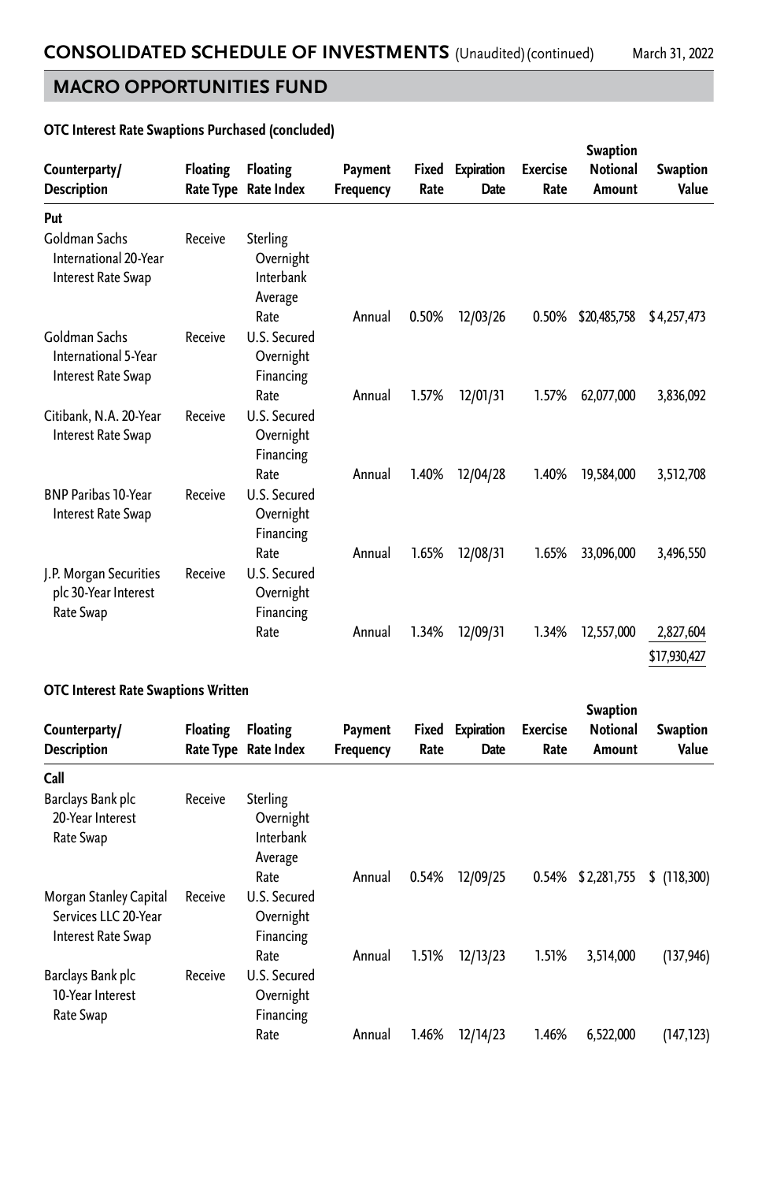## CONSOLIDATED SCHEDULE OF INVESTMENTS (Unaudited) (continued)

March 31, 2022

## MACRO OPPORTUNITIES FUND

### OTC Interest Rate Swaptions Purchased (concluded)

| Counterparty/ Description | Floating Rate Type | Floating Rate Index | Payment Frequency | Fixed Rate | Expiration Date | Exercise Rate | Swaption Notional Amount | Swaption Value |
|---|---|---|---|---|---|---|---|---|
| **Put** | | | | | | | | |
| Goldman Sachs International 20-Year Interest Rate Swap | Receive | Sterling Overnight Interbank Average Rate | Annual | 0.50% | 12/03/26 | 0.50% | $20,485,758 | $ 4,257,473 |
| Goldman Sachs International 5-Year Interest Rate Swap | Receive | U.S. Secured Overnight Financing Rate | Annual | 1.57% | 12/01/31 | 1.57% | 62,077,000 | 3,836,092 |
| Citibank, N.A. 20-Year Interest Rate Swap | Receive | U.S. Secured Overnight Financing Rate | Annual | 1.40% | 12/04/28 | 1.40% | 19,584,000 | 3,512,708 |
| BNP Paribas 10-Year Interest Rate Swap | Receive | U.S. Secured Overnight Financing Rate | Annual | 1.65% | 12/08/31 | 1.65% | 33,096,000 | 3,496,550 |
| J.P. Morgan Securities plc 30-Year Interest Rate Swap | Receive | U.S. Secured Overnight Financing Rate | Annual | 1.34% | 12/09/31 | 1.34% | 12,557,000 | 2,827,604 |
| | | | | | | | | $17,930,427 |

### OTC Interest Rate Swaptions Written

| Counterparty/ Description | Floating Rate Type | Floating Rate Index | Payment Frequency | Fixed Rate | Expiration Date | Exercise Rate | Swaption Notional Amount | Swaption Value |
|---|---|---|---|---|---|---|---|---|
| **Call** | | | | | | | | |
| Barclays Bank plc 20-Year Interest Rate Swap | Receive | Sterling Overnight Interbank Average Rate | Annual | 0.54% | 12/09/25 | 0.54% | $ 2,281,755 | $ (118,300) |
| Morgan Stanley Capital Services LLC 20-Year Interest Rate Swap | Receive | U.S. Secured Overnight Financing Rate | Annual | 1.51% | 12/13/23 | 1.51% | 3,514,000 | (137,946) |
| Barclays Bank plc 10-Year Interest Rate Swap | Receive | U.S. Secured Overnight Financing Rate | Annual | 1.46% | 12/14/23 | 1.46% | 6,522,000 | (147,123) |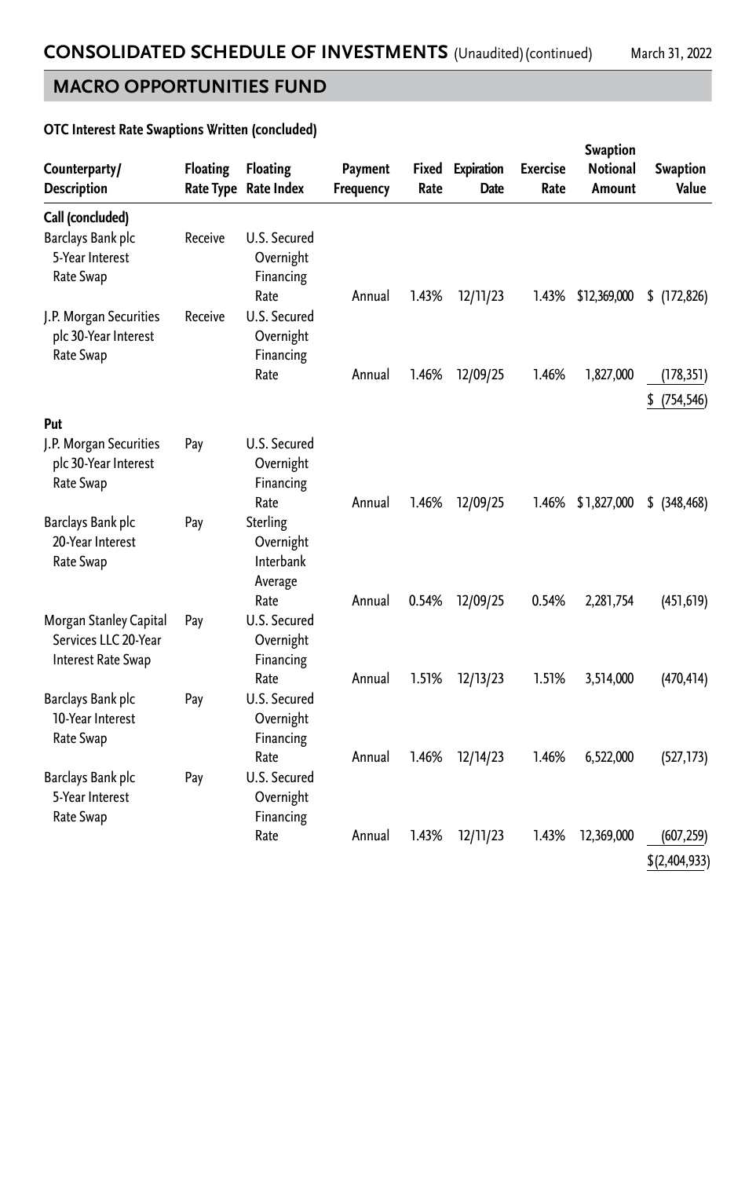# CONSOLIDATED SCHEDULE OF INVESTMENTS (Unaudited) (continued)

March 31, 2022

## MACRO OPPORTUNITIES FUND

### OTC Interest Rate Swaptions Written (concluded)

| Counterparty/ Description | Floating Rate Type | Floating Rate Index | Payment Frequency | Fixed Rate | Expiration Date | Exercise Rate | Swaption Notional Amount | Swaption Value |
|---|---|---|---|---|---|---|---|---|
| **Call (concluded)** | | | | | | | | |
| Barclays Bank plc 5-Year Interest Rate Swap | Receive | U.S. Secured Overnight Financing Rate | Annual | 1.43% | 12/11/23 | 1.43% | $12,369,000 | $ (172,826) |
| J.P. Morgan Securities plc 30-Year Interest Rate Swap | Receive | U.S. Secured Overnight Financing Rate | Annual | 1.46% | 12/09/25 | 1.46% | 1,827,000 | (178,351) |
| | | | | | | | | $ (754,546) |
| **Put** | | | | | | | | |
| J.P. Morgan Securities plc 30-Year Interest Rate Swap | Pay | U.S. Secured Overnight Financing Rate | Annual | 1.46% | 12/09/25 | 1.46% | $ 1,827,000 | $ (348,468) |
| Barclays Bank plc 20-Year Interest Rate Swap | Pay | Sterling Overnight Interbank Average Rate | Annual | 0.54% | 12/09/25 | 0.54% | 2,281,754 | (451,619) |
| Morgan Stanley Capital Services LLC 20-Year Interest Rate Swap | Pay | U.S. Secured Overnight Financing Rate | Annual | 1.51% | 12/13/23 | 1.51% | 3,514,000 | (470,414) |
| Barclays Bank plc 10-Year Interest Rate Swap | Pay | U.S. Secured Overnight Financing Rate | Annual | 1.46% | 12/14/23 | 1.46% | 6,522,000 | (527,173) |
| Barclays Bank plc 5-Year Interest Rate Swap | Pay | U.S. Secured Overnight Financing Rate | Annual | 1.43% | 12/11/23 | 1.43% | 12,369,000 | (607,259) |
| | | | | | | | | $(2,404,933) |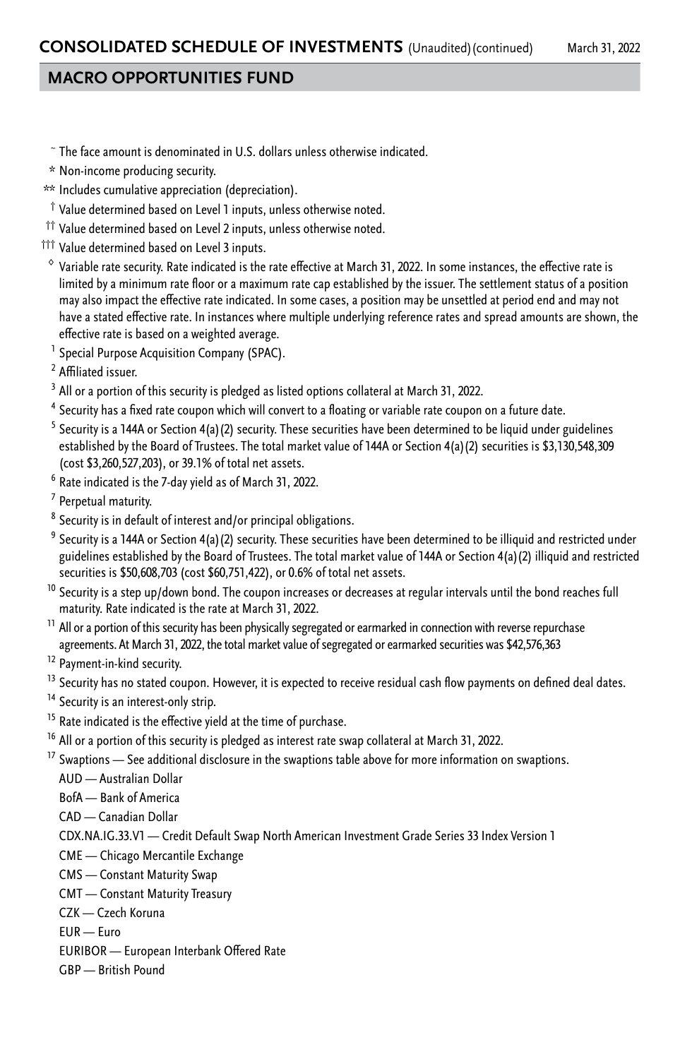## MACRO OPPORTUNITIES FUND

~ The face amount is denominated in U.S. dollars unless otherwise indicated.

* Non-income producing security.

** Includes cumulative appreciation (depreciation).

† Value determined based on Level 1 inputs, unless otherwise noted.

†† Value determined based on Level 2 inputs, unless otherwise noted.

††† Value determined based on Level 3 inputs.

◊ Variable rate security. Rate indicated is the rate effective at March 31, 2022. In some instances, the effective rate is limited by a minimum rate floor or a maximum rate cap established by the issuer. The settlement status of a position may also impact the effective rate indicated. In some cases, a position may be unsettled at period end and may not have a stated effective rate. In instances where multiple underlying reference rates and spread amounts are shown, the effective rate is based on a weighted average.

[1] Special Purpose Acquisition Company (SPAC).

[2] Affiliated issuer.

[3] All or a portion of this security is pledged as listed options collateral at March 31, 2022.

[4] Security has a fixed rate coupon which will convert to a floating or variable rate coupon on a future date.

[5] Security is a 144A or Section 4(a)(2) security. These securities have been determined to be liquid under guidelines established by the Board of Trustees. The total market value of 144A or Section 4(a)(2) securities is $3,130,548,309 (cost $3,260,527,203), or 39.1% of total net assets.

[6] Rate indicated is the 7-day yield as of March 31, 2022.

[7] Perpetual maturity.

[8] Security is in default of interest and/or principal obligations.

[9] Security is a 144A or Section 4(a)(2) security. These securities have been determined to be illiquid and restricted under guidelines established by the Board of Trustees. The total market value of 144A or Section 4(a)(2) illiquid and restricted securities is $50,608,703 (cost $60,751,422), or 0.6% of total net assets.

[10] Security is a step up/down bond. The coupon increases or decreases at regular intervals until the bond reaches full maturity. Rate indicated is the rate at March 31, 2022.

[11] All or a portion of this security has been physically segregated or earmarked in connection with reverse repurchase agreements. At March 31, 2022, the total market value of segregated or earmarked securities was $42,576,363

[12] Payment-in-kind security.

[13] Security has no stated coupon. However, it is expected to receive residual cash flow payments on defined deal dates.

[14] Security is an interest-only strip.

[15] Rate indicated is the effective yield at the time of purchase.

[16] All or a portion of this security is pledged as interest rate swap collateral at March 31, 2022.

[17] Swaptions — See additional disclosure in the swaptions table above for more information on swaptions.

AUD — Australian Dollar

BofA — Bank of America

CAD — Canadian Dollar

CDX.NA.IG.33.V1 — Credit Default Swap North American Investment Grade Series 33 Index Version 1

CME — Chicago Mercantile Exchange

CMS — Constant Maturity Swap

CMT — Constant Maturity Treasury

CZK — Czech Koruna

EUR — Euro

EURIBOR — European Interbank Offered Rate

GBP — British Pound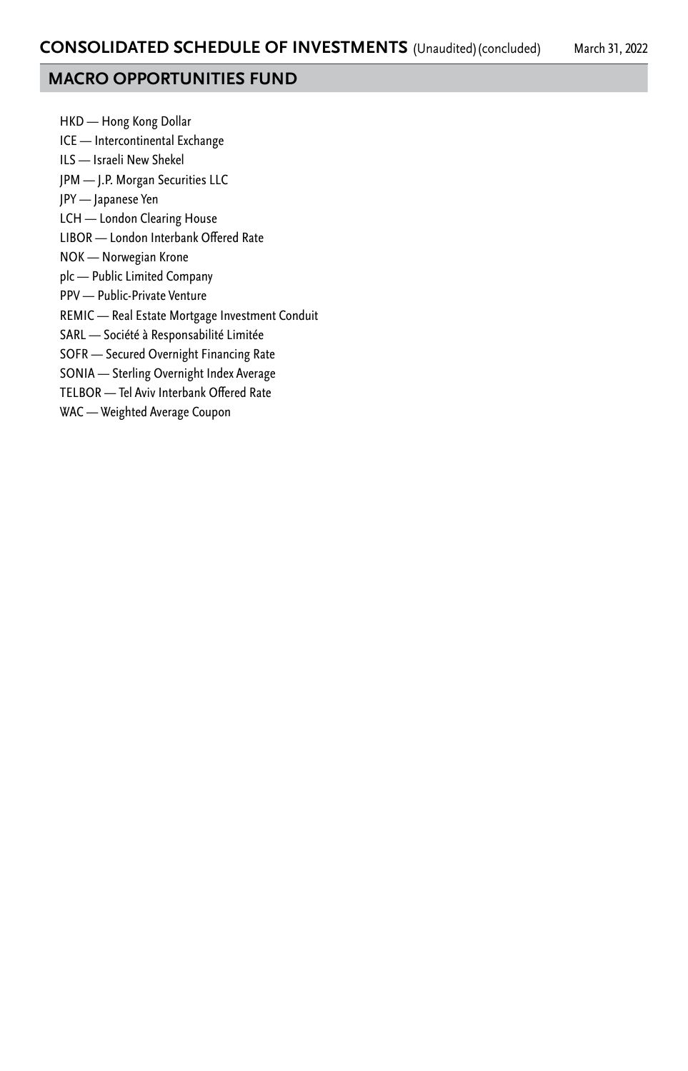## CONSOLIDATED SCHEDULE OF INVESTMENTS (Unaudited) (concluded)

March 31, 2022

## MACRO OPPORTUNITIES FUND

HKD — Hong Kong Dollar
ICE — Intercontinental Exchange
ILS — Israeli New Shekel
JPM — J.P. Morgan Securities LLC
JPY — Japanese Yen
LCH — London Clearing House
LIBOR — London Interbank Offered Rate
NOK — Norwegian Krone
plc — Public Limited Company
PPV — Public-Private Venture
REMIC — Real Estate Mortgage Investment Conduit
SARL — Société à Responsabilité Limitée
SOFR — Secured Overnight Financing Rate
SONIA — Sterling Overnight Index Average
TELBOR — Tel Aviv Interbank Offered Rate
WAC — Weighted Average Coupon